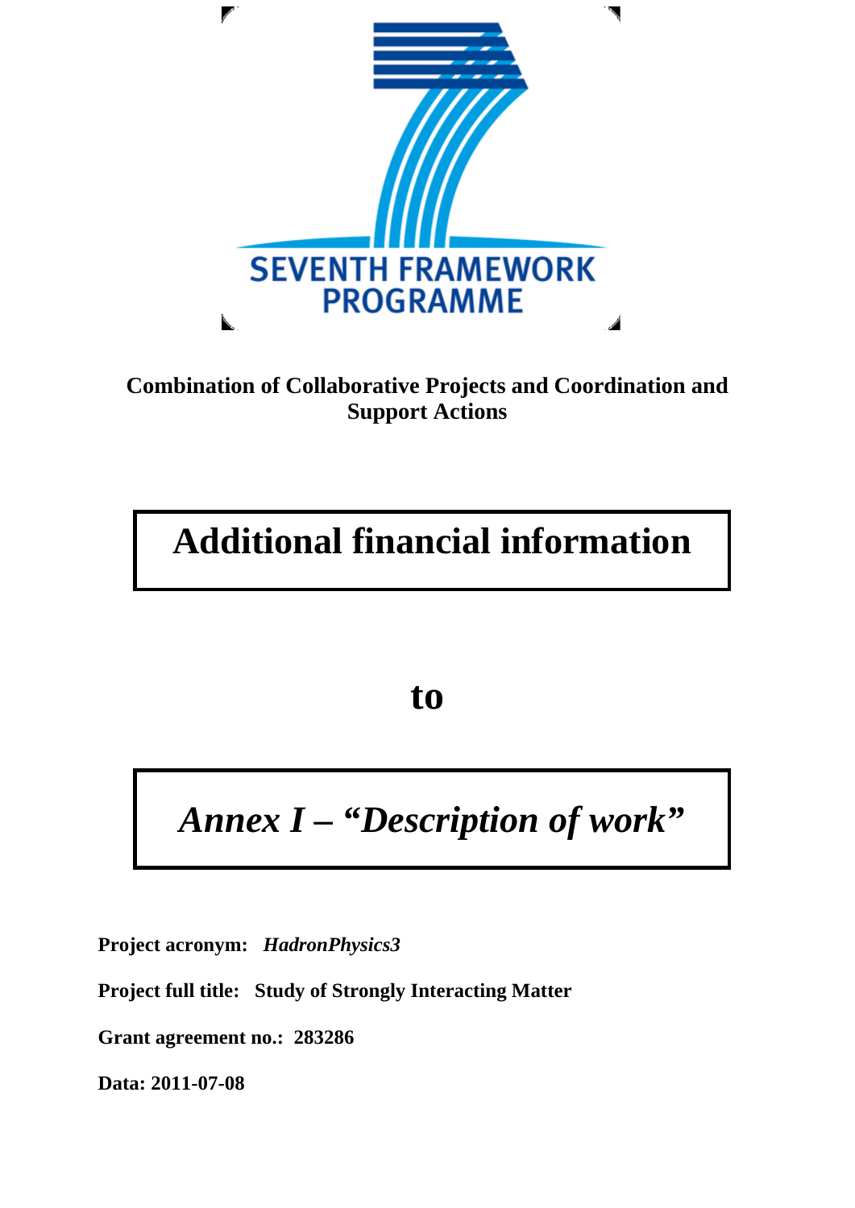SEVENTH FRAMEWORK PROGRAMME

**Combination of Collaborative Projects and Coordination and Support Actions**

# Additional financial information

# to

# *Annex I – "Description of work"*

**Project acronym:** ***HadronPhysics3***

**Project full title: Study of Strongly Interacting Matter**

**Grant agreement no.: 283286**

**Data: 2011-07-08**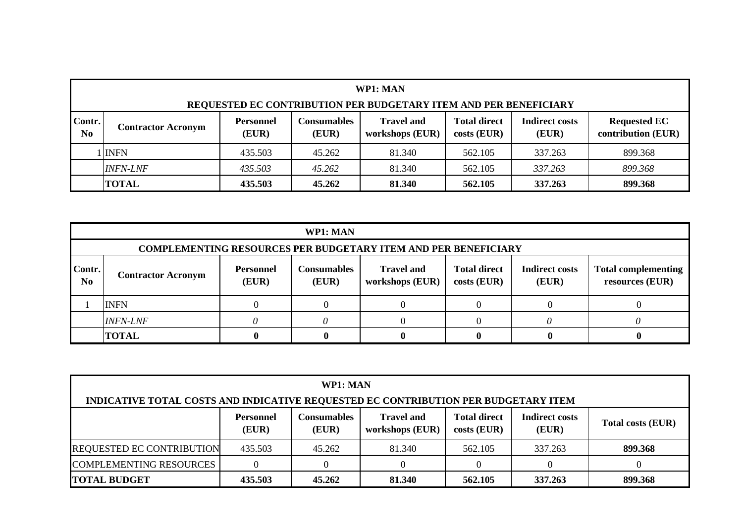| WP1: MAN | | | | | | | |
|---|---|---|---|---|---|---|---|
| **REQUESTED EC CONTRIBUTION PER BUDGETARY ITEM AND PER BENEFICIARY** | | | | | | | |
| **Contr. No** | **Contractor Acronym** | **Personnel (EUR)** | **Consumables (EUR)** | **Travel and workshops (EUR)** | **Total direct costs (EUR)** | **Indirect costs (EUR)** | **Requested EC contribution (EUR)** |
| 1 | INFN | 435.503 | 45.262 | 81.340 | 562.105 | 337.263 | 899.368 |
| | *INFN-LNF* | *435.503* | *45.262* | 81.340 | 562.105 | *337.263* | *899.368* |
| | **TOTAL** | **435.503** | **45.262** | **81.340** | **562.105** | **337.263** | **899.368** |

| WP1: MAN | | | | | | | |
|---|---|---|---|---|---|---|---|
| **COMPLEMENTING RESOURCES PER BUDGETARY ITEM AND PER BENEFICIARY** | | | | | | | |
| **Contr. No** | **Contractor Acronym** | **Personnel (EUR)** | **Consumables (EUR)** | **Travel and workshops (EUR)** | **Total direct costs (EUR)** | **Indirect costs (EUR)** | **Total complementing resources (EUR)** |
| 1 | INFN | 0 | 0 | 0 | 0 | 0 | 0 |
| | *INFN-LNF* | *0* | *0* | 0 | 0 | *0* | *0* |
| | **TOTAL** | **0** | **0** | **0** | **0** | **0** | **0** |

| WP1: MAN | | | | | | |
|---|---|---|---|---|---|---|
| **INDICATIVE TOTAL COSTS AND INDICATIVE REQUESTED EC CONTRIBUTION PER BUDGETARY ITEM** | | | | | | |
| | **Personnel (EUR)** | **Consumables (EUR)** | **Travel and workshops (EUR)** | **Total direct costs (EUR)** | **Indirect costs (EUR)** | **Total costs (EUR)** |
| REQUESTED EC CONTRIBUTION | 435.503 | 45.262 | 81.340 | 562.105 | 337.263 | **899.368** |
| COMPLEMENTING RESOURCES | 0 | 0 | 0 | 0 | 0 | 0 |
| **TOTAL BUDGET** | **435.503** | **45.262** | **81.340** | **562.105** | **337.263** | **899.368** |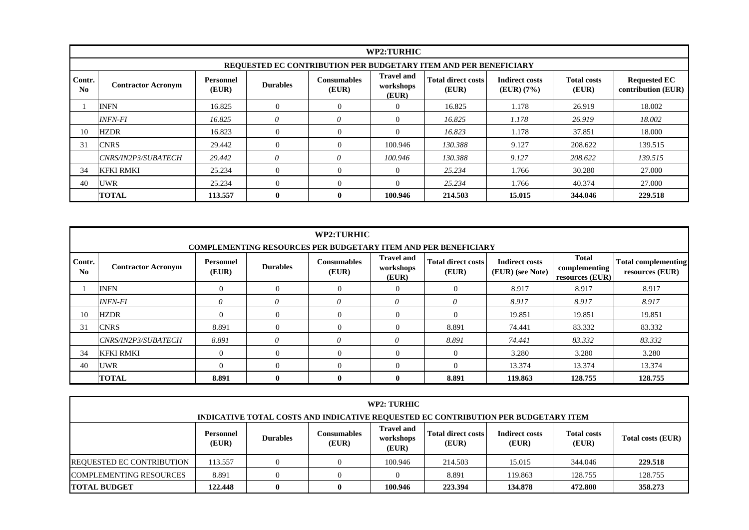| WP2:TURHIC | | | | | | | | | |
|---|---|---|---|---|---|---|---|---|---|
| REQUESTED EC CONTRIBUTION PER BUDGETARY ITEM AND PER BENEFICIARY | | | | | | | | | |
| Contr. No | Contractor Acronym | Personnel (EUR) | Durables | Consumables (EUR) | Travel and workshops (EUR) | Total direct costs (EUR) | Indirect costs (EUR) (7%) | Total costs (EUR) | Requested EC contribution (EUR) |
| 1 | INFN | 16.825 | 0 | 0 | 0 | 16.825 | 1.178 | 26.919 | 18.002 |
| | *INFN-FI* | *16.825* | *0* | *0* | 0 | *16.825* | *1.178* | *26.919* | *18.002* |
| 10 | HZDR | 16.823 | 0 | 0 | 0 | *16.823* | 1.178 | 37.851 | 18.000 |
| 31 | CNRS | 29.442 | 0 | 0 | 100.946 | *130.388* | 9.127 | 208.622 | 139.515 |
| | *CNRS/IN2P3/SUBATECH* | *29.442* | *0* | *0* | *100.946* | *130.388* | *9.127* | *208.622* | *139.515* |
| 34 | KFKI RMKI | 25.234 | 0 | 0 | 0 | *25.234* | 1.766 | 30.280 | 27.000 |
| 40 | UWR | 25.234 | 0 | 0 | 0 | *25.234* | 1.766 | 40.374 | 27.000 |
| | **TOTAL** | **113.557** | **0** | **0** | **100.946** | **214.503** | **15.015** | **344.046** | **229.518** |

| WP2:TURHIC | | | | | | | | | |
|---|---|---|---|---|---|---|---|---|---|
| COMPLEMENTING RESOURCES PER BUDGETARY ITEM AND PER BENEFICIARY | | | | | | | | | |
| Contr. No | Contractor Acronym | Personnel (EUR) | Durables | Consumables (EUR) | Travel and workshops (EUR) | Total direct costs (EUR) | Indirect costs (EUR) (see Note) | Total complementing resources (EUR) | Total complementing resources (EUR) |
| 1 | INFN | 0 | 0 | 0 | 0 | 0 | 8.917 | 8.917 | 8.917 |
| | *INFN-FI* | *0* | *0* | *0* | *0* | *0* | *8.917* | *8.917* | *8.917* |
| 10 | HZDR | 0 | 0 | 0 | 0 | 0 | 19.851 | 19.851 | 19.851 |
| 31 | CNRS | 8.891 | 0 | 0 | 0 | 8.891 | 74.441 | 83.332 | 83.332 |
| | *CNRS/IN2P3/SUBATECH* | *8.891* | *0* | *0* | *0* | *8.891* | *74.441* | *83.332* | *83.332* |
| 34 | KFKI RMKI | 0 | 0 | 0 | 0 | 0 | 3.280 | 3.280 | 3.280 |
| 40 | UWR | 0 | 0 | 0 | 0 | 0 | 13.374 | 13.374 | 13.374 |
| | **TOTAL** | **8.891** | **0** | **0** | **0** | **8.891** | **119.863** | **128.755** | **128.755** |

| WP2: TURHIC | | | | | | | | |
|---|---|---|---|---|---|---|---|---|
| INDICATIVE TOTAL COSTS AND INDICATIVE REQUESTED EC CONTRIBUTION PER BUDGETARY ITEM | | | | | | | | |
| | Personnel (EUR) | Durables | Consumables (EUR) | Travel and workshops (EUR) | Total direct costs (EUR) | Indirect costs (EUR) | Total costs (EUR) | Total costs (EUR) |
| REQUESTED EC CONTRIBUTION | 113.557 | 0 | 0 | 100.946 | 214.503 | 15.015 | 344.046 | **229.518** |
| COMPLEMENTING RESOURCES | 8.891 | 0 | 0 | 0 | 8.891 | 119.863 | 128.755 | 128.755 |
| **TOTAL BUDGET** | **122.448** | **0** | **0** | **100.946** | **223.394** | **134.878** | **472.800** | **358.273** |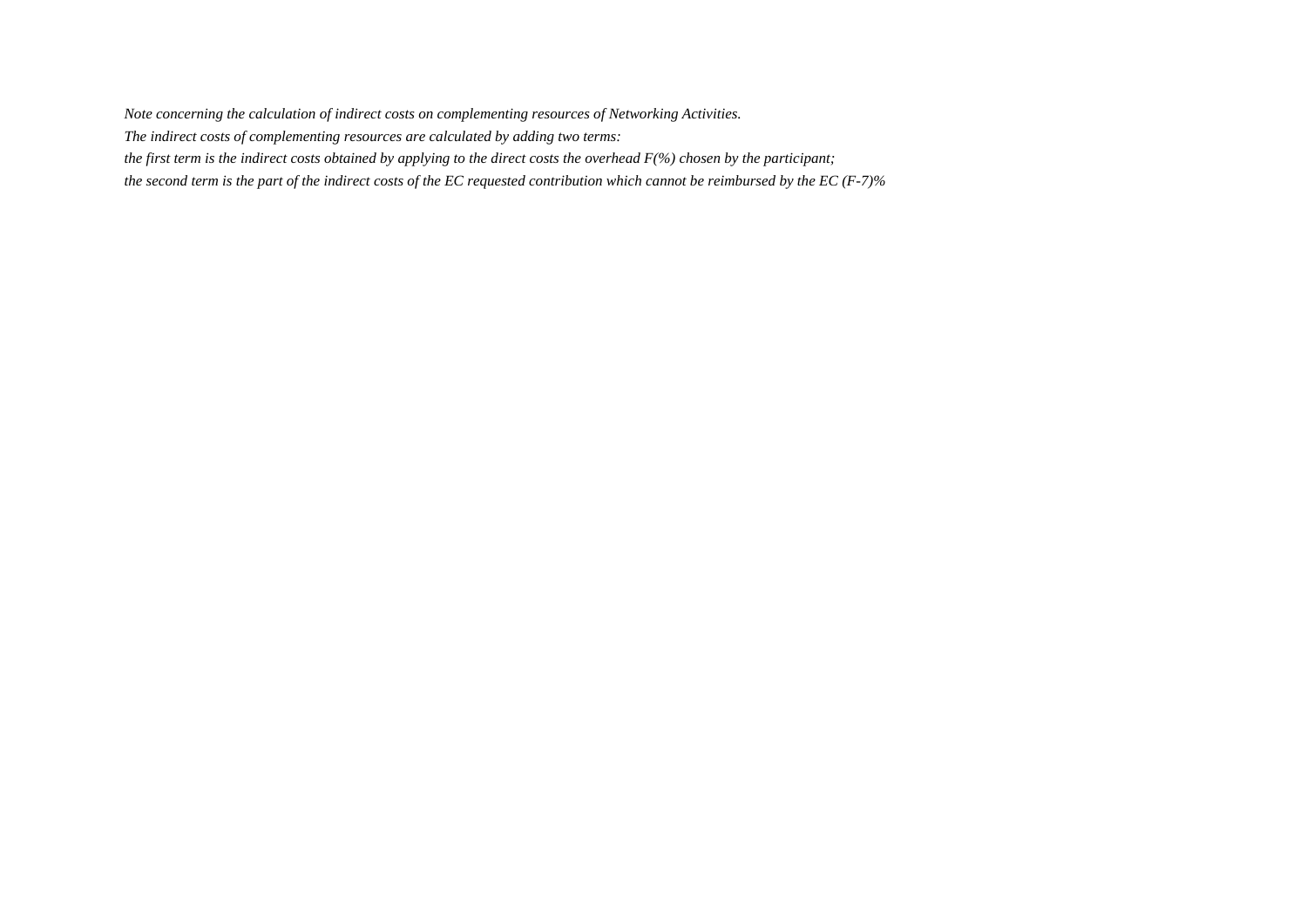*Note concerning the calculation of indirect costs on complementing resources of Networking Activities.*

*The indirect costs of complementing resources are calculated by adding two terms:*

*the first term is the indirect costs obtained by applying to the direct costs the overhead F(%) chosen by the participant;*

*the second term is the part of the indirect costs of the EC requested contribution which cannot be reimbursed by the EC (F-7)%*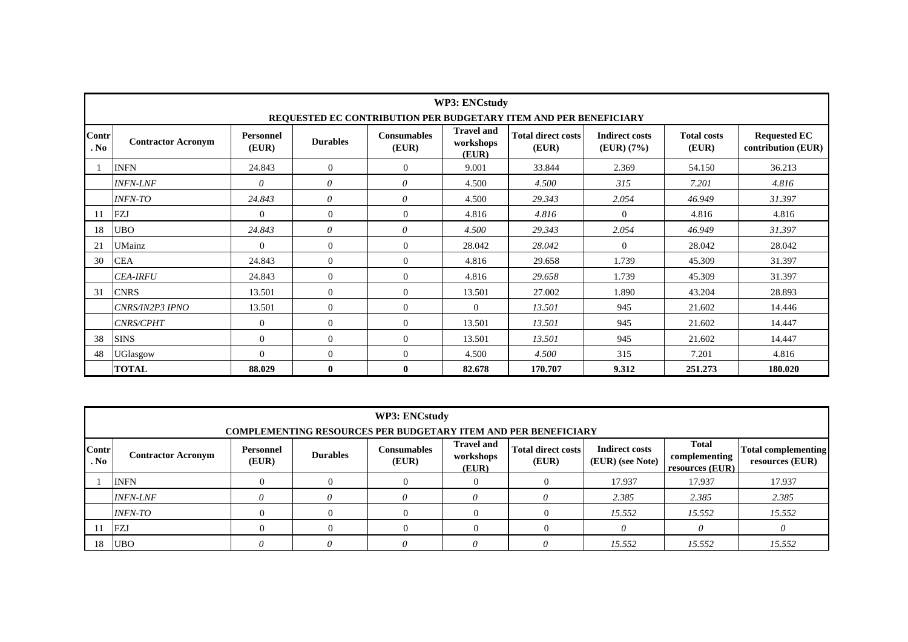| WP3: ENCstudy | | | | | | | | | |
|---|---|---|---|---|---|---|---|---|---|
| **REQUESTED EC CONTRIBUTION PER BUDGETARY ITEM AND PER BENEFICIARY** | | | | | | | | | |
| **Contr. No** | **Contractor Acronym** | **Personnel (EUR)** | **Durables** | **Consumables (EUR)** | **Travel and workshops (EUR)** | **Total direct costs (EUR)** | **Indirect costs (EUR) (7%)** | **Total costs (EUR)** | **Requested EC contribution (EUR)** |
| 1 | INFN | 24.843 | 0 | 0 | 9.001 | 33.844 | 2.369 | 54.150 | 36.213 |
| | *INFN-LNF* | *0* | *0* | *0* | 4.500 | *4.500* | *315* | *7.201* | *4.816* |
| | *INFN-TO* | *24.843* | *0* | *0* | 4.500 | *29.343* | *2.054* | *46.949* | *31.397* |
| 11 | FZJ | 0 | 0 | 0 | 4.816 | *4.816* | 0 | 4.816 | 4.816 |
| 18 | UBO | *24.843* | *0* | *0* | *4.500* | *29.343* | *2.054* | *46.949* | *31.397* |
| 21 | UMainz | 0 | 0 | 0 | 28.042 | *28.042* | 0 | 28.042 | 28.042 |
| 30 | CEA | 24.843 | 0 | 0 | 4.816 | 29.658 | 1.739 | 45.309 | 31.397 |
| | *CEA-IRFU* | 24.843 | 0 | 0 | 4.816 | *29.658* | 1.739 | 45.309 | 31.397 |
| 31 | CNRS | 13.501 | 0 | 0 | 13.501 | 27.002 | 1.890 | 43.204 | 28.893 |
| | *CNRS/IN2P3 IPNO* | 13.501 | 0 | 0 | 0 | *13.501* | 945 | 21.602 | 14.446 |
| | *CNRS/CPHT* | 0 | 0 | 0 | 13.501 | *13.501* | 945 | 21.602 | 14.447 |
| 38 | SINS | 0 | 0 | 0 | 13.501 | *13.501* | 945 | 21.602 | 14.447 |
| 48 | UGlasgow | 0 | 0 | 0 | 4.500 | *4.500* | 315 | 7.201 | 4.816 |
| | **TOTAL** | **88.029** | **0** | **0** | **82.678** | **170.707** | **9.312** | **251.273** | **180.020** |

| WP3: ENCstudy | | | | | | | | | |
|---|---|---|---|---|---|---|---|---|---|
| **COMPLEMENTING RESOURCES PER BUDGETARY ITEM AND PER BENEFICIARY** | | | | | | | | | |
| **Contr. No** | **Contractor Acronym** | **Personnel (EUR)** | **Durables** | **Consumables (EUR)** | **Travel and workshops (EUR)** | **Total direct costs (EUR)** | **Indirect costs (EUR) (see Note)** | **Total complementing resources (EUR)** | **Total complementing resources (EUR)** |
| 1 | INFN | 0 | 0 | 0 | 0 | 0 | 17.937 | 17.937 | 17.937 |
| | *INFN-LNF* | *0* | *0* | *0* | *0* | *0* | *2.385* | *2.385* | *2.385* |
| | *INFN-TO* | 0 | 0 | 0 | 0 | 0 | *15.552* | *15.552* | *15.552* |
| 11 | FZJ | 0 | 0 | 0 | 0 | 0 | *0* | *0* | *0* |
| 18 | UBO | *0* | *0* | *0* | *0* | *0* | *15.552* | *15.552* | *15.552* |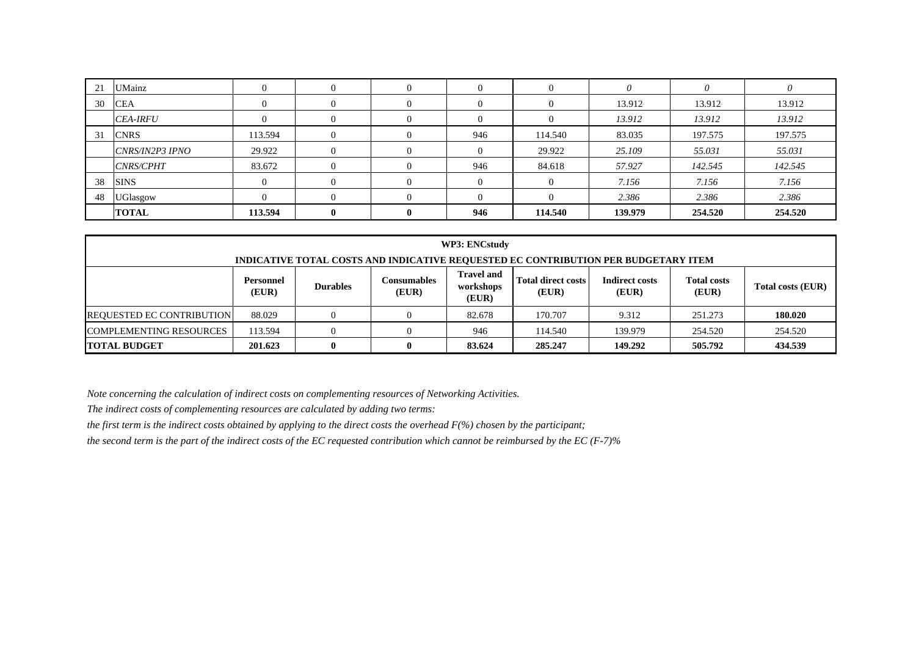| | | | | | | | | | |
|---|---|---|---|---|---|---|---|---|---|
| 21 | UMainz | 0 | 0 | 0 | 0 | 0 | *0* | *0* | *0* |
| 30 | CEA | 0 | 0 | 0 | 0 | 0 | 13.912 | 13.912 | 13.912 |
| | *CEA-IRFU* | 0 | 0 | 0 | 0 | 0 | *13.912* | *13.912* | *13.912* |
| 31 | CNRS | 113.594 | 0 | 0 | 946 | 114.540 | 83.035 | 197.575 | 197.575 |
| | *CNRS/IN2P3 IPNO* | 29.922 | 0 | 0 | 0 | 29.922 | *25.109* | *55.031* | *55.031* |
| | *CNRS/CPHT* | 83.672 | 0 | 0 | 946 | 84.618 | *57.927* | *142.545* | *142.545* |
| 38 | SINS | 0 | 0 | 0 | 0 | 0 | *7.156* | *7.156* | *7.156* |
| 48 | UGlasgow | 0 | 0 | 0 | 0 | 0 | *2.386* | *2.386* | *2.386* |
| | **TOTAL** | **113.594** | **0** | **0** | **946** | **114.540** | **139.979** | **254.520** | **254.520** |

**WP3: ENCstudy**

**INDICATIVE TOTAL COSTS AND INDICATIVE REQUESTED EC CONTRIBUTION PER BUDGETARY ITEM**

| | Personnel (EUR) | Durables | Consumables (EUR) | Travel and workshops (EUR) | Total direct costs (EUR) | Indirect costs (EUR) | Total costs (EUR) | Total costs (EUR) |
|---|---|---|---|---|---|---|---|---|
| REQUESTED EC CONTRIBUTION | 88.029 | 0 | 0 | 82.678 | 170.707 | 9.312 | 251.273 | **180.020** |
| COMPLEMENTING RESOURCES | 113.594 | 0 | 0 | 946 | 114.540 | 139.979 | 254.520 | 254.520 |
| **TOTAL BUDGET** | **201.623** | **0** | **0** | **83.624** | **285.247** | **149.292** | **505.792** | **434.539** |

*Note concerning the calculation of indirect costs on complementing resources of Networking Activities.*

*The indirect costs of complementing resources are calculated by adding two terms:*

*the first term is the indirect costs obtained by applying to the direct costs the overhead F(%) chosen by the participant;*

*the second term is the part of the indirect costs of the EC requested contribution which cannot be reimbursed by the EC (F-7)%*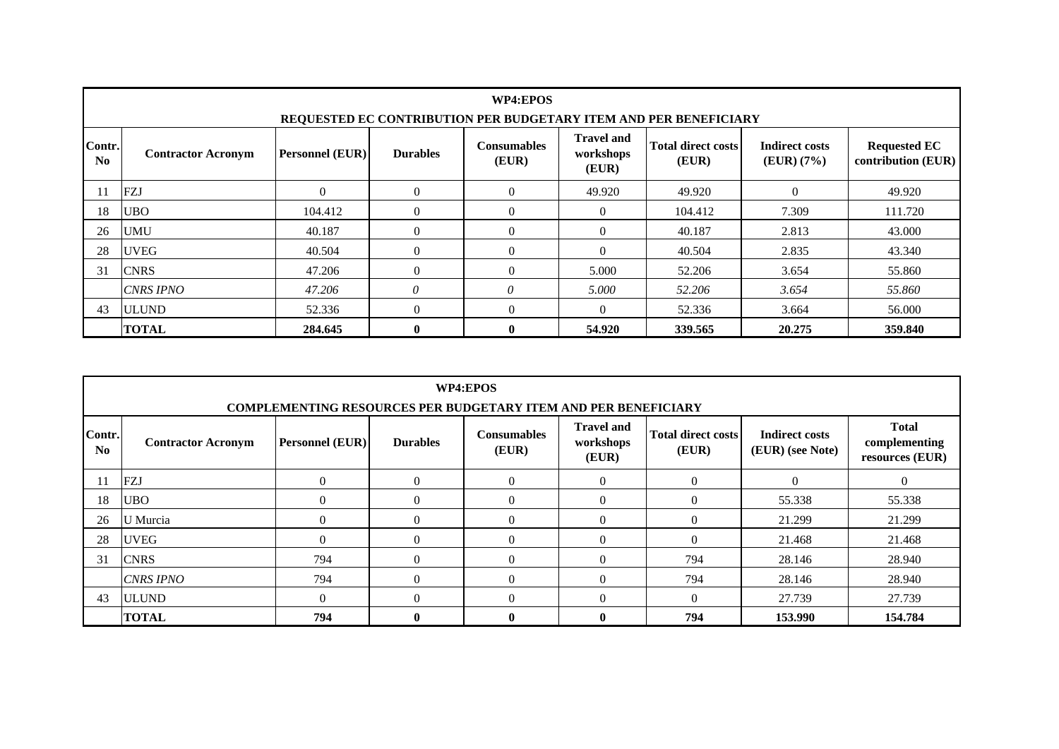| WP4:EPOS | | | | | | | | |
|---|---|---|---|---|---|---|---|---|
| **REQUESTED EC CONTRIBUTION PER BUDGETARY ITEM AND PER BENEFICIARY** | | | | | | | | |
| **Contr. No** | **Contractor Acronym** | **Personnel (EUR)** | **Durables** | **Consumables (EUR)** | **Travel and workshops (EUR)** | **Total direct costs (EUR)** | **Indirect costs (EUR) (7%)** | **Requested EC contribution (EUR)** |
| 11 | FZJ | 0 | 0 | 0 | 49.920 | 49.920 | 0 | 49.920 |
| 18 | UBO | 104.412 | 0 | 0 | 0 | 104.412 | 7.309 | 111.720 |
| 26 | UMU | 40.187 | 0 | 0 | 0 | 40.187 | 2.813 | 43.000 |
| 28 | UVEG | 40.504 | 0 | 0 | 0 | 40.504 | 2.835 | 43.340 |
| 31 | CNRS | 47.206 | 0 | 0 | 5.000 | 52.206 | 3.654 | 55.860 |
| | *CNRS IPNO* | *47.206* | *0* | *0* | *5.000* | *52.206* | *3.654* | *55.860* |
| 43 | ULUND | 52.336 | 0 | 0 | 0 | 52.336 | 3.664 | 56.000 |
| | **TOTAL** | **284.645** | **0** | **0** | **54.920** | **339.565** | **20.275** | **359.840** |

| WP4:EPOS | | | | | | | | |
|---|---|---|---|---|---|---|---|---|
| **COMPLEMENTING RESOURCES PER BUDGETARY ITEM AND PER BENEFICIARY** | | | | | | | | |
| **Contr. No** | **Contractor Acronym** | **Personnel (EUR)** | **Durables** | **Consumables (EUR)** | **Travel and workshops (EUR)** | **Total direct costs (EUR)** | **Indirect costs (EUR) (see Note)** | **Total complementing resources (EUR)** |
| 11 | FZJ | 0 | 0 | 0 | 0 | 0 | 0 | 0 |
| 18 | UBO | 0 | 0 | 0 | 0 | 0 | 55.338 | 55.338 |
| 26 | U Murcia | 0 | 0 | 0 | 0 | 0 | 21.299 | 21.299 |
| 28 | UVEG | 0 | 0 | 0 | 0 | 0 | 21.468 | 21.468 |
| 31 | CNRS | 794 | 0 | 0 | 0 | 794 | 28.146 | 28.940 |
| | *CNRS IPNO* | 794 | 0 | 0 | 0 | 794 | 28.146 | 28.940 |
| 43 | ULUND | 0 | 0 | 0 | 0 | 0 | 27.739 | 27.739 |
| | **TOTAL** | **794** | **0** | **0** | **0** | **794** | **153.990** | **154.784** |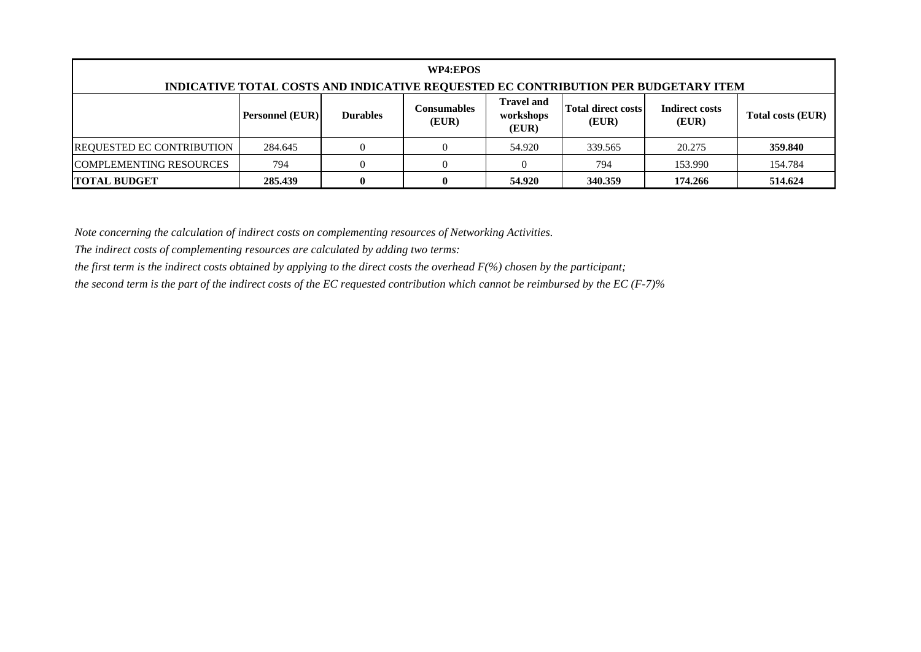| WP4:EPOS | | | | | | | |
|---|---|---|---|---|---|---|---|
| **INDICATIVE TOTAL COSTS AND INDICATIVE REQUESTED EC CONTRIBUTION PER BUDGETARY ITEM** | | | | | | | |
| | **Personnel (EUR)** | **Durables** | **Consumables (EUR)** | **Travel and workshops (EUR)** | **Total direct costs (EUR)** | **Indirect costs (EUR)** | **Total costs (EUR)** |
| REQUESTED EC CONTRIBUTION | 284.645 | 0 | 0 | 54.920 | 339.565 | 20.275 | **359.840** |
| COMPLEMENTING RESOURCES | 794 | 0 | 0 | 0 | 794 | 153.990 | 154.784 |
| **TOTAL BUDGET** | **285.439** | **0** | **0** | **54.920** | **340.359** | **174.266** | **514.624** |

*Note concerning the calculation of indirect costs on complementing resources of Networking Activities.*

*The indirect costs of complementing resources are calculated by adding two terms:*

*the first term is the indirect costs obtained by applying to the direct costs the overhead F(%) chosen by the participant;*

*the second term is the part of the indirect costs of the EC requested contribution which cannot be reimbursed by the EC (F-7)%*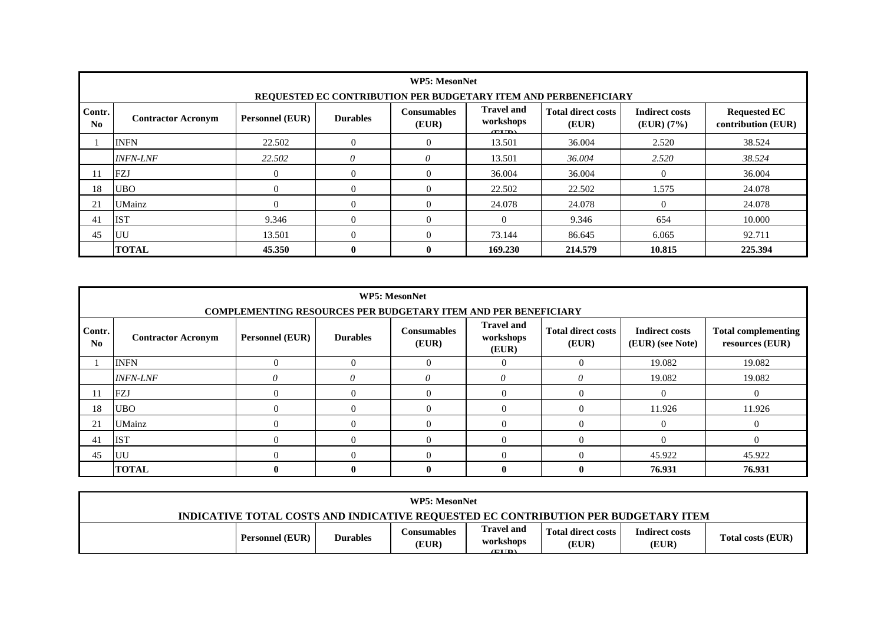| WP5: MesonNet | | | | | | | | |
|---|---|---|---|---|---|---|---|---|
| **REQUESTED EC CONTRIBUTION PER BUDGETARY ITEM AND PERBENEFICIARY** | | | | | | | | |
| **Contr. No** | **Contractor Acronym** | **Personnel (EUR)** | **Durables** | **Consumables (EUR)** | **Travel and workshops (EUR)** | **Total direct costs (EUR)** | **Indirect costs (EUR) (7%)** | **Requested EC contribution (EUR)** |
| 1 | INFN | 22.502 | 0 | 0 | 13.501 | 36.004 | 2.520 | 38.524 |
| | *INFN-LNF* | *22.502* | *0* | *0* | 13.501 | *36.004* | *2.520* | *38.524* |
| 11 | FZJ | 0 | 0 | 0 | 36.004 | 36.004 | 0 | 36.004 |
| 18 | UBO | 0 | 0 | 0 | 22.502 | 22.502 | 1.575 | 24.078 |
| 21 | UMainz | 0 | 0 | 0 | 24.078 | 24.078 | 0 | 24.078 |
| 41 | IST | 9.346 | 0 | 0 | 0 | 9.346 | 654 | 10.000 |
| 45 | UU | 13.501 | 0 | 0 | 73.144 | 86.645 | 6.065 | 92.711 |
| | **TOTAL** | **45.350** | **0** | **0** | **169.230** | **214.579** | **10.815** | **225.394** |

| WP5: MesonNet | | | | | | | | |
|---|---|---|---|---|---|---|---|---|
| **COMPLEMENTING RESOURCES PER BUDGETARY ITEM AND PER BENEFICIARY** | | | | | | | | |
| **Contr. No** | **Contractor Acronym** | **Personnel (EUR)** | **Durables** | **Consumables (EUR)** | **Travel and workshops (EUR)** | **Total direct costs (EUR)** | **Indirect costs (EUR) (see Note)** | **Total complementing resources (EUR)** |
| 1 | INFN | 0 | 0 | 0 | 0 | 0 | 19.082 | 19.082 |
| | *INFN-LNF* | *0* | *0* | *0* | *0* | *0* | 19.082 | 19.082 |
| 11 | FZJ | 0 | 0 | 0 | 0 | 0 | 0 | 0 |
| 18 | UBO | 0 | 0 | 0 | 0 | 0 | 11.926 | 11.926 |
| 21 | UMainz | 0 | 0 | 0 | 0 | 0 | 0 | 0 |
| 41 | IST | 0 | 0 | 0 | 0 | 0 | 0 | 0 |
| 45 | UU | 0 | 0 | 0 | 0 | 0 | 45.922 | 45.922 |
| | **TOTAL** | **0** | **0** | **0** | **0** | **0** | **76.931** | **76.931** |

| WP5: MesonNet | | | | | | | |
|---|---|---|---|---|---|---|---|
| **INDICATIVE TOTAL COSTS AND INDICATIVE REQUESTED EC CONTRIBUTION PER BUDGETARY ITEM** | | | | | | | |
| | **Personnel (EUR)** | **Durables** | **Consumables (EUR)** | **Travel and workshops (EUR)** | **Total direct costs (EUR)** | **Indirect costs (EUR)** | **Total costs (EUR)** |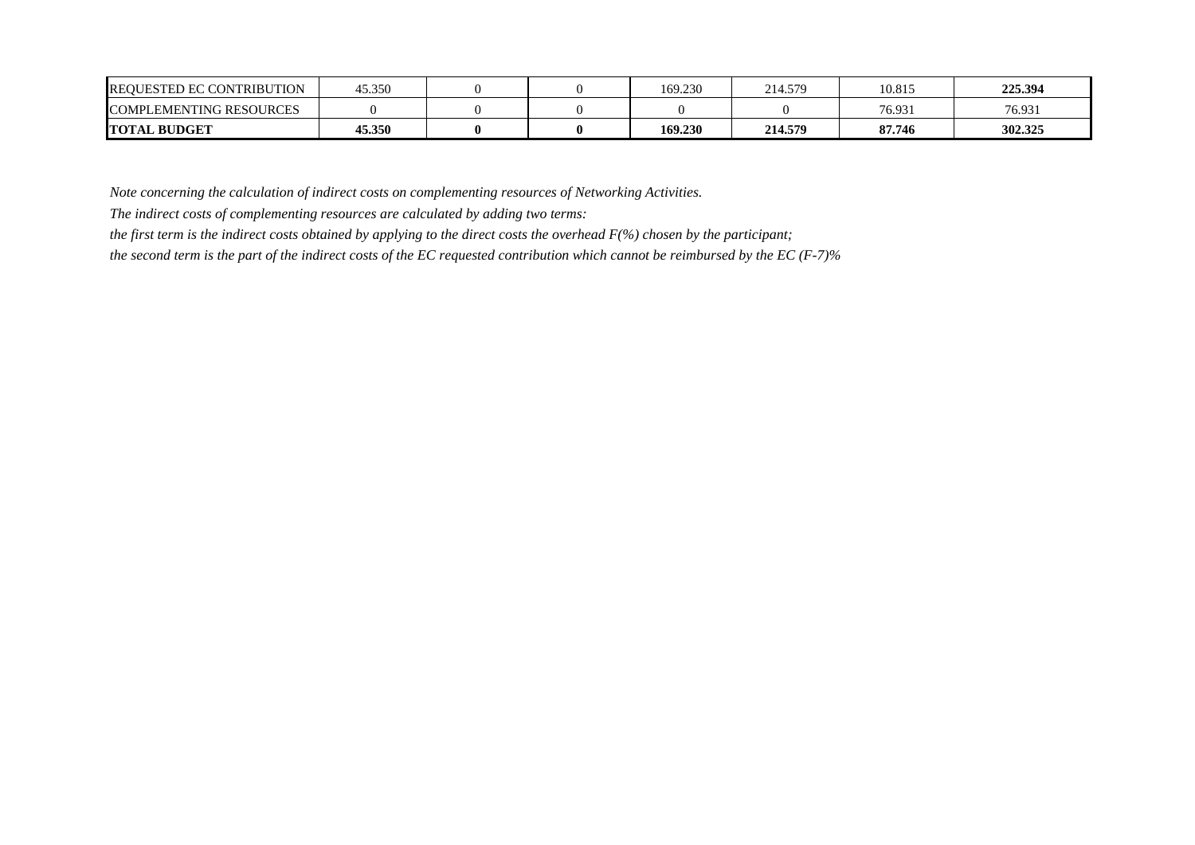| REQUESTED EC CONTRIBUTION | 45.350 | 0 | 0 | 169.230 | 214.579 | 10.815 | **225.394** |
|---|---|---|---|---|---|---|---|
| COMPLEMENTING RESOURCES | 0 | 0 | 0 | 0 | 0 | 76.931 | 76.931 |
| **TOTAL BUDGET** | **45.350** | **0** | **0** | **169.230** | **214.579** | **87.746** | **302.325** |

*Note concerning the calculation of indirect costs on complementing resources of Networking Activities.*

*The indirect costs of complementing resources are calculated by adding two terms:*

*the first term is the indirect costs obtained by applying to the direct costs the overhead F(%) chosen by the participant;*

*the second term is the part of the indirect costs of the EC requested contribution which cannot be reimbursed by the EC (F-7)%*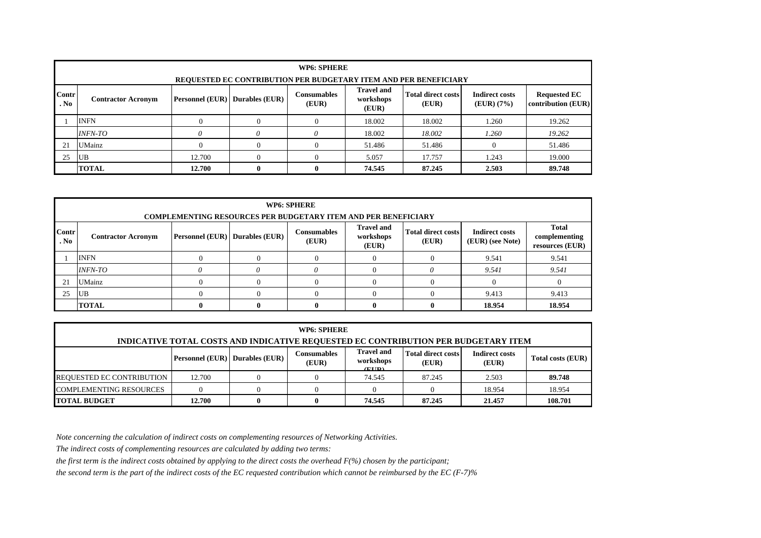| WP6: SPHERE | | | | | | | | |
|---|---|---|---|---|---|---|---|---|
| **REQUESTED EC CONTRIBUTION PER BUDGETARY ITEM AND PER BENEFICIARY** | | | | | | | | |
| **Contr. No** | **Contractor Acronym** | **Personnel (EUR)** | **Durables (EUR)** | **Consumables (EUR)** | **Travel and workshops (EUR)** | **Total direct costs (EUR)** | **Indirect costs (EUR) (7%)** | **Requested EC contribution (EUR)** |
| 1 | INFN | 0 | 0 | 0 | 18.002 | 18.002 | 1.260 | 19.262 |
| | *INFN-TO* | *0* | *0* | *0* | 18.002 | *18.002* | *1.260* | *19.262* |
| 21 | UMainz | 0 | 0 | 0 | 51.486 | 51.486 | 0 | 51.486 |
| 25 | UB | 12.700 | 0 | 0 | 5.057 | 17.757 | 1.243 | 19.000 |
| | **TOTAL** | **12.700** | **0** | **0** | **74.545** | **87.245** | **2.503** | **89.748** |

| WP6: SPHERE | | | | | | | | |
|---|---|---|---|---|---|---|---|---|
| **COMPLEMENTING RESOURCES PER BUDGETARY ITEM AND PER BENEFICIARY** | | | | | | | | |
| **Contr. No** | **Contractor Acronym** | **Personnel (EUR)** | **Durables (EUR)** | **Consumables (EUR)** | **Travel and workshops (EUR)** | **Total direct costs (EUR)** | **Indirect costs (EUR) (see Note)** | **Total complementing resources (EUR)** |
| 1 | INFN | 0 | 0 | 0 | 0 | 0 | 9.541 | 9.541 |
| | *INFN-TO* | *0* | *0* | *0* | 0 | *0* | *9.541* | *9.541* |
| 21 | UMainz | 0 | 0 | 0 | 0 | 0 | 0 | 0 |
| 25 | UB | 0 | 0 | 0 | 0 | 0 | 9.413 | 9.413 |
| | **TOTAL** | **0** | **0** | **0** | **0** | **0** | **18.954** | **18.954** |

| WP6: SPHERE | | | | | | | |
|---|---|---|---|---|---|---|---|
| **INDICATIVE TOTAL COSTS AND INDICATIVE REQUESTED EC CONTRIBUTION PER BUDGETARY ITEM** | | | | | | | |
| | **Personnel (EUR)** | **Durables (EUR)** | **Consumables (EUR)** | **Travel and workshops (EUR)** | **Total direct costs (EUR)** | **Indirect costs (EUR)** | **Total costs (EUR)** |
| REQUESTED EC CONTRIBUTION | 12.700 | 0 | 0 | 74.545 | 87.245 | 2.503 | **89.748** |
| COMPLEMENTING RESOURCES | 0 | 0 | 0 | 0 | 0 | 18.954 | 18.954 |
| **TOTAL BUDGET** | **12.700** | **0** | **0** | **74.545** | **87.245** | **21.457** | **108.701** |

*Note concerning the calculation of indirect costs on complementing resources of Networking Activities.*

*The indirect costs of complementing resources are calculated by adding two terms:*

*the first term is the indirect costs obtained by applying to the direct costs the overhead F(%) chosen by the participant;*

*the second term is the part of the indirect costs of the EC requested contribution which cannot be reimbursed by the EC (F-7)%*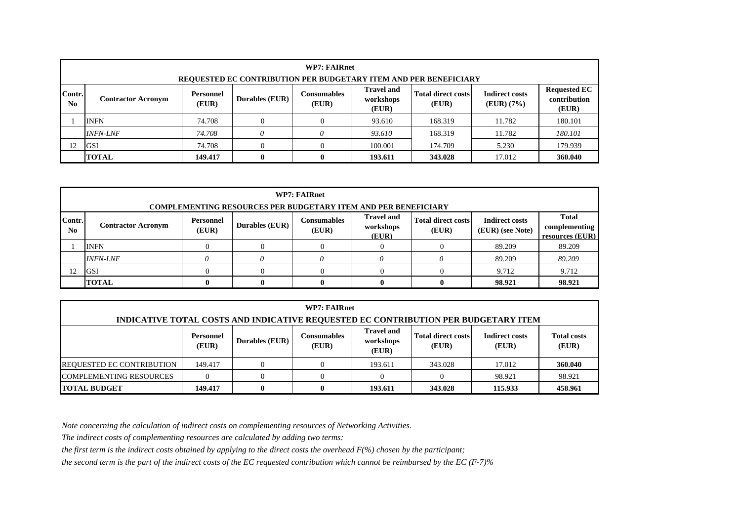| WP7: FAIRnet | | | | | | | | |
|---|---|---|---|---|---|---|---|---|
| **REQUESTED EC CONTRIBUTION PER BUDGETARY ITEM AND PER BENEFICIARY** | | | | | | | | |
| **Contr. No** | **Contractor Acronym** | **Personnel (EUR)** | **Durables (EUR)** | **Consumables (EUR)** | **Travel and workshops (EUR)** | **Total direct costs (EUR)** | **Indirect costs (EUR) (7%)** | **Requested EC contribution (EUR)** |
| 1 | INFN | 74.708 | 0 | 0 | 93.610 | 168.319 | 11.782 | 180.101 |
| | *INFN-LNF* | *74.708* | *0* | *0* | *93.610* | 168.319 | 11.782 | *180.101* |
| 12 | GSI | 74.708 | 0 | 0 | 100.001 | 174.709 | 5.230 | 179.939 |
| | **TOTAL** | **149.417** | **0** | **0** | **193.611** | **343.028** | 17.012 | **360.040** |

| WP7: FAIRnet | | | | | | | | |
|---|---|---|---|---|---|---|---|---|
| **COMPLEMENTING RESOURCES PER BUDGETARY ITEM AND PER BENEFICIARY** | | | | | | | | |
| **Contr. No** | **Contractor Acronym** | **Personnel (EUR)** | **Durables (EUR)** | **Consumables (EUR)** | **Travel and workshops (EUR)** | **Total direct costs (EUR)** | **Indirect costs (EUR) (see Note)** | **Total complementing resources (EUR)** |
| 1 | INFN | 0 | 0 | 0 | 0 | 0 | 89.209 | 89.209 |
| | *INFN-LNF* | *0* | *0* | *0* | *0* | *0* | 89.209 | *89.209* |
| 12 | GSI | 0 | 0 | 0 | 0 | 0 | 9.712 | 9.712 |
| | **TOTAL** | **0** | **0** | **0** | **0** | **0** | **98.921** | **98.921** |

| WP7: FAIRnet | | | | | | | |
|---|---|---|---|---|---|---|---|
| **INDICATIVE TOTAL COSTS AND INDICATIVE REQUESTED EC CONTRIBUTION PER BUDGETARY ITEM** | | | | | | | |
| | **Personnel (EUR)** | **Durables (EUR)** | **Consumables (EUR)** | **Travel and workshops (EUR)** | **Total direct costs (EUR)** | **Indirect costs (EUR)** | **Total costs (EUR)** |
| REQUESTED EC CONTRIBUTION | 149.417 | 0 | 0 | 193.611 | 343.028 | 17.012 | **360.040** |
| COMPLEMENTING RESOURCES | 0 | 0 | 0 | 0 | 0 | 98.921 | 98.921 |
| **TOTAL BUDGET** | **149.417** | **0** | **0** | **193.611** | **343.028** | **115.933** | **458.961** |

*Note concerning the calculation of indirect costs on complementing resources of Networking Activities.*

*The indirect costs of complementing resources are calculated by adding two terms:*

*the first term is the indirect costs obtained by applying to the direct costs the overhead F(%) chosen by the participant;*

*the second term is the part of the indirect costs of the EC requested contribution which cannot be reimbursed by the EC (F-7)%*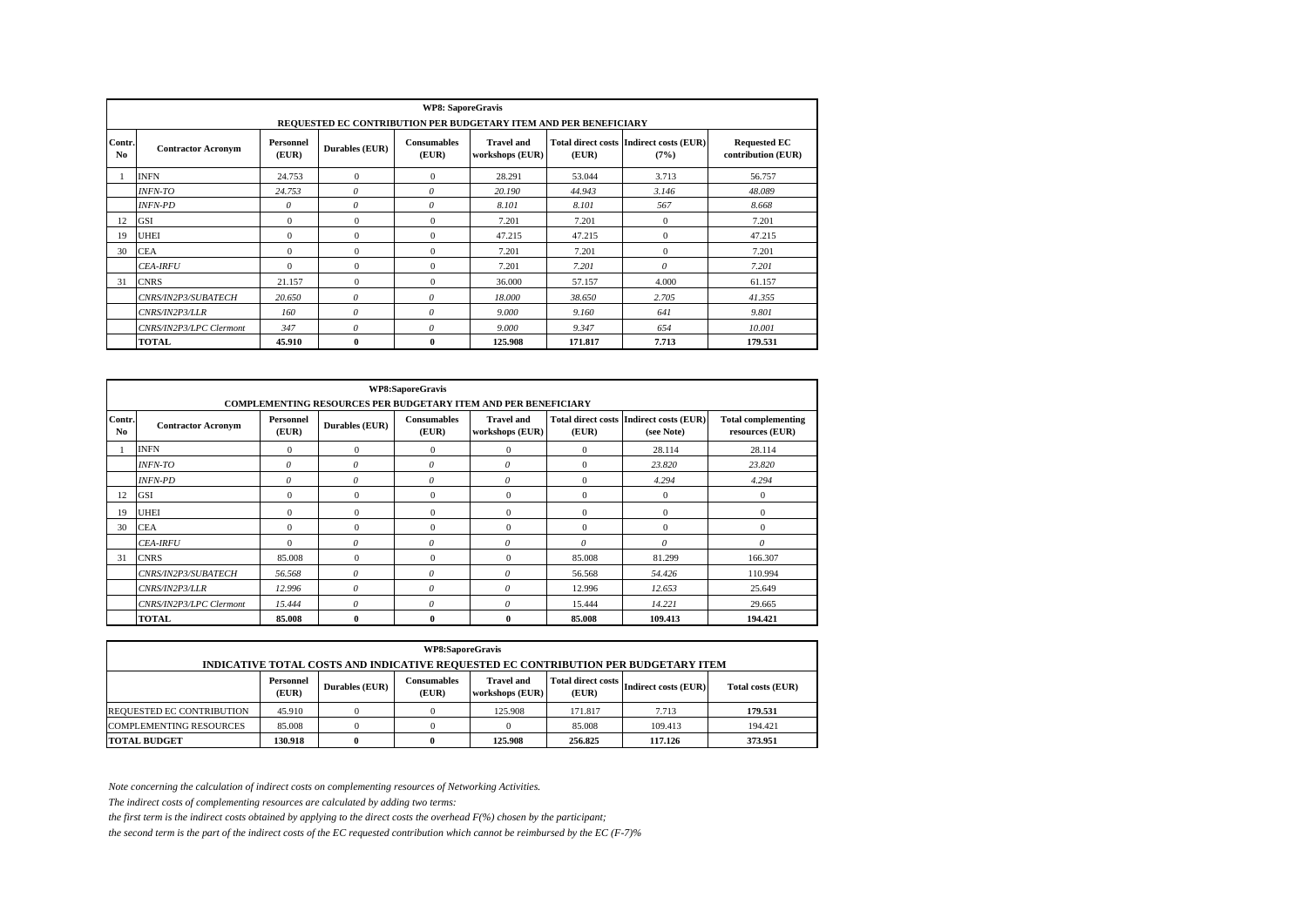| WP8: SaporeGravis | | | | | | | | |
|---|---|---|---|---|---|---|---|---|
| **REQUESTED EC CONTRIBUTION PER BUDGETARY ITEM AND PER BENEFICIARY** | | | | | | | | |
| **Contr. No** | **Contractor Acronym** | **Personnel (EUR)** | **Durables (EUR)** | **Consumables (EUR)** | **Travel and workshops (EUR)** | **Total direct costs (EUR)** | **Indirect costs (EUR) (7%)** | **Requested EC contribution (EUR)** |
| 1 | INFN | 24.753 | 0 | 0 | 28.291 | 53.044 | 3.713 | 56.757 |
| | *INFN-TO* | *24.753* | *0* | *0* | *20.190* | *44.943* | *3.146* | *48.089* |
| | *INFN-PD* | *0* | *0* | *0* | *8.101* | *8.101* | *567* | *8.668* |
| 12 | GSI | 0 | 0 | 0 | 7.201 | 7.201 | 0 | 7.201 |
| 19 | UHEI | 0 | 0 | 0 | 47.215 | 47.215 | 0 | 47.215 |
| 30 | CEA | 0 | 0 | 0 | 7.201 | 7.201 | 0 | 7.201 |
| | *CEA-IRFU* | 0 | 0 | 0 | 7.201 | *7.201* | *0* | *7.201* |
| 31 | CNRS | 21.157 | 0 | 0 | 36.000 | 57.157 | 4.000 | 61.157 |
| | *CNRS/IN2P3/SUBATECH* | *20.650* | *0* | *0* | *18.000* | *38.650* | *2.705* | *41.355* |
| | *CNRS/IN2P3/LLR* | *160* | *0* | *0* | *9.000* | *9.160* | *641* | *9.801* |
| | *CNRS/IN2P3/LPC Clermont* | *347* | *0* | *0* | *9.000* | *9.347* | *654* | *10.001* |
| | **TOTAL** | **45.910** | **0** | **0** | **125.908** | **171.817** | **7.713** | **179.531** |

| WP8:SaporeGravis | | | | | | | | |
|---|---|---|---|---|---|---|---|---|
| **COMPLEMENTING RESOURCES PER BUDGETARY ITEM AND PER BENEFICIARY** | | | | | | | | |
| **Contr. No** | **Contractor Acronym** | **Personnel (EUR)** | **Durables (EUR)** | **Consumables (EUR)** | **Travel and workshops (EUR)** | **Total direct costs (EUR)** | **Indirect costs (EUR) (see Note)** | **Total complementing resources (EUR)** |
| 1 | INFN | 0 | 0 | 0 | 0 | 0 | 28.114 | 28.114 |
| | *INFN-TO* | *0* | *0* | *0* | *0* | 0 | *23.820* | *23.820* |
| | *INFN-PD* | *0* | *0* | *0* | *0* | 0 | *4.294* | *4.294* |
| 12 | GSI | 0 | 0 | 0 | 0 | 0 | 0 | 0 |
| 19 | UHEI | 0 | 0 | 0 | 0 | 0 | 0 | 0 |
| 30 | CEA | 0 | 0 | 0 | 0 | 0 | 0 | 0 |
| | *CEA-IRFU* | 0 | *0* | *0* | *0* | *0* | *0* | *0* |
| 31 | CNRS | 85.008 | 0 | 0 | 0 | 85.008 | 81.299 | 166.307 |
| | *CNRS/IN2P3/SUBATECH* | *56.568* | *0* | *0* | *0* | 56.568 | *54.426* | 110.994 |
| | *CNRS/IN2P3/LLR* | *12.996* | *0* | *0* | *0* | 12.996 | *12.653* | 25.649 |
| | *CNRS/IN2P3/LPC Clermont* | *15.444* | *0* | *0* | *0* | 15.444 | *14.221* | 29.665 |
| | **TOTAL** | **85.008** | **0** | **0** | **0** | **85.008** | **109.413** | **194.421** |

| WP8:SaporeGravis | | | | | | | |
|---|---|---|---|---|---|---|---|
| **INDICATIVE TOTAL COSTS AND INDICATIVE REQUESTED EC CONTRIBUTION PER BUDGETARY ITEM** | | | | | | | |
| | **Personnel (EUR)** | **Durables (EUR)** | **Consumables (EUR)** | **Travel and workshops (EUR)** | **Total direct costs (EUR)** | **Indirect costs (EUR)** | **Total costs (EUR)** |
| REQUESTED EC CONTRIBUTION | 45.910 | 0 | 0 | 125.908 | 171.817 | 7.713 | **179.531** |
| COMPLEMENTING RESOURCES | 85.008 | 0 | 0 | 0 | 85.008 | 109.413 | 194.421 |
| **TOTAL BUDGET** | **130.918** | **0** | **0** | **125.908** | **256.825** | **117.126** | **373.951** |

*Note concerning the calculation of indirect costs on complementing resources of Networking Activities.*

*The indirect costs of complementing resources are calculated by adding two terms:*

*the first term is the indirect costs obtained by applying to the direct costs the overhead F(%) chosen by the participant;*

*the second term is the part of the indirect costs of the EC requested contribution which cannot be reimbursed by the EC (F-7)%*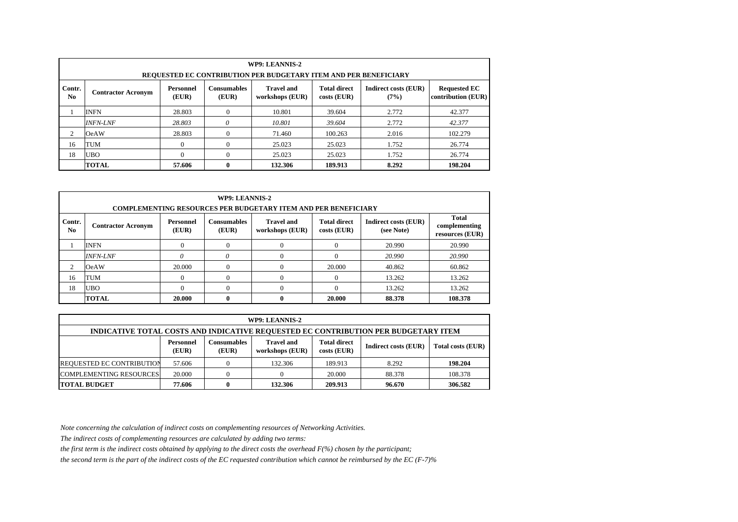| WP9: LEANNIS-2 | | | | | | | |
|---|---|---|---|---|---|---|---|
| **REQUESTED EC CONTRIBUTION PER BUDGETARY ITEM AND PER BENEFICIARY** | | | | | | | |
| **Contr. No** | **Contractor Acronym** | **Personnel (EUR)** | **Consumables (EUR)** | **Travel and workshops (EUR)** | **Total direct costs (EUR)** | **Indirect costs (EUR) (7%)** | **Requested EC contribution (EUR)** |
| 1 | INFN | 28.803 | 0 | 10.801 | 39.604 | 2.772 | 42.377 |
| | *INFN-LNF* | *28.803* | *0* | *10.801* | *39.604* | *2.772* | *42.377* |
| 2 | OeAW | 28.803 | 0 | 71.460 | 100.263 | 2.016 | 102.279 |
| 16 | TUM | 0 | 0 | 25.023 | 25.023 | 1.752 | 26.774 |
| 18 | UBO | 0 | 0 | 25.023 | 25.023 | 1.752 | 26.774 |
| | **TOTAL** | **57.606** | **0** | **132.306** | **189.913** | **8.292** | **198.204** |

| WP9: LEANNIS-2 | | | | | | | |
|---|---|---|---|---|---|---|---|
| **COMPLEMENTING RESOURCES PER BUDGETARY ITEM AND PER BENEFICIARY** | | | | | | | |
| **Contr. No** | **Contractor Acronym** | **Personnel (EUR)** | **Consumables (EUR)** | **Travel and workshops (EUR)** | **Total direct costs (EUR)** | **Indirect costs (EUR) (see Note)** | **Total complementing resources (EUR)** |
| 1 | INFN | 0 | 0 | 0 | 0 | 20.990 | 20.990 |
| | *INFN-LNF* | *0* | *0* | 0 | 0 | *20.990* | *20.990* |
| 2 | OeAW | 20.000 | 0 | 0 | 20.000 | 40.862 | 60.862 |
| 16 | TUM | 0 | 0 | 0 | 0 | 13.262 | 13.262 |
| 18 | UBO | 0 | 0 | 0 | 0 | 13.262 | 13.262 |
| | **TOTAL** | **20.000** | **0** | **0** | **20.000** | **88.378** | **108.378** |

| WP9: LEANNIS-2 | | | | | | |
|---|---|---|---|---|---|---|
| **INDICATIVE TOTAL COSTS AND INDICATIVE REQUESTED EC CONTRIBUTION PER BUDGETARY ITEM** | | | | | | |
| | **Personnel (EUR)** | **Consumables (EUR)** | **Travel and workshops (EUR)** | **Total direct costs (EUR)** | **Indirect costs (EUR)** | **Total costs (EUR)** |
| REQUESTED EC CONTRIBUTION | 57.606 | 0 | 132.306 | 189.913 | 8.292 | **198.204** |
| COMPLEMENTING RESOURCES | 20.000 | 0 | 0 | 20.000 | 88.378 | 108.378 |
| **TOTAL BUDGET** | **77.606** | **0** | **132.306** | **209.913** | **96.670** | **306.582** |

*Note concerning the calculation of indirect costs on complementing resources of Networking Activities.*

*The indirect costs of complementing resources are calculated by adding two terms:*

*the first term is the indirect costs obtained by applying to the direct costs the overhead F(%) chosen by the participant;*

*the second term is the part of the indirect costs of the EC requested contribution which cannot be reimbursed by the EC (F-7)%*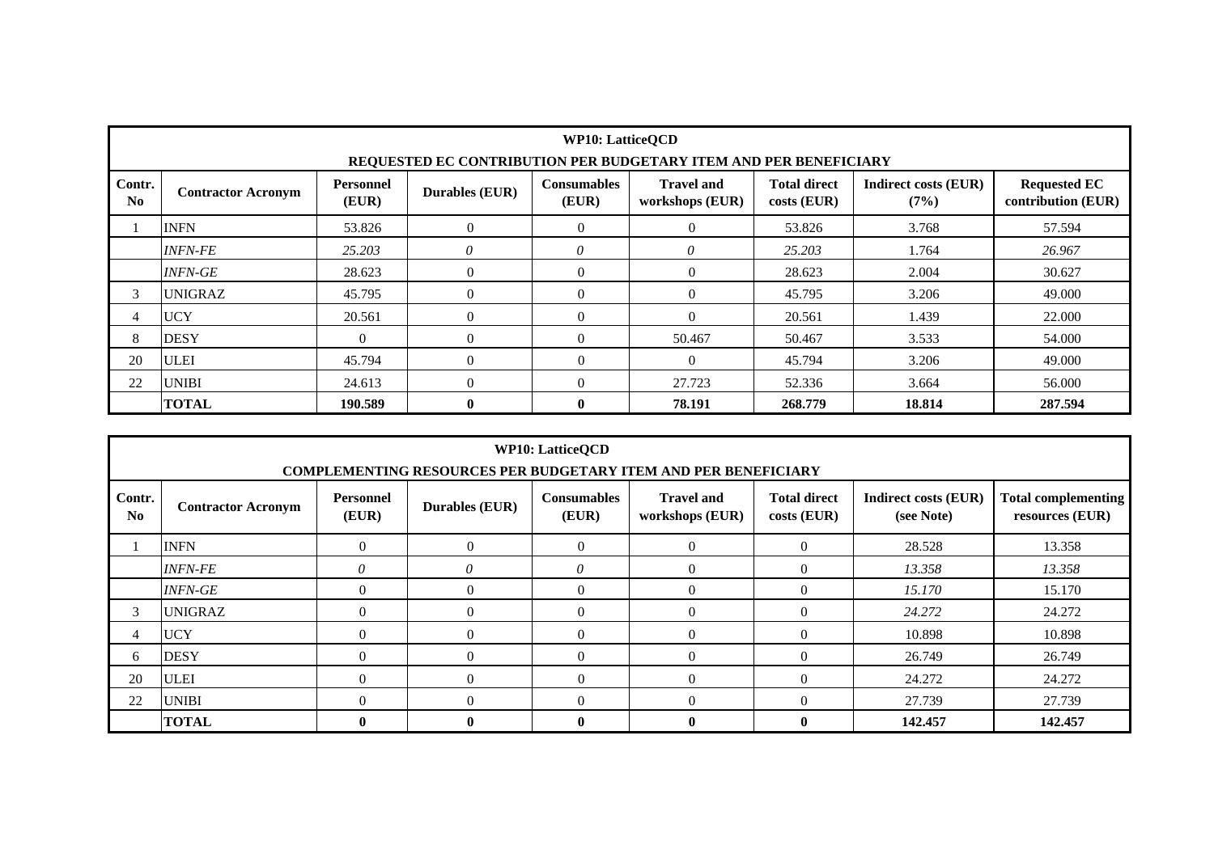**WP10: LatticeQCD**

**REQUESTED EC CONTRIBUTION PER BUDGETARY ITEM AND PER BENEFICIARY**

| Contr. No | Contractor Acronym | Personnel (EUR) | Durables (EUR) | Consumables (EUR) | Travel and workshops (EUR) | Total direct costs (EUR) | Indirect costs (EUR) (7%) | Requested EC contribution (EUR) |
|---|---|---|---|---|---|---|---|---|
| 1 | INFN | 53.826 | 0 | 0 | 0 | 53.826 | 3.768 | 57.594 |
| | *INFN-FE* | *25.203* | *0* | *0* | *0* | *25.203* | 1.764 | *26.967* |
| | *INFN-GE* | 28.623 | 0 | 0 | 0 | 28.623 | 2.004 | 30.627 |
| 3 | UNIGRAZ | 45.795 | 0 | 0 | 0 | 45.795 | 3.206 | 49.000 |
| 4 | UCY | 20.561 | 0 | 0 | 0 | 20.561 | 1.439 | 22.000 |
| 8 | DESY | 0 | 0 | 0 | 50.467 | 50.467 | 3.533 | 54.000 |
| 20 | ULEI | 45.794 | 0 | 0 | 0 | 45.794 | 3.206 | 49.000 |
| 22 | UNIBI | 24.613 | 0 | 0 | 27.723 | 52.336 | 3.664 | 56.000 |
| | **TOTAL** | **190.589** | **0** | **0** | **78.191** | **268.779** | **18.814** | **287.594** |

**WP10: LatticeQCD**

**COMPLEMENTING RESOURCES PER BUDGETARY ITEM AND PER BENEFICIARY**

| Contr. No | Contractor Acronym | Personnel (EUR) | Durables (EUR) | Consumables (EUR) | Travel and workshops (EUR) | Total direct costs (EUR) | Indirect costs (EUR) (see Note) | Total complementing resources (EUR) |
|---|---|---|---|---|---|---|---|---|
| 1 | INFN | 0 | 0 | 0 | 0 | 0 | 28.528 | 13.358 |
| | *INFN-FE* | *0* | *0* | *0* | 0 | 0 | *13.358* | *13.358* |
| | *INFN-GE* | 0 | 0 | 0 | 0 | 0 | *15.170* | 15.170 |
| 3 | UNIGRAZ | 0 | 0 | 0 | 0 | 0 | *24.272* | 24.272 |
| 4 | UCY | 0 | 0 | 0 | 0 | 0 | 10.898 | 10.898 |
| 6 | DESY | 0 | 0 | 0 | 0 | 0 | 26.749 | 26.749 |
| 20 | ULEI | 0 | 0 | 0 | 0 | 0 | 24.272 | 24.272 |
| 22 | UNIBI | 0 | 0 | 0 | 0 | 0 | 27.739 | 27.739 |
| | **TOTAL** | **0** | **0** | **0** | **0** | **0** | **142.457** | **142.457** |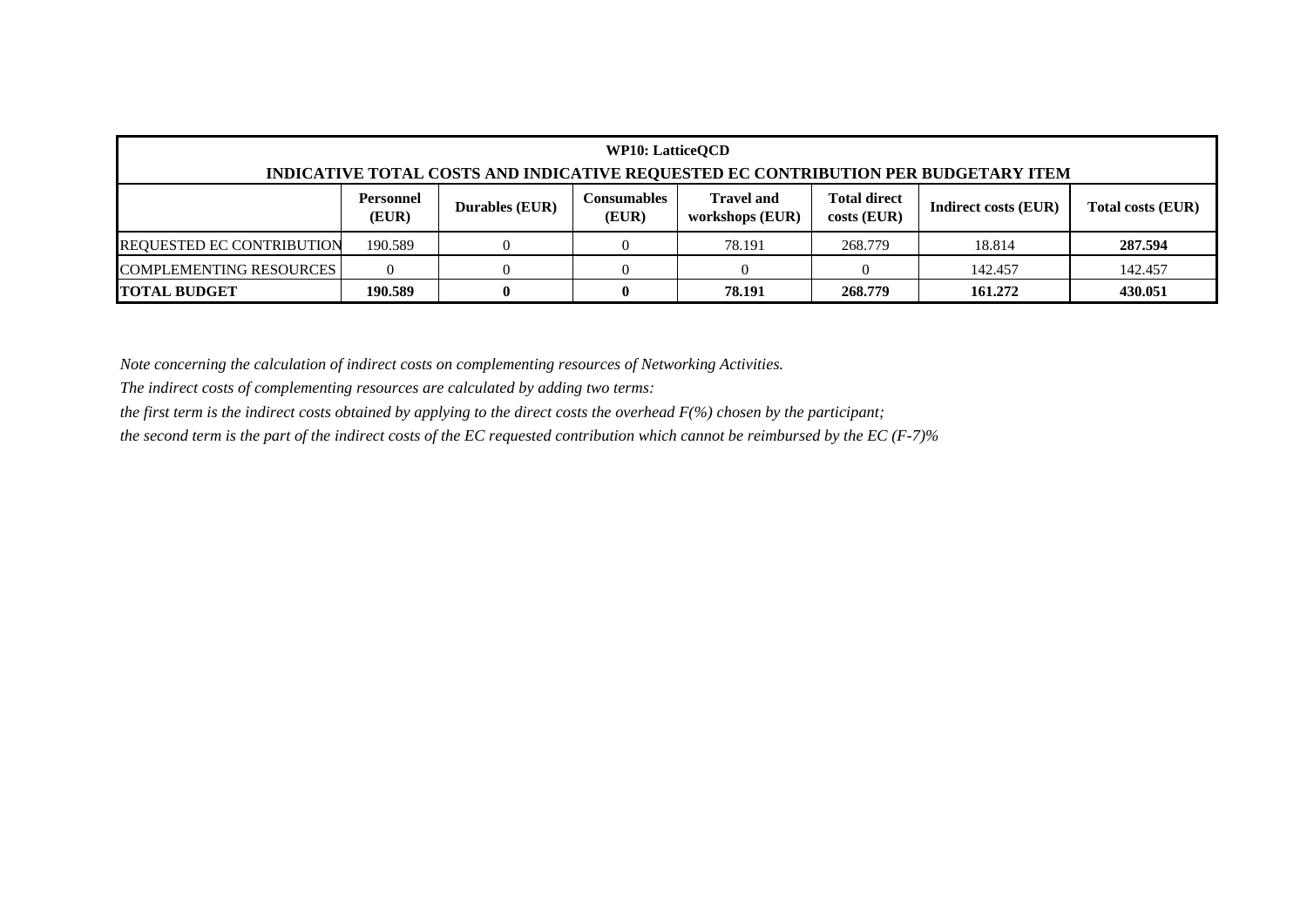| WP10: LatticeQCD<br>INDICATIVE TOTAL COSTS AND INDICATIVE REQUESTED EC CONTRIBUTION PER BUDGETARY ITEM | | | | | | | |
|---|---|---|---|---|---|---|---|
| | **Personnel (EUR)** | **Durables (EUR)** | **Consumables (EUR)** | **Travel and workshops (EUR)** | **Total direct costs (EUR)** | **Indirect costs (EUR)** | **Total costs (EUR)** |
| REQUESTED EC CONTRIBUTION | 190.589 | 0 | 0 | 78.191 | 268.779 | 18.814 | **287.594** |
| COMPLEMENTING RESOURCES | 0 | 0 | 0 | 0 | 0 | 142.457 | 142.457 |
| **TOTAL BUDGET** | **190.589** | **0** | **0** | **78.191** | **268.779** | **161.272** | **430.051** |

*Note concerning the calculation of indirect costs on complementing resources of Networking Activities.*

*The indirect costs of complementing resources are calculated by adding two terms:*

*the first term is the indirect costs obtained by applying to the direct costs the overhead F(%) chosen by the participant;*

*the second term is the part of the indirect costs of the EC requested contribution which cannot be reimbursed by the EC (F-7)%*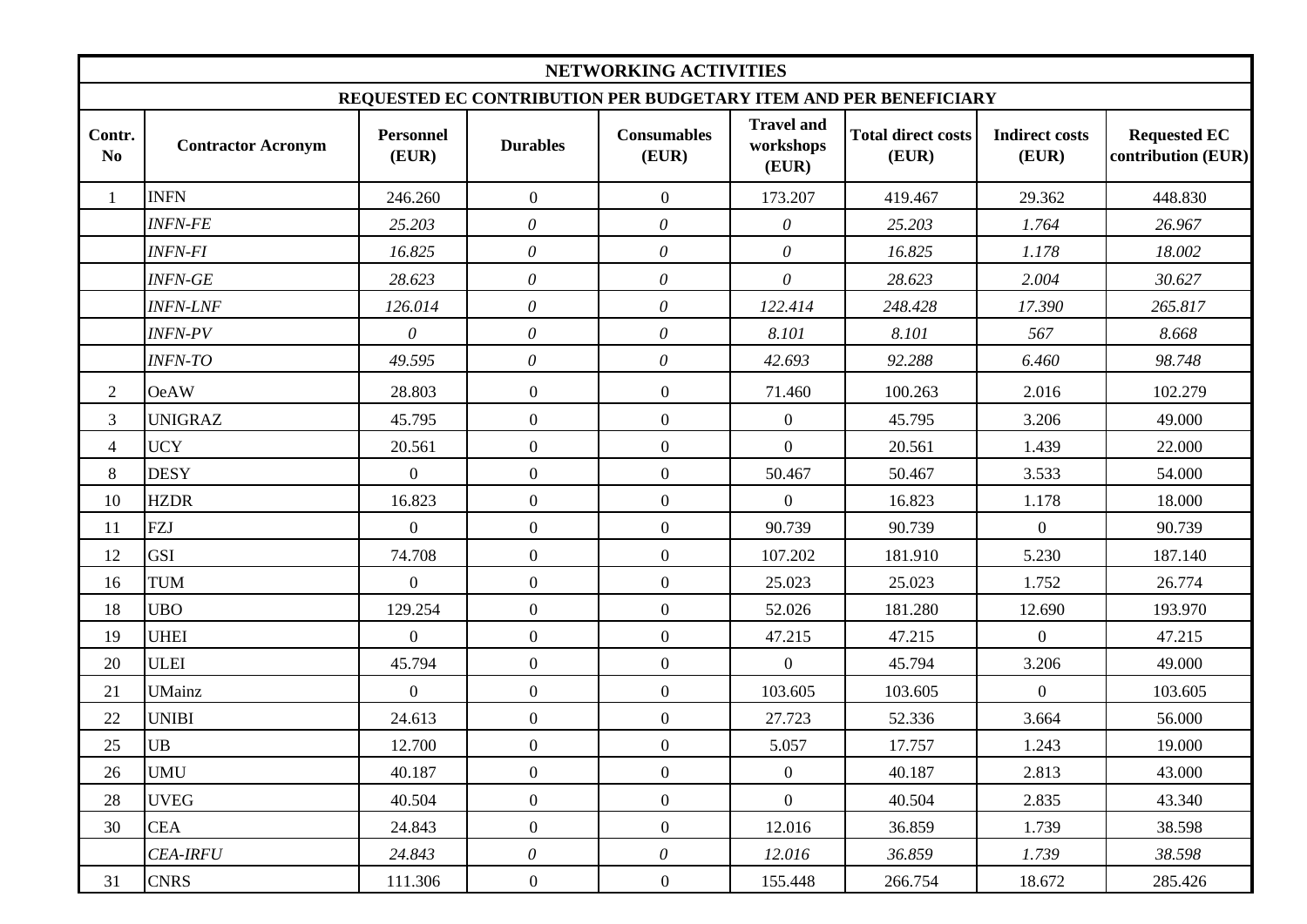| NETWORKING ACTIVITIES | | | | | | | | |
|---|---|---|---|---|---|---|---|---|
| REQUESTED EC CONTRIBUTION PER BUDGETARY ITEM AND PER BENEFICIARY | | | | | | | | |
| **Contr. No** | **Contractor Acronym** | **Personnel (EUR)** | **Durables** | **Consumables (EUR)** | **Travel and workshops (EUR)** | **Total direct costs (EUR)** | **Indirect costs (EUR)** | **Requested EC contribution (EUR)** |
| 1 | INFN | 246.260 | 0 | 0 | 173.207 | 419.467 | 29.362 | 448.830 |
| | *INFN-FE* | *25.203* | *0* | *0* | *0* | *25.203* | *1.764* | *26.967* |
| | *INFN-FI* | *16.825* | *0* | *0* | *0* | *16.825* | *1.178* | *18.002* |
| | *INFN-GE* | *28.623* | *0* | *0* | *0* | *28.623* | *2.004* | *30.627* |
| | *INFN-LNF* | *126.014* | *0* | *0* | *122.414* | *248.428* | *17.390* | *265.817* |
| | *INFN-PV* | *0* | *0* | *0* | *8.101* | *8.101* | *567* | *8.668* |
| | *INFN-TO* | *49.595* | *0* | *0* | *42.693* | *92.288* | *6.460* | *98.748* |
| 2 | OeAW | 28.803 | 0 | 0 | 71.460 | 100.263 | 2.016 | 102.279 |
| 3 | UNIGRAZ | 45.795 | 0 | 0 | 0 | 45.795 | 3.206 | 49.000 |
| 4 | UCY | 20.561 | 0 | 0 | 0 | 20.561 | 1.439 | 22.000 |
| 8 | DESY | 0 | 0 | 0 | 50.467 | 50.467 | 3.533 | 54.000 |
| 10 | HZDR | 16.823 | 0 | 0 | 0 | 16.823 | 1.178 | 18.000 |
| 11 | FZJ | 0 | 0 | 0 | 90.739 | 90.739 | 0 | 90.739 |
| 12 | GSI | 74.708 | 0 | 0 | 107.202 | 181.910 | 5.230 | 187.140 |
| 16 | TUM | 0 | 0 | 0 | 25.023 | 25.023 | 1.752 | 26.774 |
| 18 | UBO | 129.254 | 0 | 0 | 52.026 | 181.280 | 12.690 | 193.970 |
| 19 | UHEI | 0 | 0 | 0 | 47.215 | 47.215 | 0 | 47.215 |
| 20 | ULEI | 45.794 | 0 | 0 | 0 | 45.794 | 3.206 | 49.000 |
| 21 | UMainz | 0 | 0 | 0 | 103.605 | 103.605 | 0 | 103.605 |
| 22 | UNIBI | 24.613 | 0 | 0 | 27.723 | 52.336 | 3.664 | 56.000 |
| 25 | UB | 12.700 | 0 | 0 | 5.057 | 17.757 | 1.243 | 19.000 |
| 26 | UMU | 40.187 | 0 | 0 | 0 | 40.187 | 2.813 | 43.000 |
| 28 | UVEG | 40.504 | 0 | 0 | 0 | 40.504 | 2.835 | 43.340 |
| 30 | CEA | 24.843 | 0 | 0 | 12.016 | 36.859 | 1.739 | 38.598 |
| | *CEA-IRFU* | *24.843* | *0* | *0* | *12.016* | *36.859* | *1.739* | *38.598* |
| 31 | CNRS | 111.306 | 0 | 0 | 155.448 | 266.754 | 18.672 | 285.426 |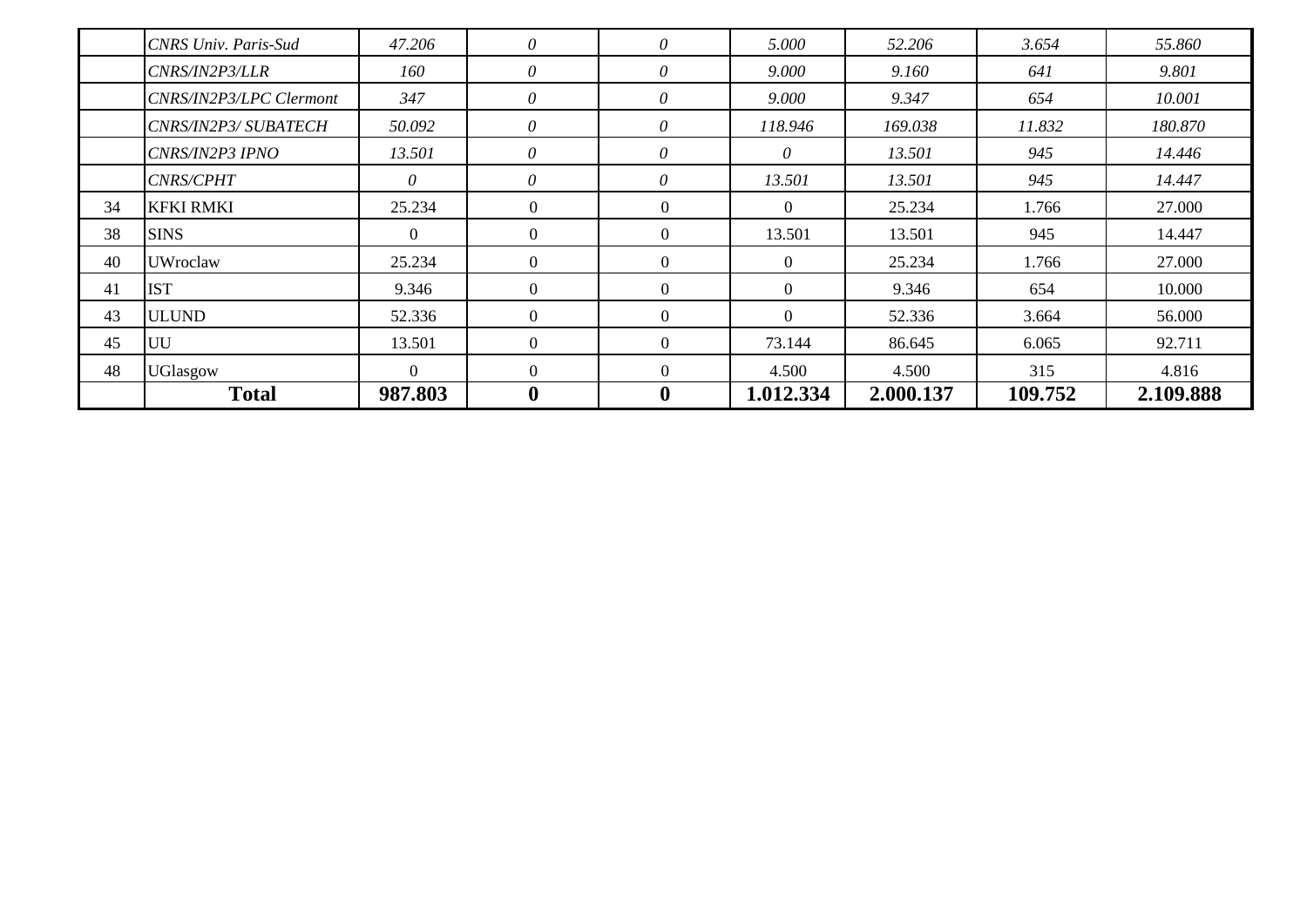| | | | | | | | | |
|---|---|---|---|---|---|---|---|---|
| | *CNRS Univ. Paris-Sud* | *47.206* | *0* | *0* | *5.000* | *52.206* | *3.654* | *55.860* |
| | *CNRS/IN2P3/LLR* | *160* | *0* | *0* | *9.000* | *9.160* | *641* | *9.801* |
| | *CNRS/IN2P3/LPC Clermont* | *347* | *0* | *0* | *9.000* | *9.347* | *654* | *10.001* |
| | *CNRS/IN2P3/ SUBATECH* | *50.092* | *0* | *0* | *118.946* | *169.038* | *11.832* | *180.870* |
| | *CNRS/IN2P3 IPNO* | *13.501* | *0* | *0* | *0* | *13.501* | *945* | *14.446* |
| | *CNRS/CPHT* | *0* | *0* | *0* | *13.501* | *13.501* | *945* | *14.447* |
| 34 | KFKI RMKI | 25.234 | 0 | 0 | 0 | 25.234 | 1.766 | 27.000 |
| 38 | SINS | 0 | 0 | 0 | 13.501 | 13.501 | 945 | 14.447 |
| 40 | UWroclaw | 25.234 | 0 | 0 | 0 | 25.234 | 1.766 | 27.000 |
| 41 | IST | 9.346 | 0 | 0 | 0 | 9.346 | 654 | 10.000 |
| 43 | ULUND | 52.336 | 0 | 0 | 0 | 52.336 | 3.664 | 56.000 |
| 45 | UU | 13.501 | 0 | 0 | 73.144 | 86.645 | 6.065 | 92.711 |
| 48 | UGlasgow | 0 | 0 | 0 | 4.500 | 4.500 | 315 | 4.816 |
| | **Total** | **987.803** | **0** | **0** | **1.012.334** | **2.000.137** | **109.752** | **2.109.888** |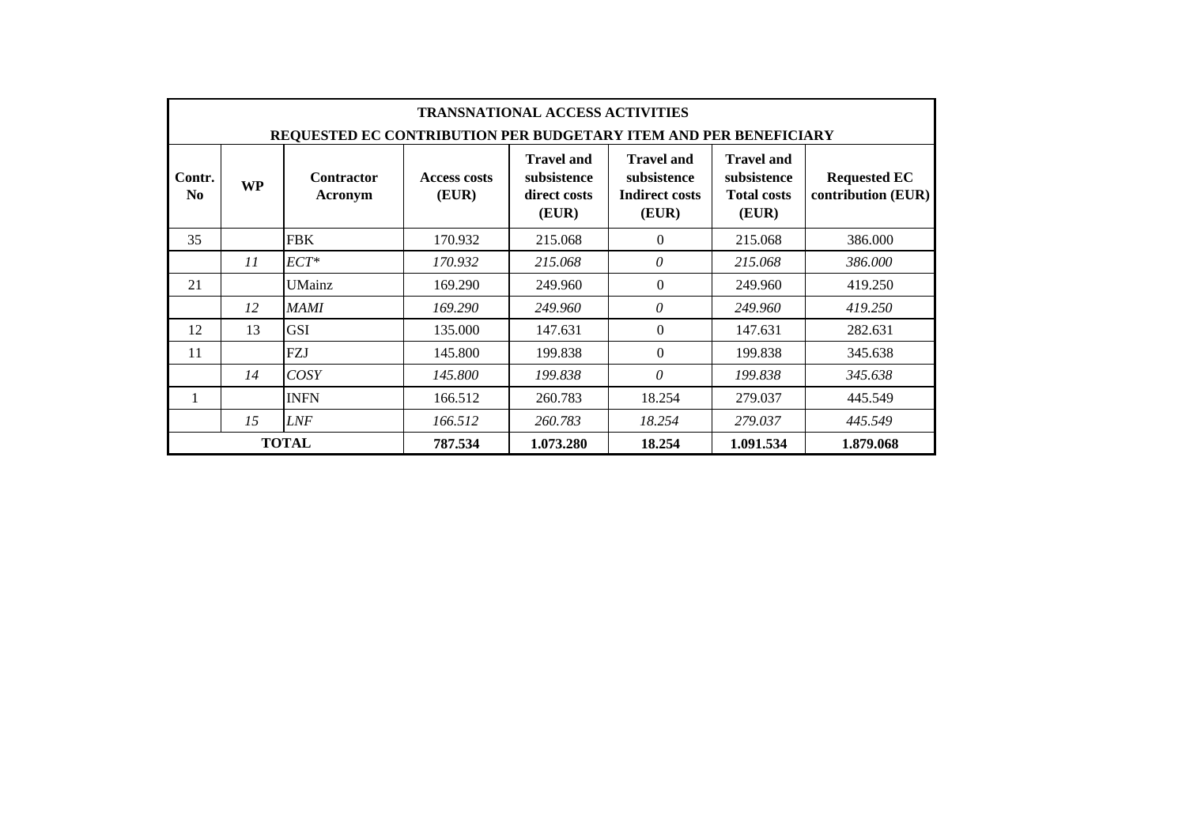| TRANSNATIONAL ACCESS ACTIVITIES | | | | | | | |
|---|---|---|---|---|---|---|---|
| REQUESTED EC CONTRIBUTION PER BUDGETARY ITEM AND PER BENEFICIARY | | | | | | | |
| Contr. No | WP | Contractor Acronym | Access costs (EUR) | Travel and subsistence direct costs (EUR) | Travel and subsistence Indirect costs (EUR) | Travel and subsistence Total costs (EUR) | Requested EC contribution (EUR) |
| 35 | | FBK | 170.932 | 215.068 | 0 | 215.068 | 386.000 |
| | *11* | *ECT** | *170.932* | *215.068* | *0* | *215.068* | *386.000* |
| 21 | | UMainz | 169.290 | 249.960 | 0 | 249.960 | 419.250 |
| | *12* | *MAMI* | *169.290* | *249.960* | *0* | *249.960* | *419.250* |
| 12 | 13 | GSI | 135.000 | 147.631 | 0 | 147.631 | 282.631 |
| 11 | | FZJ | 145.800 | 199.838 | 0 | 199.838 | 345.638 |
| | *14* | *COSY* | *145.800* | *199.838* | *0* | *199.838* | *345.638* |
| 1 | | INFN | 166.512 | 260.783 | 18.254 | 279.037 | 445.549 |
| | *15* | *LNF* | *166.512* | *260.783* | *18.254* | *279.037* | *445.549* |
| **TOTAL** | | | **787.534** | **1.073.280** | **18.254** | **1.091.534** | **1.879.068** |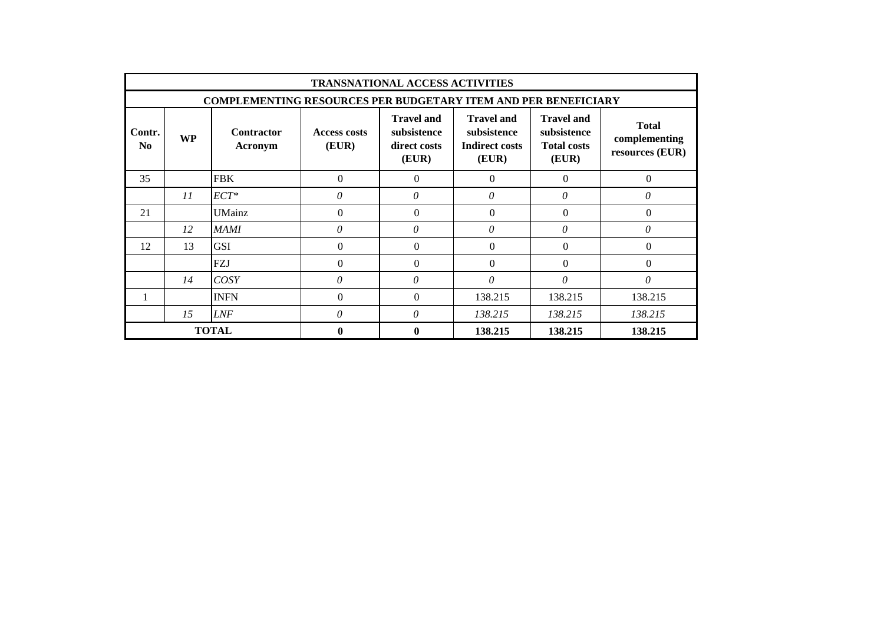| TRANSNATIONAL ACCESS ACTIVITIES | | | | | | | |
|---|---|---|---|---|---|---|---|
| COMPLEMENTING RESOURCES PER BUDGETARY ITEM AND PER BENEFICIARY | | | | | | | |
| **Contr. No** | **WP** | **Contractor Acronym** | **Access costs (EUR)** | **Travel and subsistence direct costs (EUR)** | **Travel and subsistence Indirect costs (EUR)** | **Travel and subsistence Total costs (EUR)** | **Total complementing resources (EUR)** |
| 35 | | FBK | 0 | 0 | 0 | 0 | 0 |
| | *11* | *ECT** | *0* | *0* | *0* | *0* | *0* |
| 21 | | UMainz | 0 | 0 | 0 | 0 | 0 |
| | *12* | *MAMI* | *0* | *0* | *0* | *0* | *0* |
| 12 | 13 | GSI | 0 | 0 | 0 | 0 | 0 |
| | | FZJ | 0 | 0 | 0 | 0 | 0 |
| | *14* | *COSY* | *0* | *0* | *0* | *0* | *0* |
| 1 | | INFN | 0 | 0 | 138.215 | 138.215 | 138.215 |
| | *15* | *LNF* | *0* | *0* | *138.215* | *138.215* | *138.215* |
| **TOTAL** | | | **0** | **0** | **138.215** | **138.215** | **138.215** |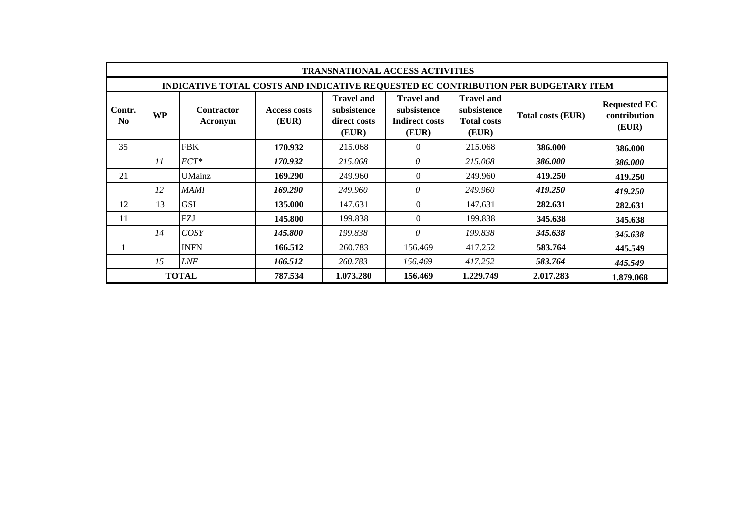| TRANSNATIONAL ACCESS ACTIVITIES | | | | | | | | |
|---|---|---|---|---|---|---|---|---|
| INDICATIVE TOTAL COSTS AND INDICATIVE REQUESTED EC CONTRIBUTION PER BUDGETARY ITEM | | | | | | | | |
| **Contr. No** | **WP** | **Contractor Acronym** | **Access costs (EUR)** | **Travel and subsistence direct costs (EUR)** | **Travel and subsistence Indirect costs (EUR)** | **Travel and subsistence Total costs (EUR)** | **Total costs (EUR)** | **Requested EC contribution (EUR)** |
| 35 | | FBK | **170.932** | 215.068 | 0 | 215.068 | **386.000** | **386.000** |
| | *11* | *ECT** | ***170.932*** | *215.068* | *0* | *215.068* | ***386.000*** | ***386.000*** |
| 21 | | UMainz | **169.290** | 249.960 | 0 | 249.960 | **419.250** | **419.250** |
| | *12* | *MAMI* | ***169.290*** | *249.960* | *0* | *249.960* | ***419.250*** | ***419.250*** |
| 12 | 13 | GSI | **135.000** | 147.631 | 0 | 147.631 | **282.631** | **282.631** |
| 11 | | FZJ | **145.800** | 199.838 | 0 | 199.838 | **345.638** | **345.638** |
| | *14* | *COSY* | ***145.800*** | *199.838* | *0* | *199.838* | ***345.638*** | ***345.638*** |
| 1 | | INFN | **166.512** | 260.783 | 156.469 | 417.252 | **583.764** | **445.549** |
| | *15* | *LNF* | ***166.512*** | *260.783* | *156.469* | *417.252* | ***583.764*** | ***445.549*** |
| **TOTAL** | | | **787.534** | **1.073.280** | **156.469** | **1.229.749** | **2.017.283** | **1.879.068** |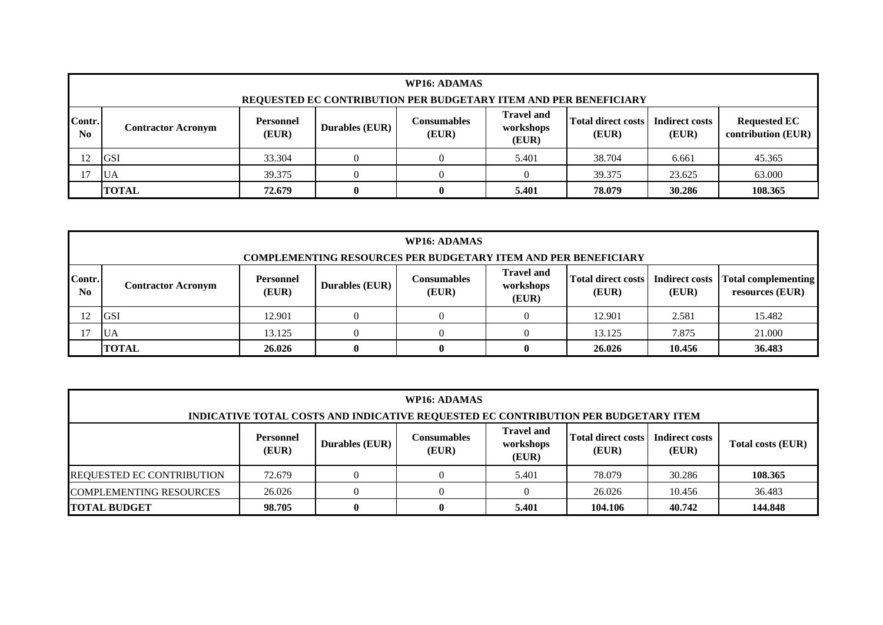| WP16: ADAMAS | | | | | | | | |
|---|---|---|---|---|---|---|---|---|
| **REQUESTED EC CONTRIBUTION PER BUDGETARY ITEM AND PER BENEFICIARY** | | | | | | | | |
| **Contr. No** | **Contractor Acronym** | **Personnel (EUR)** | **Durables (EUR)** | **Consumables (EUR)** | **Travel and workshops (EUR)** | **Total direct costs (EUR)** | **Indirect costs (EUR)** | **Requested EC contribution (EUR)** |
| 12 | GSI | 33.304 | 0 | 0 | 5.401 | 38.704 | 6.661 | 45.365 |
| 17 | UA | 39.375 | 0 | 0 | 0 | 39.375 | 23.625 | 63.000 |
| | **TOTAL** | **72.679** | **0** | **0** | **5.401** | **78.079** | **30.286** | **108.365** |

| WP16: ADAMAS | | | | | | | | |
|---|---|---|---|---|---|---|---|---|
| **COMPLEMENTING RESOURCES PER BUDGETARY ITEM AND PER BENEFICIARY** | | | | | | | | |
| **Contr. No** | **Contractor Acronym** | **Personnel (EUR)** | **Durables (EUR)** | **Consumables (EUR)** | **Travel and workshops (EUR)** | **Total direct costs (EUR)** | **Indirect costs (EUR)** | **Total complementing resources (EUR)** |
| 12 | GSI | 12.901 | 0 | 0 | 0 | 12.901 | 2.581 | 15.482 |
| 17 | UA | 13.125 | 0 | 0 | 0 | 13.125 | 7.875 | 21.000 |
| | **TOTAL** | **26.026** | **0** | **0** | **0** | **26.026** | **10.456** | **36.483** |

| WP16: ADAMAS | | | | | | | |
|---|---|---|---|---|---|---|---|
| **INDICATIVE TOTAL COSTS AND INDICATIVE REQUESTED EC CONTRIBUTION PER BUDGETARY ITEM** | | | | | | | |
| | **Personnel (EUR)** | **Durables (EUR)** | **Consumables (EUR)** | **Travel and workshops (EUR)** | **Total direct costs (EUR)** | **Indirect costs (EUR)** | **Total costs (EUR)** |
| REQUESTED EC CONTRIBUTION | 72.679 | 0 | 0 | 5.401 | 78.079 | 30.286 | **108.365** |
| COMPLEMENTING RESOURCES | 26.026 | 0 | 0 | 0 | 26.026 | 10.456 | 36.483 |
| **TOTAL BUDGET** | **98.705** | **0** | **0** | **5.401** | **104.106** | **40.742** | **144.848** |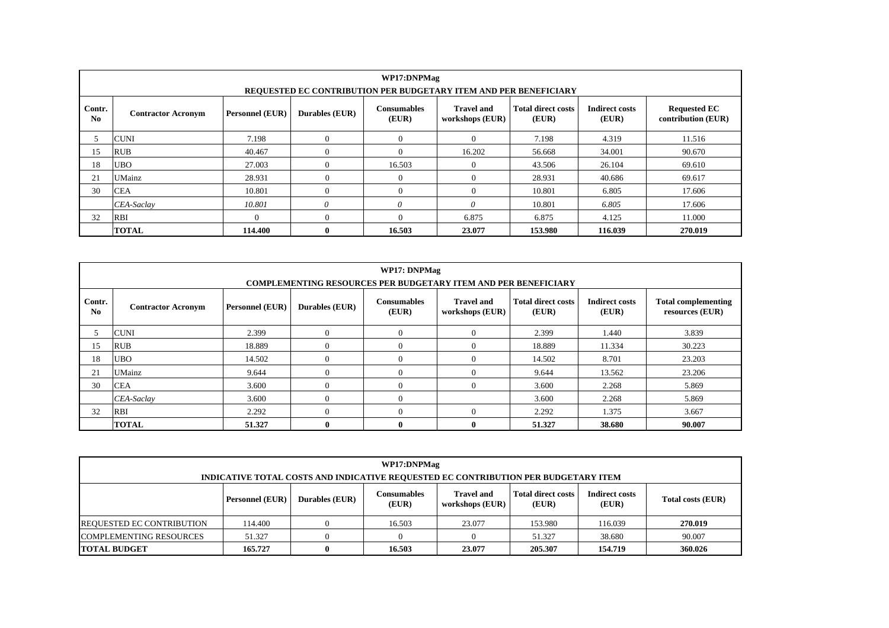| WP17:DNPMag | | | | | | | | |
|---|---|---|---|---|---|---|---|---|
| **REQUESTED EC CONTRIBUTION PER BUDGETARY ITEM AND PER BENEFICIARY** | | | | | | | | |
| **Contr. No** | **Contractor Acronym** | **Personnel (EUR)** | **Durables (EUR)** | **Consumables (EUR)** | **Travel and workshops (EUR)** | **Total direct costs (EUR)** | **Indirect costs (EUR)** | **Requested EC contribution (EUR)** |
| 5 | CUNI | 7.198 | 0 | 0 | 0 | 7.198 | 4.319 | 11.516 |
| 15 | RUB | 40.467 | 0 | 0 | 16.202 | 56.668 | 34.001 | 90.670 |
| 18 | UBO | 27.003 | 0 | 16.503 | 0 | 43.506 | 26.104 | 69.610 |
| 21 | UMainz | 28.931 | 0 | 0 | 0 | 28.931 | 40.686 | 69.617 |
| 30 | CEA | 10.801 | 0 | 0 | 0 | 10.801 | 6.805 | 17.606 |
| | *CEA-Saclay* | *10.801* | *0* | *0* | *0* | 10.801 | *6.805* | 17.606 |
| 32 | RBI | 0 | 0 | 0 | 6.875 | 6.875 | 4.125 | 11.000 |
| | **TOTAL** | **114.400** | **0** | **16.503** | **23.077** | **153.980** | **116.039** | **270.019** |

| WP17: DNPMag | | | | | | | | |
|---|---|---|---|---|---|---|---|---|
| **COMPLEMENTING RESOURCES PER BUDGETARY ITEM AND PER BENEFICIARY** | | | | | | | | |
| **Contr. No** | **Contractor Acronym** | **Personnel (EUR)** | **Durables (EUR)** | **Consumables (EUR)** | **Travel and workshops (EUR)** | **Total direct costs (EUR)** | **Indirect costs (EUR)** | **Total complementing resources (EUR)** |
| 5 | CUNI | 2.399 | 0 | 0 | 0 | 2.399 | 1.440 | 3.839 |
| 15 | RUB | 18.889 | 0 | 0 | 0 | 18.889 | 11.334 | 30.223 |
| 18 | UBO | 14.502 | 0 | 0 | 0 | 14.502 | 8.701 | 23.203 |
| 21 | UMainz | 9.644 | 0 | 0 | 0 | 9.644 | 13.562 | 23.206 |
| 30 | CEA | 3.600 | 0 | 0 | 0 | 3.600 | 2.268 | 5.869 |
| | *CEA-Saclay* | 3.600 | 0 | 0 | | 3.600 | 2.268 | 5.869 |
| 32 | RBI | 2.292 | 0 | 0 | 0 | 2.292 | 1.375 | 3.667 |
| | **TOTAL** | **51.327** | **0** | **0** | **0** | **51.327** | **38.680** | **90.007** |

| WP17:DNPMag | | | | | | | |
|---|---|---|---|---|---|---|---|
| **INDICATIVE TOTAL COSTS AND INDICATIVE REQUESTED EC CONTRIBUTION PER BUDGETARY ITEM** | | | | | | | |
| | **Personnel (EUR)** | **Durables (EUR)** | **Consumables (EUR)** | **Travel and workshops (EUR)** | **Total direct costs (EUR)** | **Indirect costs (EUR)** | **Total costs (EUR)** |
| REQUESTED EC CONTRIBUTION | 114.400 | 0 | 16.503 | 23.077 | 153.980 | 116.039 | **270.019** |
| COMPLEMENTING RESOURCES | 51.327 | 0 | 0 | 0 | 51.327 | 38.680 | 90.007 |
| **TOTAL BUDGET** | **165.727** | **0** | **16.503** | **23.077** | **205.307** | **154.719** | **360.026** |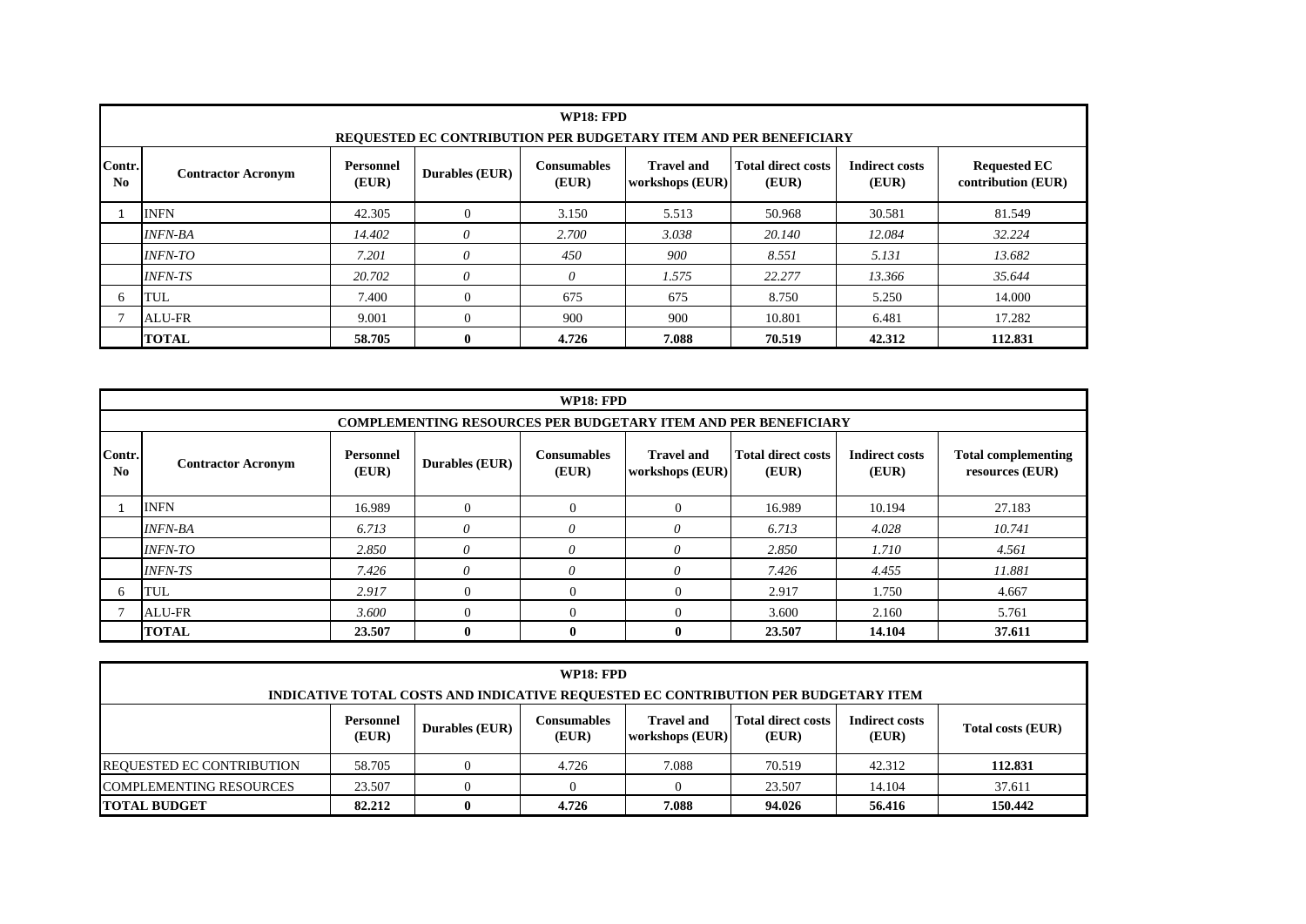| WP18: FPD | | | | | | | | |
|---|---|---|---|---|---|---|---|---|
| **REQUESTED EC CONTRIBUTION PER BUDGETARY ITEM AND PER BENEFICIARY** | | | | | | | | |
| **Contr. No** | **Contractor Acronym** | **Personnel (EUR)** | **Durables (EUR)** | **Consumables (EUR)** | **Travel and workshops (EUR)** | **Total direct costs (EUR)** | **Indirect costs (EUR)** | **Requested EC contribution (EUR)** |
| 1 | INFN | 42.305 | 0 | 3.150 | 5.513 | 50.968 | 30.581 | 81.549 |
| | *INFN-BA* | *14.402* | *0* | *2.700* | *3.038* | *20.140* | *12.084* | *32.224* |
| | *INFN-TO* | *7.201* | *0* | *450* | *900* | *8.551* | *5.131* | *13.682* |
| | *INFN-TS* | *20.702* | *0* | *0* | *1.575* | *22.277* | *13.366* | *35.644* |
| 6 | TUL | 7.400 | 0 | 675 | 675 | 8.750 | 5.250 | 14.000 |
| 7 | ALU-FR | 9.001 | 0 | 900 | 900 | 10.801 | 6.481 | 17.282 |
| | **TOTAL** | **58.705** | **0** | **4.726** | **7.088** | **70.519** | **42.312** | **112.831** |

| WP18: FPD | | | | | | | | |
|---|---|---|---|---|---|---|---|---|
| **COMPLEMENTING RESOURCES PER BUDGETARY ITEM AND PER BENEFICIARY** | | | | | | | | |
| **Contr. No** | **Contractor Acronym** | **Personnel (EUR)** | **Durables (EUR)** | **Consumables (EUR)** | **Travel and workshops (EUR)** | **Total direct costs (EUR)** | **Indirect costs (EUR)** | **Total complementing resources (EUR)** |
| 1 | INFN | 16.989 | 0 | 0 | 0 | 16.989 | 10.194 | 27.183 |
| | *INFN-BA* | *6.713* | *0* | *0* | *0* | *6.713* | *4.028* | *10.741* |
| | *INFN-TO* | *2.850* | *0* | *0* | *0* | *2.850* | *1.710* | *4.561* |
| | *INFN-TS* | *7.426* | *0* | *0* | *0* | *7.426* | *4.455* | *11.881* |
| 6 | TUL | *2.917* | 0 | 0 | 0 | 2.917 | 1.750 | 4.667 |
| 7 | ALU-FR | *3.600* | 0 | 0 | 0 | 3.600 | 2.160 | 5.761 |
| | **TOTAL** | **23.507** | **0** | **0** | **0** | **23.507** | **14.104** | **37.611** |

| WP18: FPD | | | | | | | |
|---|---|---|---|---|---|---|---|
| **INDICATIVE TOTAL COSTS AND INDICATIVE REQUESTED EC CONTRIBUTION PER BUDGETARY ITEM** | | | | | | | |
| | **Personnel (EUR)** | **Durables (EUR)** | **Consumables (EUR)** | **Travel and workshops (EUR)** | **Total direct costs (EUR)** | **Indirect costs (EUR)** | **Total costs (EUR)** |
| REQUESTED EC CONTRIBUTION | 58.705 | 0 | 4.726 | 7.088 | 70.519 | 42.312 | **112.831** |
| COMPLEMENTING RESOURCES | 23.507 | 0 | 0 | 0 | 23.507 | 14.104 | 37.611 |
| **TOTAL BUDGET** | **82.212** | **0** | **4.726** | **7.088** | **94.026** | **56.416** | **150.442** |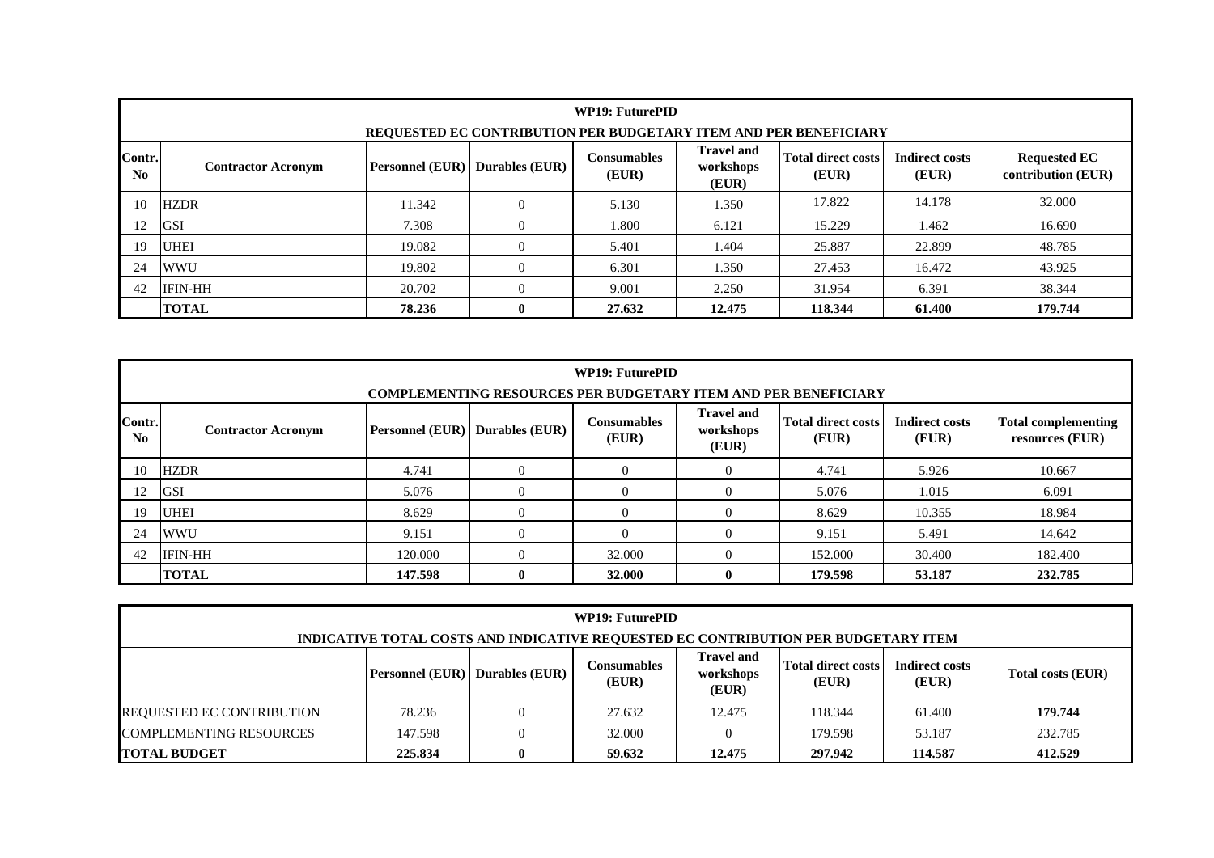| WP19: FuturePID | | | | | | | | |
|---|---|---|---|---|---|---|---|---|
| REQUESTED EC CONTRIBUTION PER BUDGETARY ITEM AND PER BENEFICIARY | | | | | | | | |
| Contr. No | Contractor Acronym | Personnel (EUR) | Durables (EUR) | Consumables (EUR) | Travel and workshops (EUR) | Total direct costs (EUR) | Indirect costs (EUR) | Requested EC contribution (EUR) |
| 10 | HZDR | 11.342 | 0 | 5.130 | 1.350 | 17.822 | 14.178 | 32.000 |
| 12 | GSI | 7.308 | 0 | 1.800 | 6.121 | 15.229 | 1.462 | 16.690 |
| 19 | UHEI | 19.082 | 0 | 5.401 | 1.404 | 25.887 | 22.899 | 48.785 |
| 24 | WWU | 19.802 | 0 | 6.301 | 1.350 | 27.453 | 16.472 | 43.925 |
| 42 | IFIN-HH | 20.702 | 0 | 9.001 | 2.250 | 31.954 | 6.391 | 38.344 |
| | **TOTAL** | **78.236** | **0** | **27.632** | **12.475** | **118.344** | **61.400** | **179.744** |

| WP19: FuturePID | | | | | | | | |
|---|---|---|---|---|---|---|---|---|
| COMPLEMENTING RESOURCES PER BUDGETARY ITEM AND PER BENEFICIARY | | | | | | | | |
| Contr. No | Contractor Acronym | Personnel (EUR) | Durables (EUR) | Consumables (EUR) | Travel and workshops (EUR) | Total direct costs (EUR) | Indirect costs (EUR) | Total complementing resources (EUR) |
| 10 | HZDR | 4.741 | 0 | 0 | 0 | 4.741 | 5.926 | 10.667 |
| 12 | GSI | 5.076 | 0 | 0 | 0 | 5.076 | 1.015 | 6.091 |
| 19 | UHEI | 8.629 | 0 | 0 | 0 | 8.629 | 10.355 | 18.984 |
| 24 | WWU | 9.151 | 0 | 0 | 0 | 9.151 | 5.491 | 14.642 |
| 42 | IFIN-HH | 120.000 | 0 | 32.000 | 0 | 152.000 | 30.400 | 182.400 |
| | **TOTAL** | **147.598** | **0** | **32.000** | **0** | **179.598** | **53.187** | **232.785** |

| WP19: FuturePID | | | | | | | |
|---|---|---|---|---|---|---|---|
| INDICATIVE TOTAL COSTS AND INDICATIVE REQUESTED EC CONTRIBUTION PER BUDGETARY ITEM | | | | | | | |
| | Personnel (EUR) | Durables (EUR) | Consumables (EUR) | Travel and workshops (EUR) | Total direct costs (EUR) | Indirect costs (EUR) | Total costs (EUR) |
| REQUESTED EC CONTRIBUTION | 78.236 | 0 | 27.632 | 12.475 | 118.344 | 61.400 | **179.744** |
| COMPLEMENTING RESOURCES | 147.598 | 0 | 32.000 | 0 | 179.598 | 53.187 | 232.785 |
| **TOTAL BUDGET** | **225.834** | **0** | **59.632** | **12.475** | **297.942** | **114.587** | **412.529** |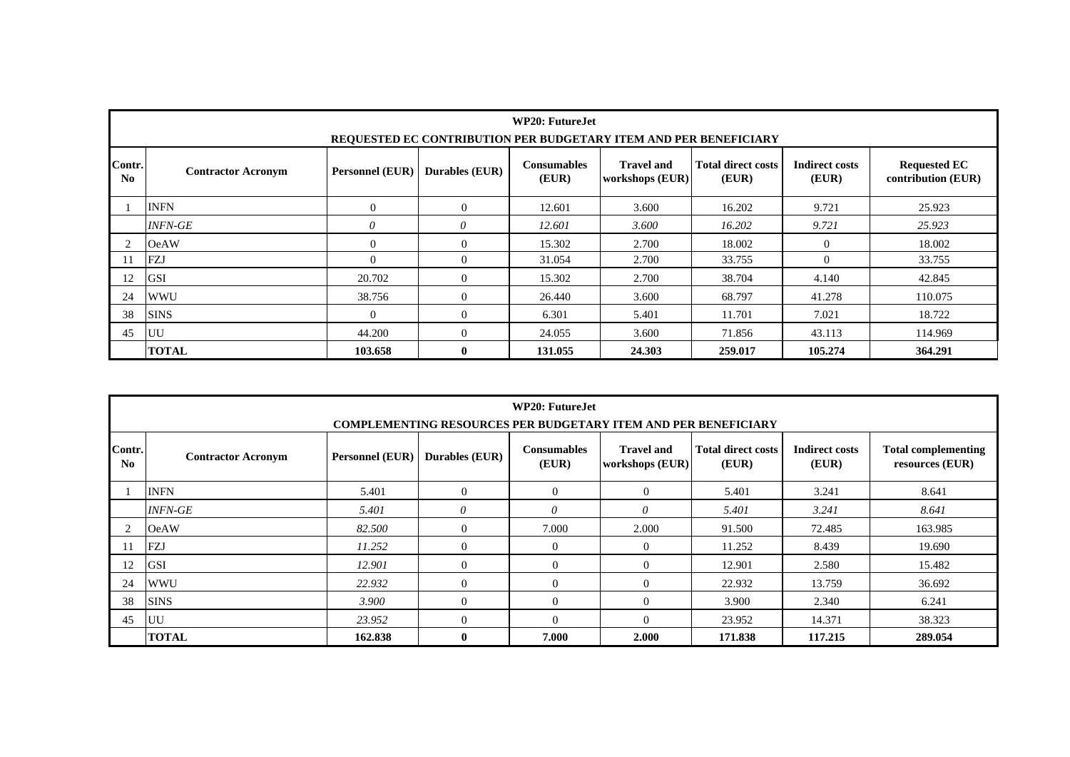| WP20: FutureJet | | | | | | | | |
|---|---|---|---|---|---|---|---|---|
| REQUESTED EC CONTRIBUTION PER BUDGETARY ITEM AND PER BENEFICIARY | | | | | | | | |
| Contr. No | Contractor Acronym | Personnel (EUR) | Durables (EUR) | Consumables (EUR) | Travel and workshops (EUR) | Total direct costs (EUR) | Indirect costs (EUR) | Requested EC contribution (EUR) |
| 1 | INFN | 0 | 0 | 12.601 | 3.600 | 16.202 | 9.721 | 25.923 |
| | *INFN-GE* | *0* | *0* | *12.601* | *3.600* | *16.202* | *9.721* | *25.923* |
| 2 | OeAW | 0 | 0 | 15.302 | 2.700 | 18.002 | 0 | 18.002 |
| 11 | FZJ | 0 | 0 | 31.054 | 2.700 | 33.755 | 0 | 33.755 |
| 12 | GSI | 20.702 | 0 | 15.302 | 2.700 | 38.704 | 4.140 | 42.845 |
| 24 | WWU | 38.756 | 0 | 26.440 | 3.600 | 68.797 | 41.278 | 110.075 |
| 38 | SINS | 0 | 0 | 6.301 | 5.401 | 11.701 | 7.021 | 18.722 |
| 45 | UU | 44.200 | 0 | 24.055 | 3.600 | 71.856 | 43.113 | 114.969 |
| | **TOTAL** | **103.658** | **0** | **131.055** | **24.303** | **259.017** | **105.274** | **364.291** |

| WP20: FutureJet | | | | | | | | |
|---|---|---|---|---|---|---|---|---|
| COMPLEMENTING RESOURCES PER BUDGETARY ITEM AND PER BENEFICIARY | | | | | | | | |
| Contr. No | Contractor Acronym | Personnel (EUR) | Durables (EUR) | Consumables (EUR) | Travel and workshops (EUR) | Total direct costs (EUR) | Indirect costs (EUR) | Total complementing resources (EUR) |
| 1 | INFN | 5.401 | 0 | 0 | 0 | 5.401 | 3.241 | 8.641 |
| | *INFN-GE* | *5.401* | *0* | *0* | *0* | *5.401* | *3.241* | *8.641* |
| 2 | OeAW | *82.500* | 0 | 7.000 | 2.000 | 91.500 | 72.485 | 163.985 |
| 11 | FZJ | *11.252* | 0 | 0 | 0 | 11.252 | 8.439 | 19.690 |
| 12 | GSI | *12.901* | 0 | 0 | 0 | 12.901 | 2.580 | 15.482 |
| 24 | WWU | *22.932* | 0 | 0 | 0 | 22.932 | 13.759 | 36.692 |
| 38 | SINS | *3.900* | 0 | 0 | 0 | 3.900 | 2.340 | 6.241 |
| 45 | UU | *23.952* | 0 | 0 | 0 | 23.952 | 14.371 | 38.323 |
| | **TOTAL** | **162.838** | **0** | **7.000** | **2.000** | **171.838** | **117.215** | **289.054** |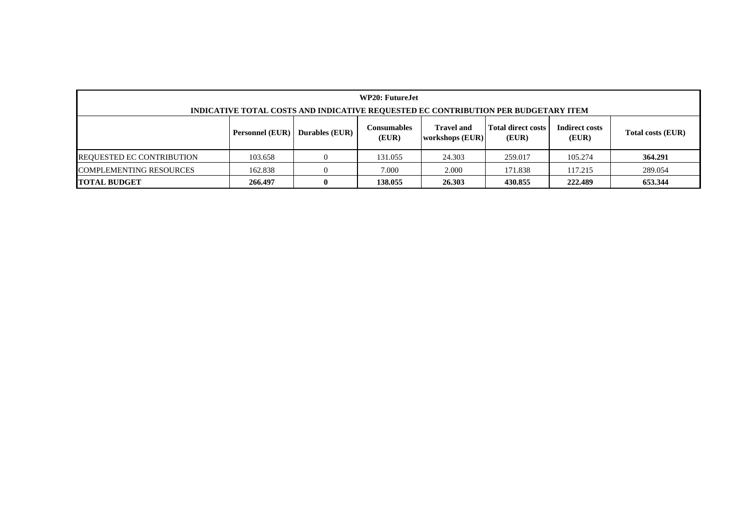| WP20: FutureJet | | | | | | | |
|---|---|---|---|---|---|---|---|
| INDICATIVE TOTAL COSTS AND INDICATIVE REQUESTED EC CONTRIBUTION PER BUDGETARY ITEM | | | | | | | |
| | **Personnel (EUR)** | **Durables (EUR)** | **Consumables (EUR)** | **Travel and workshops (EUR)** | **Total direct costs (EUR)** | **Indirect costs (EUR)** | **Total costs (EUR)** |
| REQUESTED EC CONTRIBUTION | 103.658 | 0 | 131.055 | 24.303 | 259.017 | 105.274 | **364.291** |
| COMPLEMENTING RESOURCES | 162.838 | 0 | 7.000 | 2.000 | 171.838 | 117.215 | 289.054 |
| **TOTAL BUDGET** | **266.497** | **0** | **138.055** | **26.303** | **430.855** | **222.489** | **653.344** |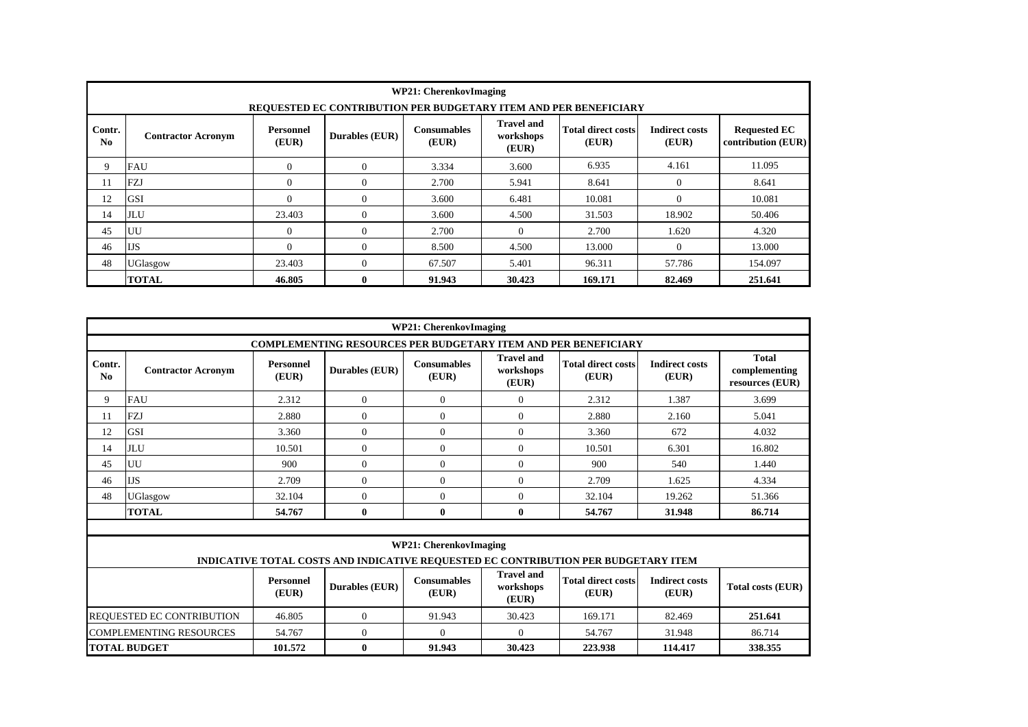| WP21: CherenkovImaging | | | | | | | | |
|---|---|---|---|---|---|---|---|---|
| **REQUESTED EC CONTRIBUTION PER BUDGETARY ITEM AND PER BENEFICIARY** | | | | | | | | |
| **Contr. No** | **Contractor Acronym** | **Personnel (EUR)** | **Durables (EUR)** | **Consumables (EUR)** | **Travel and workshops (EUR)** | **Total direct costs (EUR)** | **Indirect costs (EUR)** | **Requested EC contribution (EUR)** |
| 9 | FAU | 0 | 0 | 3.334 | 3.600 | 6.935 | 4.161 | 11.095 |
| 11 | FZJ | 0 | 0 | 2.700 | 5.941 | 8.641 | 0 | 8.641 |
| 12 | GSI | 0 | 0 | 3.600 | 6.481 | 10.081 | 0 | 10.081 |
| 14 | JLU | 23.403 | 0 | 3.600 | 4.500 | 31.503 | 18.902 | 50.406 |
| 45 | UU | 0 | 0 | 2.700 | 0 | 2.700 | 1.620 | 4.320 |
| 46 | IJS | 0 | 0 | 8.500 | 4.500 | 13.000 | 0 | 13.000 |
| 48 | UGlasgow | 23.403 | 0 | 67.507 | 5.401 | 96.311 | 57.786 | 154.097 |
| | **TOTAL** | **46.805** | **0** | **91.943** | **30.423** | **169.171** | **82.469** | **251.641** |

| WP21: CherenkovImaging | | | | | | | | |
|---|---|---|---|---|---|---|---|---|
| **COMPLEMENTING RESOURCES PER BUDGETARY ITEM AND PER BENEFICIARY** | | | | | | | | |
| **Contr. No** | **Contractor Acronym** | **Personnel (EUR)** | **Durables (EUR)** | **Consumables (EUR)** | **Travel and workshops (EUR)** | **Total direct costs (EUR)** | **Indirect costs (EUR)** | **Total complementing resources (EUR)** |
| 9 | FAU | 2.312 | 0 | 0 | 0 | 2.312 | 1.387 | 3.699 |
| 11 | FZJ | 2.880 | 0 | 0 | 0 | 2.880 | 2.160 | 5.041 |
| 12 | GSI | 3.360 | 0 | 0 | 0 | 3.360 | 672 | 4.032 |
| 14 | JLU | 10.501 | 0 | 0 | 0 | 10.501 | 6.301 | 16.802 |
| 45 | UU | 900 | 0 | 0 | 0 | 900 | 540 | 1.440 |
| 46 | IJS | 2.709 | 0 | 0 | 0 | 2.709 | 1.625 | 4.334 |
| 48 | UGlasgow | 32.104 | 0 | 0 | 0 | 32.104 | 19.262 | 51.366 |
| | **TOTAL** | **54.767** | **0** | **0** | **0** | **54.767** | **31.948** | **86.714** |

| WP21: CherenkovImaging | | | | | | | |
|---|---|---|---|---|---|---|---|
| **INDICATIVE TOTAL COSTS AND INDICATIVE REQUESTED EC CONTRIBUTION PER BUDGETARY ITEM** | | | | | | | |
| | **Personnel (EUR)** | **Durables (EUR)** | **Consumables (EUR)** | **Travel and workshops (EUR)** | **Total direct costs (EUR)** | **Indirect costs (EUR)** | **Total costs (EUR)** |
| REQUESTED EC CONTRIBUTION | 46.805 | 0 | 91.943 | 30.423 | 169.171 | 82.469 | **251.641** |
| COMPLEMENTING RESOURCES | 54.767 | 0 | 0 | 0 | 54.767 | 31.948 | 86.714 |
| **TOTAL BUDGET** | **101.572** | **0** | **91.943** | **30.423** | **223.938** | **114.417** | **338.355** |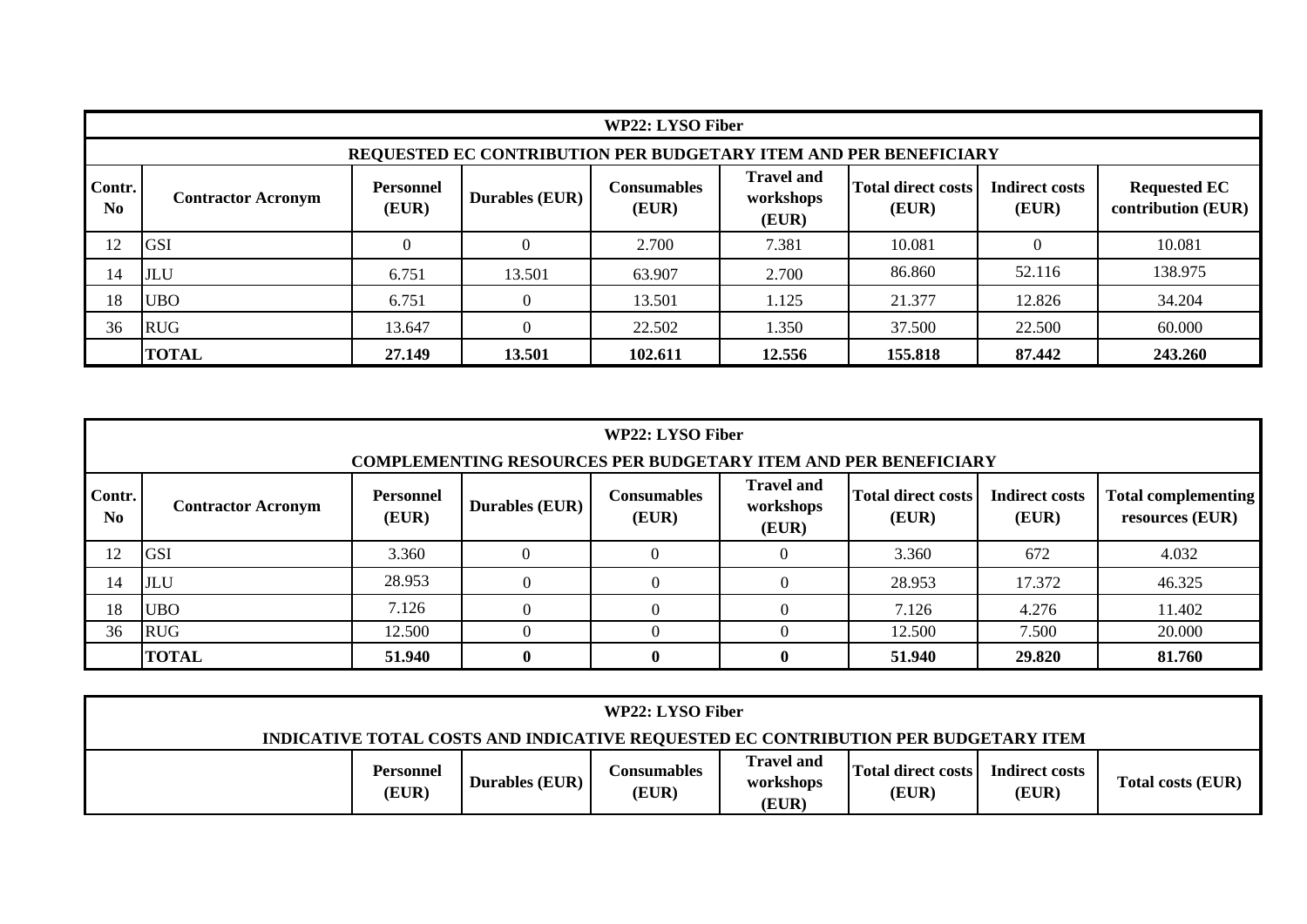| WP22: LYSO Fiber | | | | | | | | |
|---|---|---|---|---|---|---|---|---|
| REQUESTED EC CONTRIBUTION PER BUDGETARY ITEM AND PER BENEFICIARY | | | | | | | | |
| **Contr. No** | **Contractor Acronym** | **Personnel (EUR)** | **Durables (EUR)** | **Consumables (EUR)** | **Travel and workshops (EUR)** | **Total direct costs (EUR)** | **Indirect costs (EUR)** | **Requested EC contribution (EUR)** |
| 12 | GSI | 0 | 0 | 2.700 | 7.381 | 10.081 | 0 | 10.081 |
| 14 | JLU | 6.751 | 13.501 | 63.907 | 2.700 | 86.860 | 52.116 | 138.975 |
| 18 | UBO | 6.751 | 0 | 13.501 | 1.125 | 21.377 | 12.826 | 34.204 |
| 36 | RUG | 13.647 | 0 | 22.502 | 1.350 | 37.500 | 22.500 | 60.000 |
| | **TOTAL** | **27.149** | **13.501** | **102.611** | **12.556** | **155.818** | **87.442** | **243.260** |

| WP22: LYSO Fiber | | | | | | | | |
|---|---|---|---|---|---|---|---|---|
| COMPLEMENTING RESOURCES PER BUDGETARY ITEM AND PER BENEFICIARY | | | | | | | | |
| **Contr. No** | **Contractor Acronym** | **Personnel (EUR)** | **Durables (EUR)** | **Consumables (EUR)** | **Travel and workshops (EUR)** | **Total direct costs (EUR)** | **Indirect costs (EUR)** | **Total complementing resources (EUR)** |
| 12 | GSI | 3.360 | 0 | 0 | 0 | 3.360 | 672 | 4.032 |
| 14 | JLU | 28.953 | 0 | 0 | 0 | 28.953 | 17.372 | 46.325 |
| 18 | UBO | 7.126 | 0 | 0 | 0 | 7.126 | 4.276 | 11.402 |
| 36 | RUG | 12.500 | 0 | 0 | 0 | 12.500 | 7.500 | 20.000 |
| | **TOTAL** | **51.940** | **0** | **0** | **0** | **51.940** | **29.820** | **81.760** |

| WP22: LYSO Fiber | | | | | | | |
|---|---|---|---|---|---|---|---|
| INDICATIVE TOTAL COSTS AND INDICATIVE REQUESTED EC CONTRIBUTION PER BUDGETARY ITEM | | | | | | | |
| | **Personnel (EUR)** | **Durables (EUR)** | **Consumables (EUR)** | **Travel and workshops (EUR)** | **Total direct costs (EUR)** | **Indirect costs (EUR)** | **Total costs (EUR)** |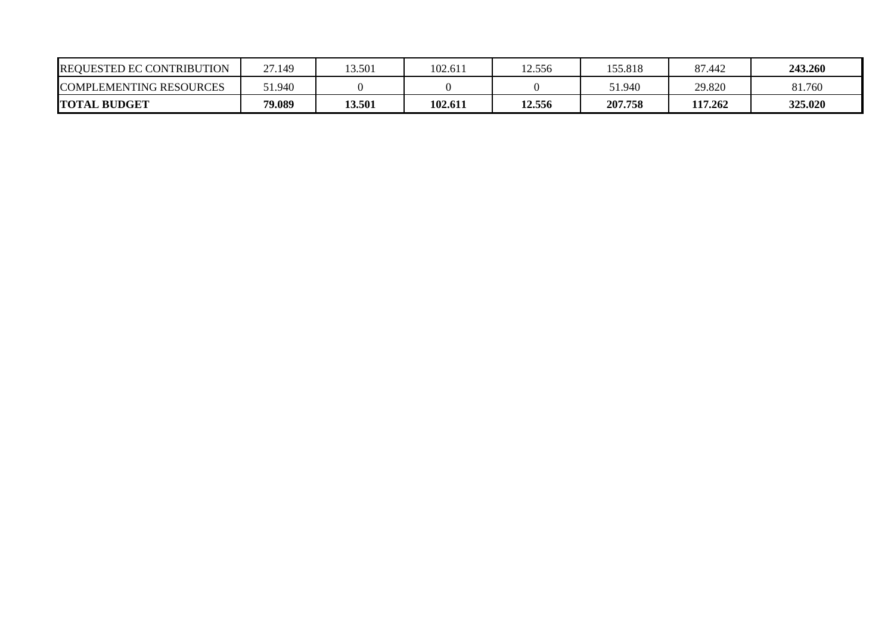| REQUESTED EC CONTRIBUTION | 27.149 | 13.501 | 102.611 | 12.556 | 155.818 | 87.442 | **243.260** |
|---|---|---|---|---|---|---|---|
| COMPLEMENTING RESOURCES | 51.940 | 0 | 0 | 0 | 51.940 | 29.820 | 81.760 |
| **TOTAL BUDGET** | **79.089** | **13.501** | **102.611** | **12.556** | **207.758** | **117.262** | **325.020** |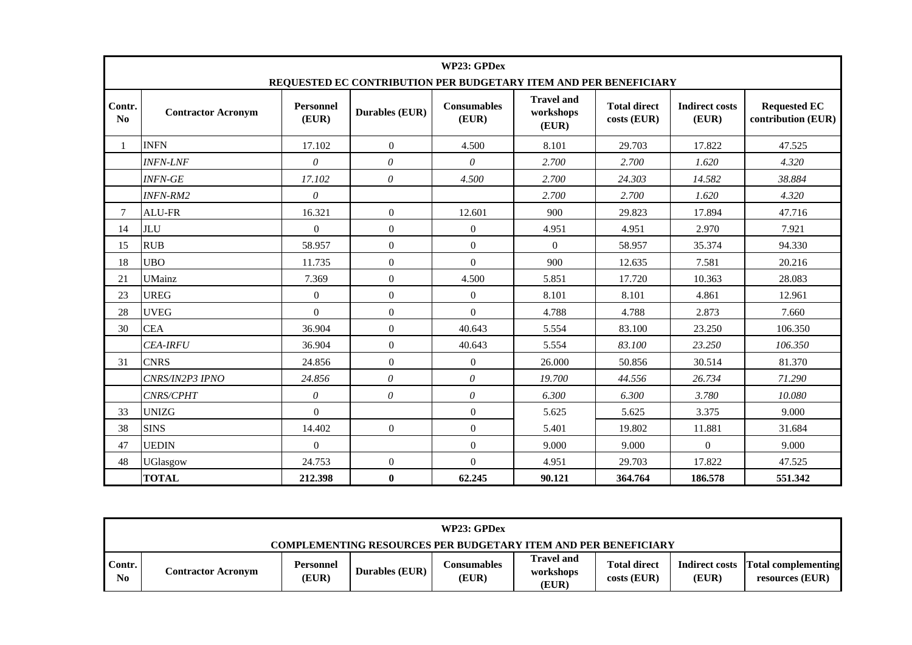**WP23: GPDex**

**REQUESTED EC CONTRIBUTION PER BUDGETARY ITEM AND PER BENEFICIARY**

| Contr. No | Contractor Acronym | Personnel (EUR) | Durables (EUR) | Consumables (EUR) | Travel and workshops (EUR) | Total direct costs (EUR) | Indirect costs (EUR) | Requested EC contribution (EUR) |
|---|---|---|---|---|---|---|---|---|
| 1 | INFN | 17.102 | 0 | 4.500 | 8.101 | 29.703 | 17.822 | 47.525 |
| | *INFN-LNF* | *0* | *0* | *0* | *2.700* | *2.700* | *1.620* | *4.320* |
| | *INFN-GE* | *17.102* | *0* | *4.500* | *2.700* | *24.303* | *14.582* | *38.884* |
| | *INFN-RM2* | *0* | | | *2.700* | *2.700* | *1.620* | *4.320* |
| 7 | ALU-FR | 16.321 | 0 | 12.601 | 900 | 29.823 | 17.894 | 47.716 |
| 14 | JLU | 0 | 0 | 0 | 4.951 | 4.951 | 2.970 | 7.921 |
| 15 | RUB | 58.957 | 0 | 0 | 0 | 58.957 | 35.374 | 94.330 |
| 18 | UBO | 11.735 | 0 | 0 | 900 | 12.635 | 7.581 | 20.216 |
| 21 | UMainz | 7.369 | 0 | 4.500 | 5.851 | 17.720 | 10.363 | 28.083 |
| 23 | UREG | 0 | 0 | 0 | 8.101 | 8.101 | 4.861 | 12.961 |
| 28 | UVEG | 0 | 0 | 0 | 4.788 | 4.788 | 2.873 | 7.660 |
| 30 | CEA | 36.904 | 0 | 40.643 | 5.554 | 83.100 | 23.250 | 106.350 |
| | *CEA-IRFU* | 36.904 | 0 | 40.643 | 5.554 | *83.100* | *23.250* | *106.350* |
| 31 | CNRS | 24.856 | 0 | 0 | 26.000 | 50.856 | 30.514 | 81.370 |
| | *CNRS/IN2P3 IPNO* | *24.856* | *0* | *0* | *19.700* | *44.556* | *26.734* | *71.290* |
| | *CNRS/CPHT* | *0* | *0* | *0* | *6.300* | *6.300* | *3.780* | *10.080* |
| 33 | UNIZG | 0 | | 0 | 5.625 | 5.625 | 3.375 | 9.000 |
| 38 | SINS | 14.402 | 0 | 0 | 5.401 | 19.802 | 11.881 | 31.684 |
| 47 | UEDIN | 0 | | 0 | 9.000 | 9.000 | 0 | 9.000 |
| 48 | UGlasgow | 24.753 | 0 | 0 | 4.951 | 29.703 | 17.822 | 47.525 |
| | **TOTAL** | **212.398** | **0** | **62.245** | **90.121** | **364.764** | **186.578** | **551.342** |

**WP23: GPDex**

**COMPLEMENTING RESOURCES PER BUDGETARY ITEM AND PER BENEFICIARY**

| Contr. No | Contractor Acronym | Personnel (EUR) | Durables (EUR) | Consumables (EUR) | Travel and workshops (EUR) | Total direct costs (EUR) | Indirect costs (EUR) | Total complementing resources (EUR) |
|---|---|---|---|---|---|---|---|---|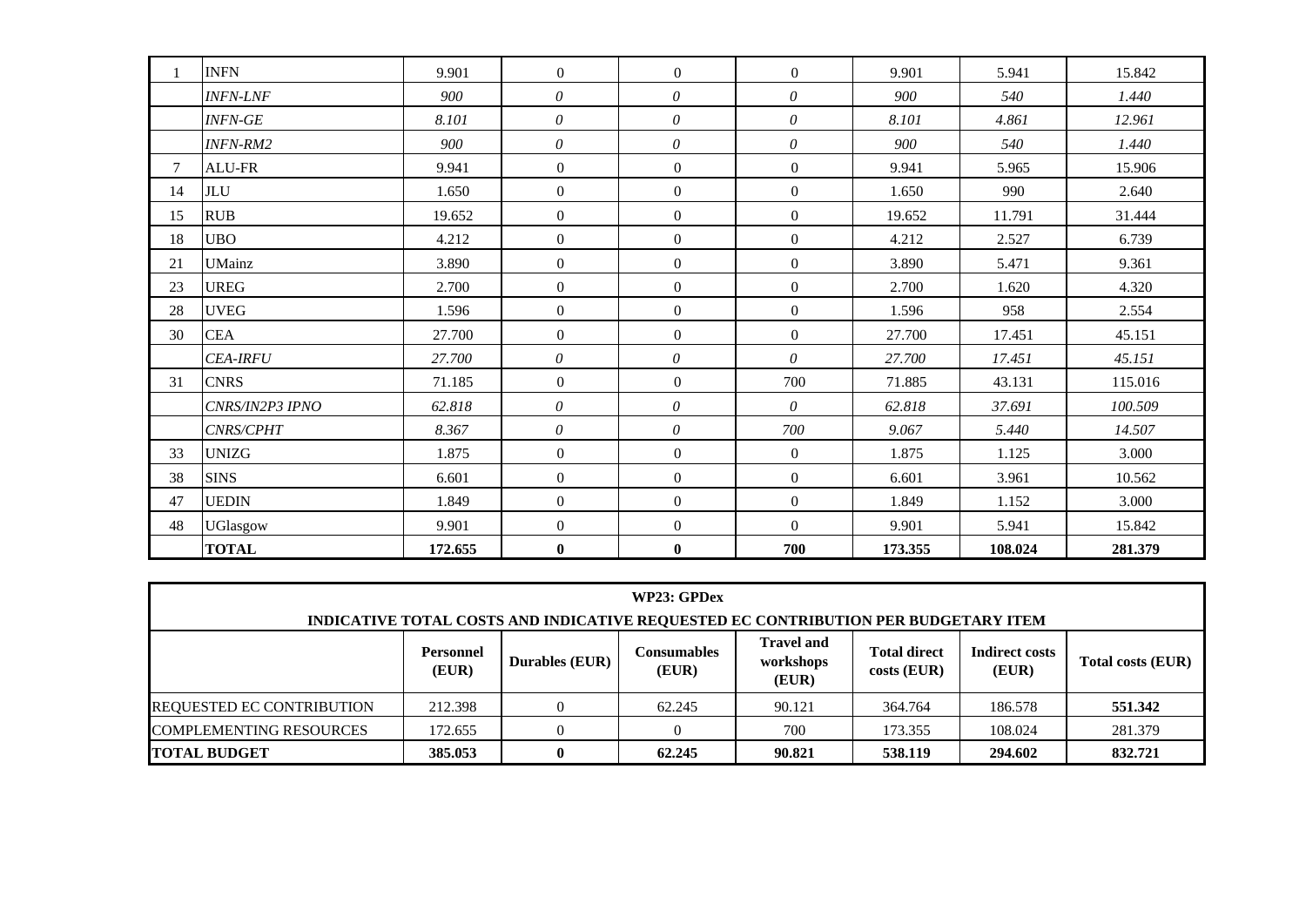| | | | | | | | | |
|---|---|---|---|---|---|---|---|---|
| 1 | INFN | 9.901 | 0 | 0 | 0 | 9.901 | 5.941 | 15.842 |
| | *INFN-LNF* | *900* | *0* | *0* | *0* | *900* | *540* | *1.440* |
| | *INFN-GE* | *8.101* | *0* | *0* | *0* | *8.101* | *4.861* | *12.961* |
| | *INFN-RM2* | *900* | *0* | *0* | *0* | *900* | *540* | *1.440* |
| 7 | ALU-FR | 9.941 | 0 | 0 | 0 | 9.941 | 5.965 | 15.906 |
| 14 | JLU | 1.650 | 0 | 0 | 0 | 1.650 | 990 | 2.640 |
| 15 | RUB | 19.652 | 0 | 0 | 0 | 19.652 | 11.791 | 31.444 |
| 18 | UBO | 4.212 | 0 | 0 | 0 | 4.212 | 2.527 | 6.739 |
| 21 | UMainz | 3.890 | 0 | 0 | 0 | 3.890 | 5.471 | 9.361 |
| 23 | UREG | 2.700 | 0 | 0 | 0 | 2.700 | 1.620 | 4.320 |
| 28 | UVEG | 1.596 | 0 | 0 | 0 | 1.596 | 958 | 2.554 |
| 30 | CEA | 27.700 | 0 | 0 | 0 | 27.700 | 17.451 | 45.151 |
| | *CEA-IRFU* | *27.700* | *0* | *0* | *0* | *27.700* | *17.451* | *45.151* |
| 31 | CNRS | 71.185 | 0 | 0 | 700 | 71.885 | 43.131 | 115.016 |
| | *CNRS/IN2P3 IPNO* | *62.818* | *0* | *0* | *0* | *62.818* | *37.691* | *100.509* |
| | *CNRS/CPHT* | *8.367* | *0* | *0* | *700* | *9.067* | *5.440* | *14.507* |
| 33 | UNIZG | 1.875 | 0 | 0 | 0 | 1.875 | 1.125 | 3.000 |
| 38 | SINS | 6.601 | 0 | 0 | 0 | 6.601 | 3.961 | 10.562 |
| 47 | UEDIN | 1.849 | 0 | 0 | 0 | 1.849 | 1.152 | 3.000 |
| 48 | UGlasgow | 9.901 | 0 | 0 | 0 | 9.901 | 5.941 | 15.842 |
| | **TOTAL** | **172.655** | **0** | **0** | **700** | **173.355** | **108.024** | **281.379** |

**WP23: GPDex**

**INDICATIVE TOTAL COSTS AND INDICATIVE REQUESTED EC CONTRIBUTION PER BUDGETARY ITEM**

| | Personnel (EUR) | Durables (EUR) | Consumables (EUR) | Travel and workshops (EUR) | Total direct costs (EUR) | Indirect costs (EUR) | Total costs (EUR) |
|---|---|---|---|---|---|---|---|
| REQUESTED EC CONTRIBUTION | 212.398 | 0 | 62.245 | 90.121 | 364.764 | 186.578 | **551.342** |
| COMPLEMENTING RESOURCES | 172.655 | 0 | 0 | 700 | 173.355 | 108.024 | 281.379 |
| **TOTAL BUDGET** | **385.053** | **0** | **62.245** | **90.821** | **538.119** | **294.602** | **832.721** |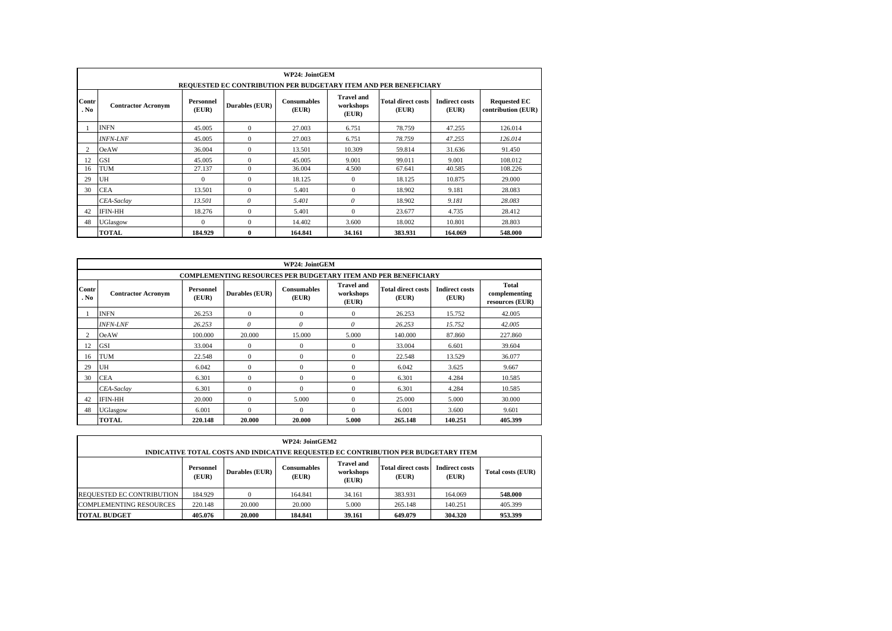**WP24: JointGEM**

**REQUESTED EC CONTRIBUTION PER BUDGETARY ITEM AND PER BENEFICIARY**

| Contr. No | Contractor Acronym | Personnel (EUR) | Durables (EUR) | Consumables (EUR) | Travel and workshops (EUR) | Total direct costs (EUR) | Indirect costs (EUR) | Requested EC contribution (EUR) |
|---|---|---|---|---|---|---|---|---|
| 1 | INFN | 45.005 | 0 | 27.003 | 6.751 | 78.759 | 47.255 | 126.014 |
| | *INFN-LNF* | 45.005 | 0 | 27.003 | 6.751 | *78.759* | *47.255* | *126.014* |
| 2 | OeAW | 36.004 | 0 | 13.501 | 10.309 | 59.814 | 31.636 | 91.450 |
| 12 | GSI | 45.005 | 0 | 45.005 | 9.001 | 99.011 | 9.001 | 108.012 |
| 16 | TUM | 27.137 | 0 | 36.004 | 4.500 | 67.641 | 40.585 | 108.226 |
| 29 | UH | 0 | 0 | 18.125 | 0 | 18.125 | 10.875 | 29.000 |
| 30 | CEA | 13.501 | 0 | 5.401 | 0 | 18.902 | 9.181 | 28.083 |
| | *CEA-Saclay* | *13.501* | *0* | *5.401* | *0* | 18.902 | *9.181* | *28.083* |
| 42 | IFIN-HH | 18.276 | 0 | 5.401 | 0 | 23.677 | 4.735 | 28.412 |
| 48 | UGlasgow | 0 | 0 | 14.402 | 3.600 | 18.002 | 10.801 | 28.803 |
| | **TOTAL** | **184.929** | **0** | **164.841** | **34.161** | **383.931** | **164.069** | **548.000** |

**WP24: JointGEM**

**COMPLEMENTING RESOURCES PER BUDGETARY ITEM AND PER BENEFICIARY**

| Contr. No | Contractor Acronym | Personnel (EUR) | Durables (EUR) | Consumables (EUR) | Travel and workshops (EUR) | Total direct costs (EUR) | Indirect costs (EUR) | Total complementing resources (EUR) |
|---|---|---|---|---|---|---|---|---|
| 1 | INFN | 26.253 | 0 | 0 | 0 | 26.253 | 15.752 | 42.005 |
| | *INFN-LNF* | *26.253* | *0* | *0* | *0* | *26.253* | *15.752* | *42.005* |
| 2 | OeAW | 100.000 | 20.000 | 15.000 | 5.000 | 140.000 | 87.860 | 227.860 |
| 12 | GSI | 33.004 | 0 | 0 | 0 | 33.004 | 6.601 | 39.604 |
| 16 | TUM | 22.548 | 0 | 0 | 0 | 22.548 | 13.529 | 36.077 |
| 29 | UH | 6.042 | 0 | 0 | 0 | 6.042 | 3.625 | 9.667 |
| 30 | CEA | 6.301 | 0 | 0 | 0 | 6.301 | 4.284 | 10.585 |
| | *CEA-Saclay* | 6.301 | 0 | 0 | 0 | 6.301 | 4.284 | 10.585 |
| 42 | IFIN-HH | 20.000 | 0 | 5.000 | 0 | 25.000 | 5.000 | 30.000 |
| 48 | UGlasgow | 6.001 | 0 | 0 | 0 | 6.001 | 3.600 | 9.601 |
| | **TOTAL** | **220.148** | **20.000** | **20.000** | **5.000** | **265.148** | **140.251** | **405.399** |

**WP24: JointGEM2**

**INDICATIVE TOTAL COSTS AND INDICATIVE REQUESTED EC CONTRIBUTION PER BUDGETARY ITEM**

| | Personnel (EUR) | Durables (EUR) | Consumables (EUR) | Travel and workshops (EUR) | Total direct costs (EUR) | Indirect costs (EUR) | Total costs (EUR) |
|---|---|---|---|---|---|---|---|
| REQUESTED EC CONTRIBUTION | 184.929 | 0 | 164.841 | 34.161 | 383.931 | 164.069 | **548.000** |
| COMPLEMENTING RESOURCES | 220.148 | 20.000 | 20.000 | 5.000 | 265.148 | 140.251 | 405.399 |
| **TOTAL BUDGET** | **405.076** | **20.000** | **184.841** | **39.161** | **649.079** | **304.320** | **953.399** |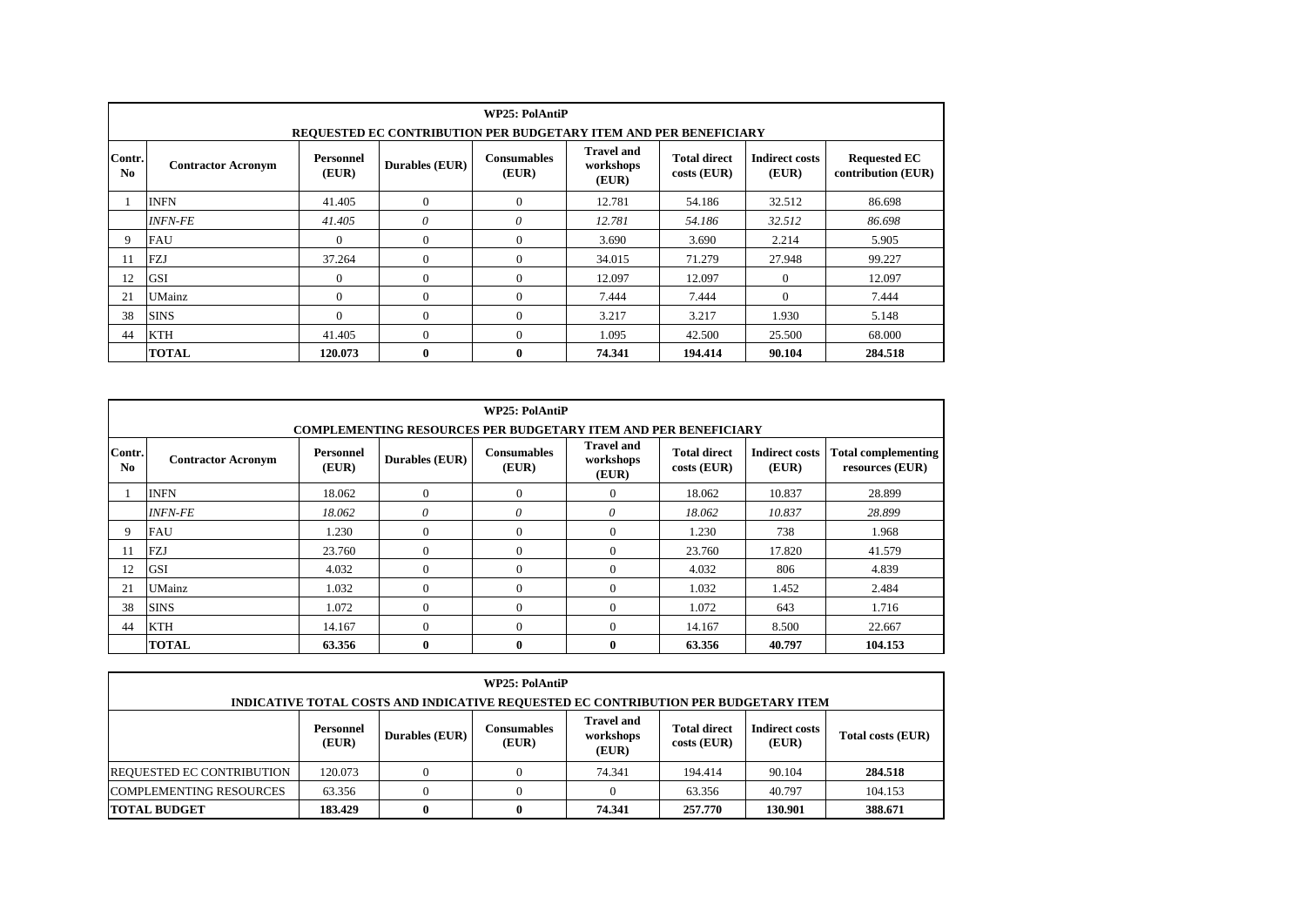**WP25: PolAntiP**

**REQUESTED EC CONTRIBUTION PER BUDGETARY ITEM AND PER BENEFICIARY**

| Contr. No | Contractor Acronym | Personnel (EUR) | Durables (EUR) | Consumables (EUR) | Travel and workshops (EUR) | Total direct costs (EUR) | Indirect costs (EUR) | Requested EC contribution (EUR) |
|---|---|---|---|---|---|---|---|---|
| 1 | INFN | 41.405 | 0 | 0 | 12.781 | 54.186 | 32.512 | 86.698 |
| | *INFN-FE* | *41.405* | *0* | *0* | *12.781* | *54.186* | *32.512* | *86.698* |
| 9 | FAU | 0 | 0 | 0 | 3.690 | 3.690 | 2.214 | 5.905 |
| 11 | FZJ | 37.264 | 0 | 0 | 34.015 | 71.279 | 27.948 | 99.227 |
| 12 | GSI | 0 | 0 | 0 | 12.097 | 12.097 | 0 | 12.097 |
| 21 | UMainz | 0 | 0 | 0 | 7.444 | 7.444 | 0 | 7.444 |
| 38 | SINS | 0 | 0 | 0 | 3.217 | 3.217 | 1.930 | 5.148 |
| 44 | KTH | 41.405 | 0 | 0 | 1.095 | 42.500 | 25.500 | 68.000 |
| | **TOTAL** | **120.073** | **0** | **0** | **74.341** | **194.414** | **90.104** | **284.518** |

**WP25: PolAntiP**

**COMPLEMENTING RESOURCES PER BUDGETARY ITEM AND PER BENEFICIARY**

| Contr. No | Contractor Acronym | Personnel (EUR) | Durables (EUR) | Consumables (EUR) | Travel and workshops (EUR) | Total direct costs (EUR) | Indirect costs (EUR) | Total complementing resources (EUR) |
|---|---|---|---|---|---|---|---|---|
| 1 | INFN | 18.062 | 0 | 0 | 0 | 18.062 | 10.837 | 28.899 |
| | *INFN-FE* | *18.062* | *0* | *0* | *0* | *18.062* | *10.837* | *28.899* |
| 9 | FAU | 1.230 | 0 | 0 | 0 | 1.230 | 738 | 1.968 |
| 11 | FZJ | 23.760 | 0 | 0 | 0 | 23.760 | 17.820 | 41.579 |
| 12 | GSI | 4.032 | 0 | 0 | 0 | 4.032 | 806 | 4.839 |
| 21 | UMainz | 1.032 | 0 | 0 | 0 | 1.032 | 1.452 | 2.484 |
| 38 | SINS | 1.072 | 0 | 0 | 0 | 1.072 | 643 | 1.716 |
| 44 | KTH | 14.167 | 0 | 0 | 0 | 14.167 | 8.500 | 22.667 |
| | **TOTAL** | **63.356** | **0** | **0** | **0** | **63.356** | **40.797** | **104.153** |

**WP25: PolAntiP**

**INDICATIVE TOTAL COSTS AND INDICATIVE REQUESTED EC CONTRIBUTION PER BUDGETARY ITEM**

| | Personnel (EUR) | Durables (EUR) | Consumables (EUR) | Travel and workshops (EUR) | Total direct costs (EUR) | Indirect costs (EUR) | Total costs (EUR) |
|---|---|---|---|---|---|---|---|
| REQUESTED EC CONTRIBUTION | 120.073 | 0 | 0 | 74.341 | 194.414 | 90.104 | **284.518** |
| COMPLEMENTING RESOURCES | 63.356 | 0 | 0 | 0 | 63.356 | 40.797 | 104.153 |
| **TOTAL BUDGET** | **183.429** | **0** | **0** | **74.341** | **257.770** | **130.901** | **388.671** |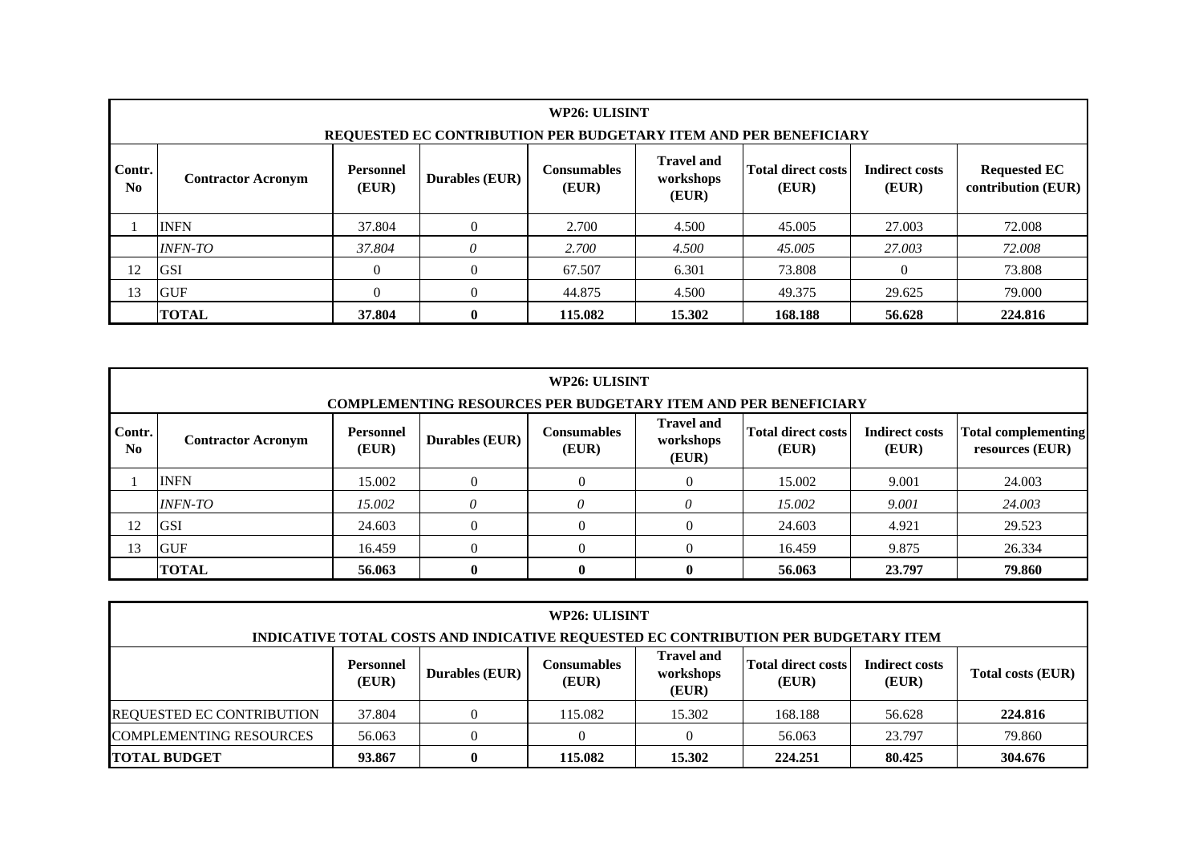| WP26: ULISINT | | | | | | | | |
|---|---|---|---|---|---|---|---|---|
| REQUESTED EC CONTRIBUTION PER BUDGETARY ITEM AND PER BENEFICIARY | | | | | | | | |
| **Contr. No** | **Contractor Acronym** | **Personnel (EUR)** | **Durables (EUR)** | **Consumables (EUR)** | **Travel and workshops (EUR)** | **Total direct costs (EUR)** | **Indirect costs (EUR)** | **Requested EC contribution (EUR)** |
| 1 | INFN | 37.804 | 0 | 2.700 | 4.500 | 45.005 | 27.003 | 72.008 |
| | *INFN-TO* | *37.804* | *0* | *2.700* | *4.500* | *45.005* | *27.003* | *72.008* |
| 12 | GSI | 0 | 0 | 67.507 | 6.301 | 73.808 | 0 | 73.808 |
| 13 | GUF | 0 | 0 | 44.875 | 4.500 | 49.375 | 29.625 | 79.000 |
| | **TOTAL** | **37.804** | **0** | **115.082** | **15.302** | **168.188** | **56.628** | **224.816** |

| WP26: ULISINT | | | | | | | | |
|---|---|---|---|---|---|---|---|---|
| COMPLEMENTING RESOURCES PER BUDGETARY ITEM AND PER BENEFICIARY | | | | | | | | |
| **Contr. No** | **Contractor Acronym** | **Personnel (EUR)** | **Durables (EUR)** | **Consumables (EUR)** | **Travel and workshops (EUR)** | **Total direct costs (EUR)** | **Indirect costs (EUR)** | **Total complementing resources (EUR)** |
| 1 | INFN | 15.002 | 0 | 0 | 0 | 15.002 | 9.001 | 24.003 |
| | *INFN-TO* | *15.002* | *0* | *0* | *0* | *15.002* | *9.001* | *24.003* |
| 12 | GSI | 24.603 | 0 | 0 | 0 | 24.603 | 4.921 | 29.523 |
| 13 | GUF | 16.459 | 0 | 0 | 0 | 16.459 | 9.875 | 26.334 |
| | **TOTAL** | **56.063** | **0** | **0** | **0** | **56.063** | **23.797** | **79.860** |

| WP26: ULISINT | | | | | | | |
|---|---|---|---|---|---|---|---|
| INDICATIVE TOTAL COSTS AND INDICATIVE REQUESTED EC CONTRIBUTION PER BUDGETARY ITEM | | | | | | | |
| | **Personnel (EUR)** | **Durables (EUR)** | **Consumables (EUR)** | **Travel and workshops (EUR)** | **Total direct costs (EUR)** | **Indirect costs (EUR)** | **Total costs (EUR)** |
| REQUESTED EC CONTRIBUTION | 37.804 | 0 | 115.082 | 15.302 | 168.188 | 56.628 | **224.816** |
| COMPLEMENTING RESOURCES | 56.063 | 0 | 0 | 0 | 56.063 | 23.797 | 79.860 |
| **TOTAL BUDGET** | **93.867** | **0** | **115.082** | **15.302** | **224.251** | **80.425** | **304.676** |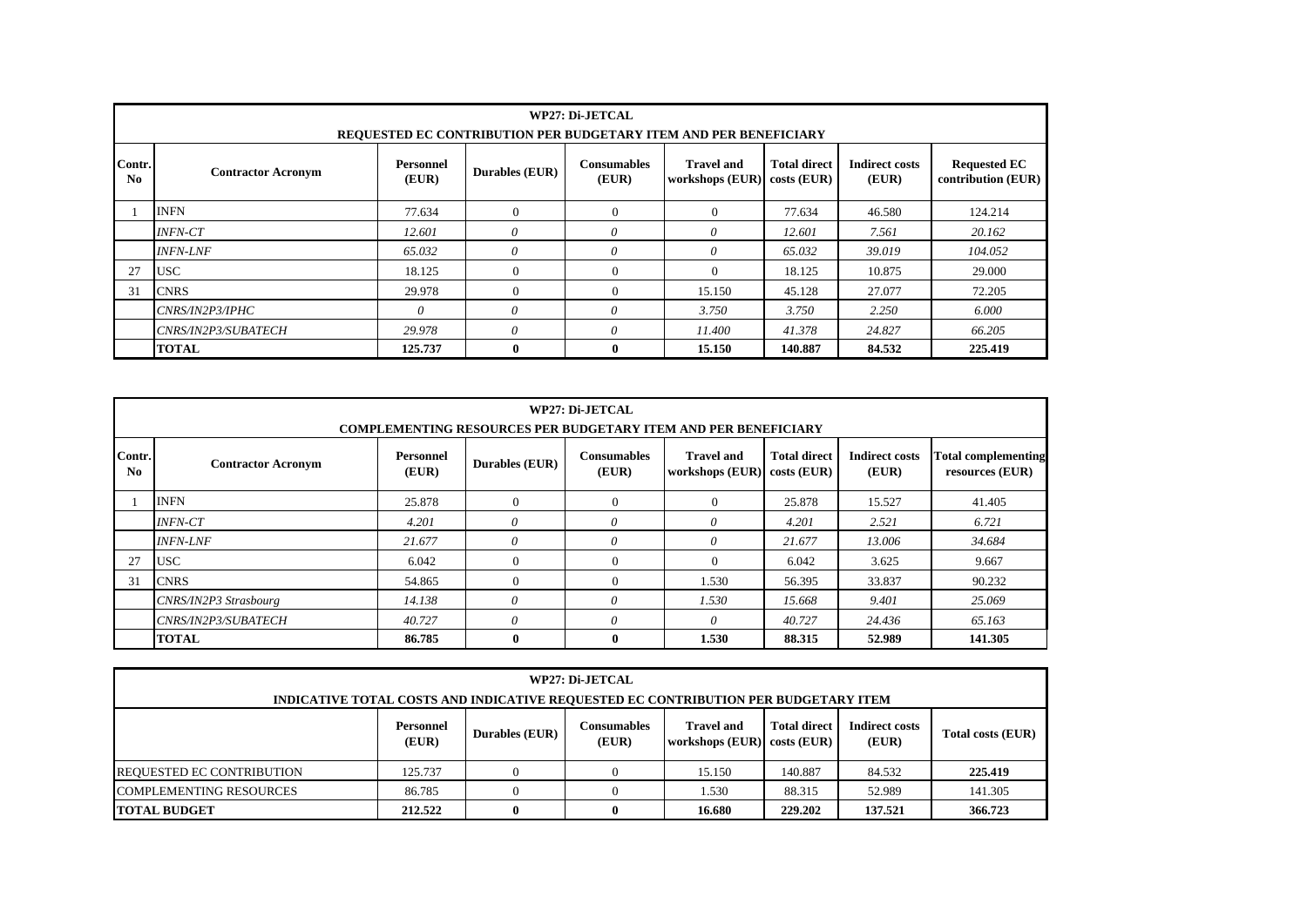| WP27: Di-JETCAL | | | | | | | | |
|---|---|---|---|---|---|---|---|---|
| REQUESTED EC CONTRIBUTION PER BUDGETARY ITEM AND PER BENEFICIARY | | | | | | | | |
| **Contr. No** | **Contractor Acronym** | **Personnel (EUR)** | **Durables (EUR)** | **Consumables (EUR)** | **Travel and workshops (EUR)** | **Total direct costs (EUR)** | **Indirect costs (EUR)** | **Requested EC contribution (EUR)** |
| 1 | INFN | 77.634 | 0 | 0 | 0 | 77.634 | 46.580 | 124.214 |
| | *INFN-CT* | *12.601* | *0* | *0* | *0* | *12.601* | *7.561* | *20.162* |
| | *INFN-LNF* | *65.032* | *0* | *0* | *0* | *65.032* | *39.019* | *104.052* |
| 27 | USC | 18.125 | 0 | 0 | 0 | 18.125 | 10.875 | 29.000 |
| 31 | CNRS | 29.978 | 0 | 0 | 15.150 | 45.128 | 27.077 | 72.205 |
| | *CNRS/IN2P3/IPHC* | *0* | *0* | *0* | *3.750* | *3.750* | *2.250* | *6.000* |
| | *CNRS/IN2P3/SUBATECH* | *29.978* | *0* | *0* | *11.400* | *41.378* | *24.827* | *66.205* |
| | **TOTAL** | **125.737** | **0** | **0** | **15.150** | **140.887** | **84.532** | **225.419** |

| WP27: Di-JETCAL | | | | | | | | |
|---|---|---|---|---|---|---|---|---|
| COMPLEMENTING RESOURCES PER BUDGETARY ITEM AND PER BENEFICIARY | | | | | | | | |
| **Contr. No** | **Contractor Acronym** | **Personnel (EUR)** | **Durables (EUR)** | **Consumables (EUR)** | **Travel and workshops (EUR)** | **Total direct costs (EUR)** | **Indirect costs (EUR)** | **Total complementing resources (EUR)** |
| 1 | INFN | 25.878 | 0 | 0 | 0 | 25.878 | 15.527 | 41.405 |
| | *INFN-CT* | *4.201* | *0* | *0* | *0* | *4.201* | *2.521* | *6.721* |
| | *INFN-LNF* | *21.677* | *0* | *0* | *0* | *21.677* | *13.006* | *34.684* |
| 27 | USC | 6.042 | 0 | 0 | 0 | 6.042 | 3.625 | 9.667 |
| 31 | CNRS | 54.865 | 0 | 0 | 1.530 | 56.395 | 33.837 | 90.232 |
| | *CNRS/IN2P3 Strasbourg* | *14.138* | *0* | *0* | *1.530* | *15.668* | *9.401* | *25.069* |
| | *CNRS/IN2P3/SUBATECH* | *40.727* | *0* | *0* | *0* | *40.727* | *24.436* | *65.163* |
| | **TOTAL** | **86.785** | **0** | **0** | **1.530** | **88.315** | **52.989** | **141.305** |

| WP27: Di-JETCAL | | | | | | | |
|---|---|---|---|---|---|---|---|
| INDICATIVE TOTAL COSTS AND INDICATIVE REQUESTED EC CONTRIBUTION PER BUDGETARY ITEM | | | | | | | |
| | **Personnel (EUR)** | **Durables (EUR)** | **Consumables (EUR)** | **Travel and workshops (EUR)** | **Total direct costs (EUR)** | **Indirect costs (EUR)** | **Total costs (EUR)** |
| REQUESTED EC CONTRIBUTION | 125.737 | 0 | 0 | 15.150 | 140.887 | 84.532 | **225.419** |
| COMPLEMENTING RESOURCES | 86.785 | 0 | 0 | 1.530 | 88.315 | 52.989 | 141.305 |
| **TOTAL BUDGET** | **212.522** | **0** | **0** | **16.680** | **229.202** | **137.521** | **366.723** |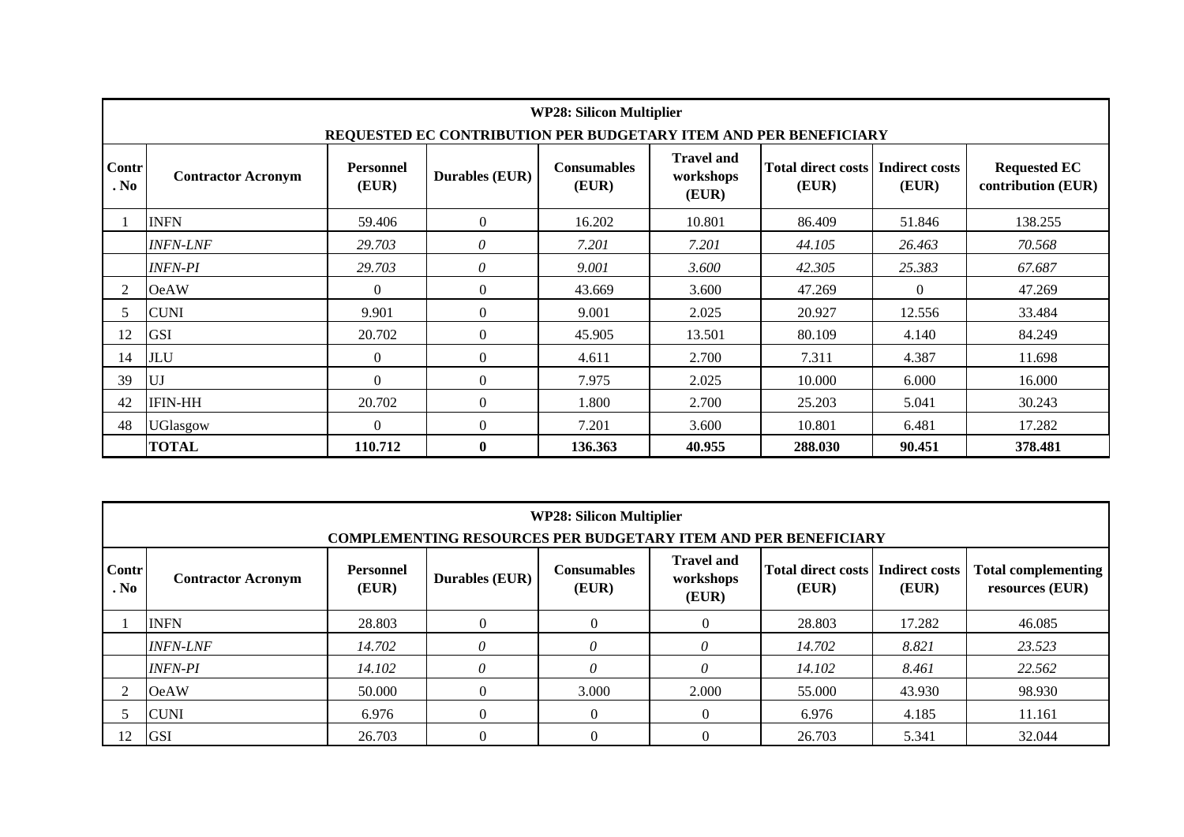| WP28: Silicon Multiplier | | | | | | | | |
|---|---|---|---|---|---|---|---|---|
| REQUESTED EC CONTRIBUTION PER BUDGETARY ITEM AND PER BENEFICIARY | | | | | | | | |
| **Contr. No** | **Contractor Acronym** | **Personnel (EUR)** | **Durables (EUR)** | **Consumables (EUR)** | **Travel and workshops (EUR)** | **Total direct costs (EUR)** | **Indirect costs (EUR)** | **Requested EC contribution (EUR)** |
| 1 | INFN | 59.406 | 0 | 16.202 | 10.801 | 86.409 | 51.846 | 138.255 |
| | *INFN-LNF* | *29.703* | *0* | *7.201* | *7.201* | *44.105* | *26.463* | *70.568* |
| | *INFN-PI* | *29.703* | *0* | *9.001* | *3.600* | *42.305* | *25.383* | *67.687* |
| 2 | OeAW | 0 | 0 | 43.669 | 3.600 | 47.269 | 0 | 47.269 |
| 5 | CUNI | 9.901 | 0 | 9.001 | 2.025 | 20.927 | 12.556 | 33.484 |
| 12 | GSI | 20.702 | 0 | 45.905 | 13.501 | 80.109 | 4.140 | 84.249 |
| 14 | JLU | 0 | 0 | 4.611 | 2.700 | 7.311 | 4.387 | 11.698 |
| 39 | UJ | 0 | 0 | 7.975 | 2.025 | 10.000 | 6.000 | 16.000 |
| 42 | IFIN-HH | 20.702 | 0 | 1.800 | 2.700 | 25.203 | 5.041 | 30.243 |
| 48 | UGlasgow | 0 | 0 | 7.201 | 3.600 | 10.801 | 6.481 | 17.282 |
| | **TOTAL** | **110.712** | **0** | **136.363** | **40.955** | **288.030** | **90.451** | **378.481** |

| WP28: Silicon Multiplier | | | | | | | | |
|---|---|---|---|---|---|---|---|---|
| COMPLEMENTING RESOURCES PER BUDGETARY ITEM AND PER BENEFICIARY | | | | | | | | |
| **Contr. No** | **Contractor Acronym** | **Personnel (EUR)** | **Durables (EUR)** | **Consumables (EUR)** | **Travel and workshops (EUR)** | **Total direct costs (EUR)** | **Indirect costs (EUR)** | **Total complementing resources (EUR)** |
| 1 | INFN | 28.803 | 0 | 0 | 0 | 28.803 | 17.282 | 46.085 |
| | *INFN-LNF* | *14.702* | *0* | *0* | *0* | *14.702* | *8.821* | *23.523* |
| | *INFN-PI* | *14.102* | *0* | *0* | *0* | *14.102* | *8.461* | *22.562* |
| 2 | OeAW | 50.000 | 0 | 3.000 | 2.000 | 55.000 | 43.930 | 98.930 |
| 5 | CUNI | 6.976 | 0 | 0 | 0 | 6.976 | 4.185 | 11.161 |
| 12 | GSI | 26.703 | 0 | 0 | 0 | 26.703 | 5.341 | 32.044 |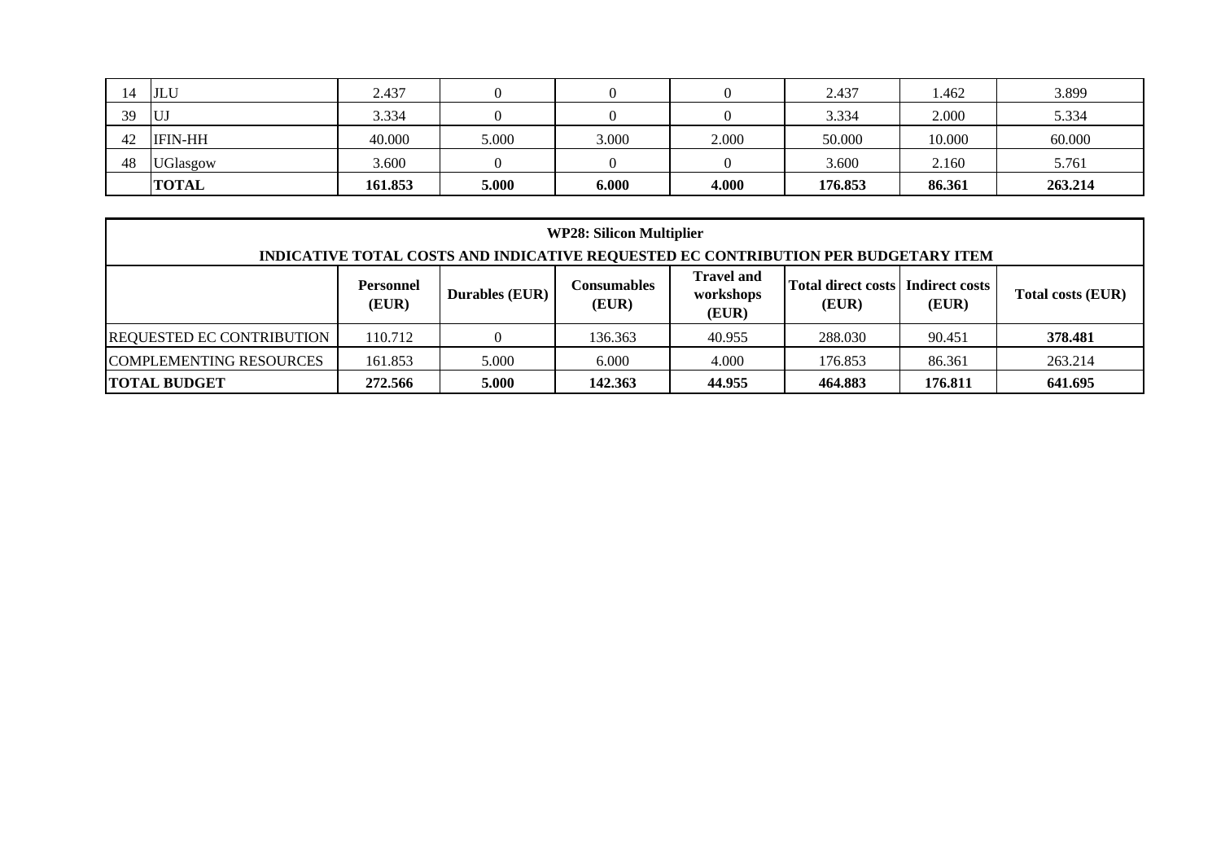| | | | | | | | | |
|---|---|---|---|---|---|---|---|---|
| 14 | JLU | 2.437 | 0 | 0 | 0 | 2.437 | 1.462 | 3.899 |
| 39 | UJ | 3.334 | 0 | 0 | 0 | 3.334 | 2.000 | 5.334 |
| 42 | IFIN-HH | 40.000 | 5.000 | 3.000 | 2.000 | 50.000 | 10.000 | 60.000 |
| 48 | UGlasgow | 3.600 | 0 | 0 | 0 | 3.600 | 2.160 | 5.761 |
| | **TOTAL** | **161.853** | **5.000** | **6.000** | **4.000** | **176.853** | **86.361** | **263.214** |

**WP28: Silicon Multiplier**

**INDICATIVE TOTAL COSTS AND INDICATIVE REQUESTED EC CONTRIBUTION PER BUDGETARY ITEM**

| | Personnel (EUR) | Durables (EUR) | Consumables (EUR) | Travel and workshops (EUR) | Total direct costs (EUR) | Indirect costs (EUR) | Total costs (EUR) |
|---|---|---|---|---|---|---|---|
| REQUESTED EC CONTRIBUTION | 110.712 | 0 | 136.363 | 40.955 | 288.030 | 90.451 | **378.481** |
| COMPLEMENTING RESOURCES | 161.853 | 5.000 | 6.000 | 4.000 | 176.853 | 86.361 | 263.214 |
| **TOTAL BUDGET** | **272.566** | **5.000** | **142.363** | **44.955** | **464.883** | **176.811** | **641.695** |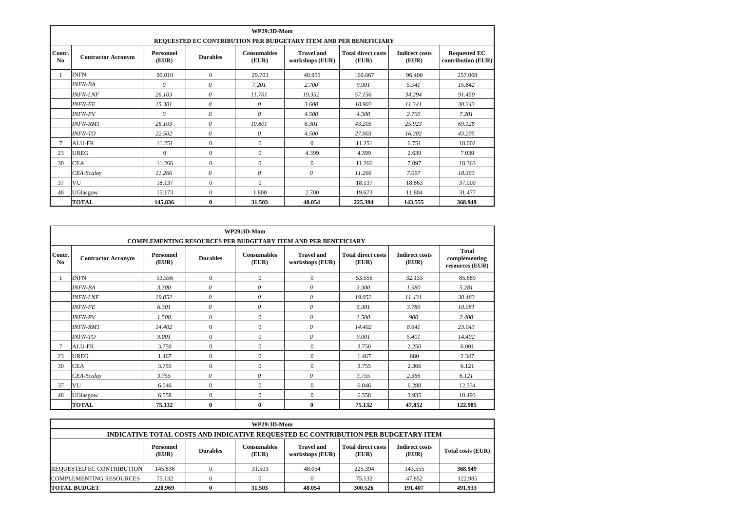| WP29:3D-Mom | | | | | | | | |
|---|---|---|---|---|---|---|---|---|
| **REQUESTED EC CONTRIBUTION PER BUDGETARY ITEM AND PER BENEFICIARY** | | | | | | | | |
| **Contr. No** | **Contractor Acronym** | **Personnel (EUR)** | **Durables** | **Consumables (EUR)** | **Travel and workshops (EUR)** | **Total direct costs (EUR)** | **Indirect costs (EUR)** | **Requested EC contribution (EUR)** |
| 1 | INFN | 90.010 | 0 | 29.703 | 40.955 | 160.667 | 96.400 | 257.068 |
| | *INFN-BA* | *0* | *0* | *7.201* | *2.700* | *9.901* | *5.941* | *15.842* |
| | *INFN-LNF* | *26.103* | *0* | *11.701* | *19.352* | *57.156* | *34.294* | *91.450* |
| | *INFN-FE* | *15.301* | *0* | *0* | *3.600* | *18.902* | *11.341* | *30.243* |
| | *INFN-PV* | *0* | *0* | *0* | *4.500* | *4.500* | *2.700* | *7.201* |
| | *INFN-RM1* | *26.103* | *0* | *10.801* | *6.301* | *43.205* | *25.923* | *69.128* |
| | *INFN-TO* | *22.502* | *0* | *0* | *4.500* | *27.003* | *16.202* | *43.205* |
| 7 | ALU-FR | 11.251 | 0 | 0 | 0 | 11.251 | 6.751 | 18.002 |
| 23 | UREG | 0 | 0 | 0 | 4.399 | 4.399 | 2.639 | 7.039 |
| 30 | CEA | 11.266 | 0 | 0 | 0 | 11.266 | 7.097 | 18.363 |
| | *CEA-Scalay* | *11.266* | *0* | *0* | *0* | *11.266* | *7.097* | *18.363* |
| 37 | VU | 18.137 | 0 | 0 | | 18.137 | 18.863 | 37.000 |
| 48 | UGlasgow | 15.173 | 0 | 1.800 | 2.700 | 19.673 | 11.804 | 31.477 |
| | **TOTAL** | **145.836** | **0** | **31.503** | **48.054** | **225.394** | **143.555** | **368.949** |

| WP29:3D-Mom | | | | | | | | |
|---|---|---|---|---|---|---|---|---|
| **COMPLEMENTING RESOURCES PER BUDGETARY ITEM AND PER BENEFICIARY** | | | | | | | | |
| **Contr. No** | **Contractor Acronym** | **Personnel (EUR)** | **Durables** | **Consumables (EUR)** | **Travel and workshops (EUR)** | **Total direct costs (EUR)** | **Indirect costs (EUR)** | **Total complementing resources (EUR)** |
| 1 | INFN | 53.556 | 0 | 0 | 0 | 53.556 | 32.133 | 85.689 |
| | *INFN-BA* | *3.300* | *0* | *0* | *0* | *3.300* | *1.980* | *5.281* |
| | *INFN-LNF* | *19.052* | *0* | *0* | *0* | *19.052* | *11.431* | *30.483* |
| | *INFN-FE* | *6.301* | *0* | *0* | *0* | *6.301* | *3.780* | *10.081* |
| | *INFN-PV* | *1.500* | 0 | 0 | *0* | *1.500* | *900* | *2.400* |
| | *INFN-RM1* | *14.402* | 0 | 0 | *0* | *14.402* | *8.641* | *23.043* |
| | *INFN-TO* | *9.001* | 0 | 0 | *0* | *9.001* | *5.401* | *14.402* |
| 7 | ALU-FR | 3.750 | 0 | 0 | 0 | 3.750 | 2.250 | 6.001 |
| 23 | UREG | 1.467 | 0 | 0 | 0 | 1.467 | 880 | 2.347 |
| 30 | CEA | 3.755 | 0 | 0 | 0 | 3.755 | 2.366 | 6.121 |
| | *CEA-Scalay* | *3.755* | *0* | *0* | *0* | *3.755* | *2.366* | *6.121* |
| 37 | VU | 6.046 | 0 | 0 | 0 | 6.046 | 6.288 | 12.334 |
| 48 | UGlasgow | 6.558 | 0 | 0 | 0 | 6.558 | 3.935 | 10.493 |
| | **TOTAL** | **75.132** | **0** | **0** | **0** | **75.132** | **47.852** | **122.985** |

| WP29:3D-Mom | | | | | | | |
|---|---|---|---|---|---|---|---|
| **INDICATIVE TOTAL COSTS AND INDICATIVE REQUESTED EC CONTRIBUTION PER BUDGETARY ITEM** | | | | | | | |
| | **Personnel (EUR)** | **Durables** | **Consumables (EUR)** | **Travel and workshops (EUR)** | **Total direct costs (EUR)** | **Indirect costs (EUR)** | **Total costs (EUR)** |
| REQUESTED EC CONTRIBUTION | 145.836 | 0 | 31.503 | 48.054 | 225.394 | 143.555 | **368.949** |
| COMPLEMENTING RESOURCES | 75.132 | 0 | 0 | 0 | 75.132 | 47.852 | 122.985 |
| **TOTAL BUDGET** | **220.969** | **0** | **31.503** | **48.054** | **300.526** | **191.407** | **491.933** |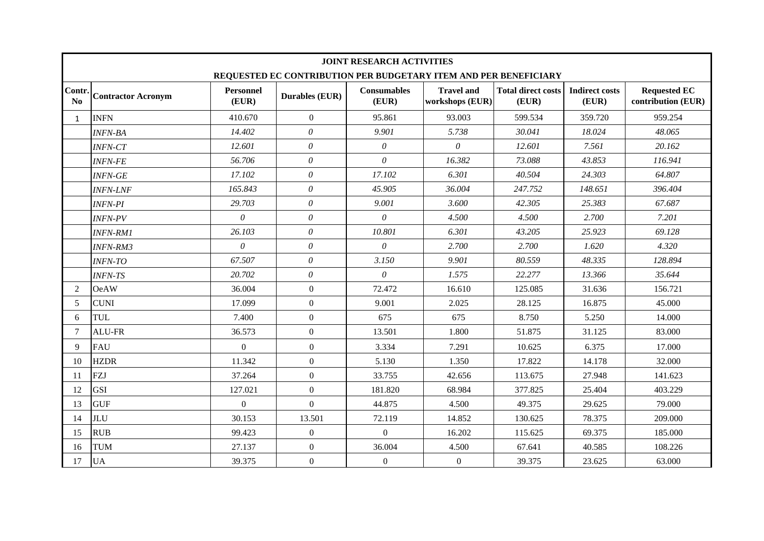| JOINT RESEARCH ACTIVITIES | | | | | | | | |
|---|---|---|---|---|---|---|---|---|
| REQUESTED EC CONTRIBUTION PER BUDGETARY ITEM AND PER BENEFICIARY | | | | | | | | |
| **Contr. No** | **Contractor Acronym** | **Personnel (EUR)** | **Durables (EUR)** | **Consumables (EUR)** | **Travel and workshops (EUR)** | **Total direct costs (EUR)** | **Indirect costs (EUR)** | **Requested EC contribution (EUR)** |
| 1 | INFN | 410.670 | 0 | 95.861 | 93.003 | 599.534 | 359.720 | 959.254 |
| | *INFN-BA* | *14.402* | *0* | *9.901* | *5.738* | *30.041* | *18.024* | *48.065* |
| | *INFN-CT* | *12.601* | *0* | *0* | *0* | *12.601* | *7.561* | *20.162* |
| | *INFN-FE* | *56.706* | *0* | *0* | *16.382* | *73.088* | *43.853* | *116.941* |
| | *INFN-GE* | *17.102* | *0* | *17.102* | *6.301* | *40.504* | *24.303* | *64.807* |
| | *INFN-LNF* | *165.843* | *0* | *45.905* | *36.004* | *247.752* | *148.651* | *396.404* |
| | *INFN-PI* | *29.703* | *0* | *9.001* | *3.600* | *42.305* | *25.383* | *67.687* |
| | *INFN-PV* | *0* | *0* | *0* | *4.500* | *4.500* | *2.700* | *7.201* |
| | *INFN-RM1* | *26.103* | *0* | *10.801* | *6.301* | *43.205* | *25.923* | *69.128* |
| | *INFN-RM3* | *0* | *0* | *0* | *2.700* | *2.700* | *1.620* | *4.320* |
| | *INFN-TO* | *67.507* | *0* | *3.150* | *9.901* | *80.559* | *48.335* | *128.894* |
| | *INFN-TS* | *20.702* | *0* | *0* | *1.575* | *22.277* | *13.366* | *35.644* |
| 2 | OeAW | 36.004 | 0 | 72.472 | 16.610 | 125.085 | 31.636 | 156.721 |
| 5 | CUNI | 17.099 | 0 | 9.001 | 2.025 | 28.125 | 16.875 | 45.000 |
| 6 | TUL | 7.400 | 0 | 675 | 675 | 8.750 | 5.250 | 14.000 |
| 7 | ALU-FR | 36.573 | 0 | 13.501 | 1.800 | 51.875 | 31.125 | 83.000 |
| 9 | FAU | 0 | 0 | 3.334 | 7.291 | 10.625 | 6.375 | 17.000 |
| 10 | HZDR | 11.342 | 0 | 5.130 | 1.350 | 17.822 | 14.178 | 32.000 |
| 11 | FZJ | 37.264 | 0 | 33.755 | 42.656 | 113.675 | 27.948 | 141.623 |
| 12 | GSI | 127.021 | 0 | 181.820 | 68.984 | 377.825 | 25.404 | 403.229 |
| 13 | GUF | 0 | 0 | 44.875 | 4.500 | 49.375 | 29.625 | 79.000 |
| 14 | JLU | 30.153 | 13.501 | 72.119 | 14.852 | 130.625 | 78.375 | 209.000 |
| 15 | RUB | 99.423 | 0 | 0 | 16.202 | 115.625 | 69.375 | 185.000 |
| 16 | TUM | 27.137 | 0 | 36.004 | 4.500 | 67.641 | 40.585 | 108.226 |
| 17 | UA | 39.375 | 0 | 0 | 0 | 39.375 | 23.625 | 63.000 |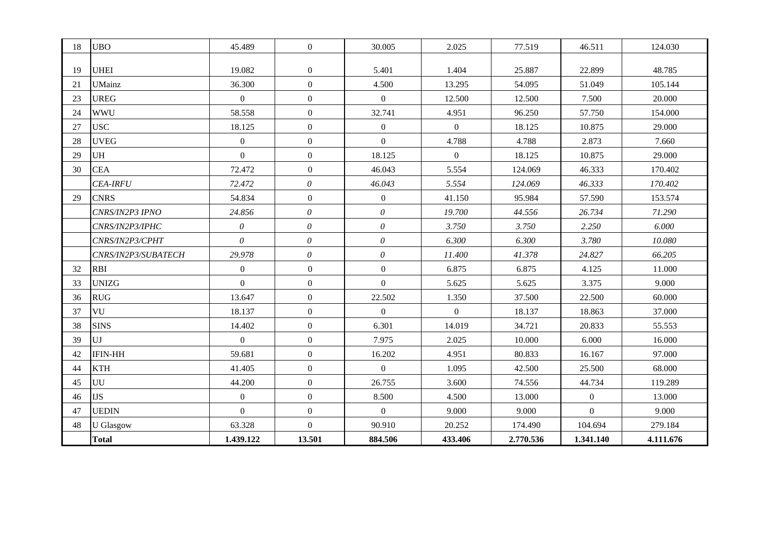| 18 | UBO | 45.489 | 0 | 30.005 | 2.025 | 77.519 | 46.511 | 124.030 |
|---|---|---|---|---|---|---|---|---|
| 19 | UHEI | 19.082 | 0 | 5.401 | 1.404 | 25.887 | 22.899 | 48.785 |
| 21 | UMainz | 36.300 | 0 | 4.500 | 13.295 | 54.095 | 51.049 | 105.144 |
| 23 | UREG | 0 | 0 | 0 | 12.500 | 12.500 | 7.500 | 20.000 |
| 24 | WWU | 58.558 | 0 | 32.741 | 4.951 | 96.250 | 57.750 | 154.000 |
| 27 | USC | 18.125 | 0 | 0 | 0 | 18.125 | 10.875 | 29.000 |
| 28 | UVEG | 0 | 0 | 0 | 4.788 | 4.788 | 2.873 | 7.660 |
| 29 | UH | 0 | 0 | 18.125 | 0 | 18.125 | 10.875 | 29.000 |
| 30 | CEA | 72.472 | 0 | 46.043 | 5.554 | 124.069 | 46.333 | 170.402 |
| | *CEA-IRFU* | *72.472* | *0* | *46.043* | *5.554* | *124.069* | *46.333* | *170.402* |
| 29 | CNRS | 54.834 | 0 | 0 | 41.150 | 95.984 | 57.590 | 153.574 |
| | *CNRS/IN2P3 IPNO* | *24.856* | *0* | *0* | *19.700* | *44.556* | *26.734* | *71.290* |
| | *CNRS/IN2P3/IPHC* | *0* | *0* | *0* | *3.750* | *3.750* | *2.250* | *6.000* |
| | *CNRS/IN2P3/CPHT* | *0* | *0* | *0* | *6.300* | *6.300* | *3.780* | *10.080* |
| | *CNRS/IN2P3/SUBATECH* | *29.978* | *0* | *0* | *11.400* | *41.378* | *24.827* | *66.205* |
| 32 | RBI | 0 | 0 | 0 | 6.875 | 6.875 | 4.125 | 11.000 |
| 33 | UNIZG | 0 | 0 | 0 | 5.625 | 5.625 | 3.375 | 9.000 |
| 36 | RUG | 13.647 | 0 | 22.502 | 1.350 | 37.500 | 22.500 | 60.000 |
| 37 | VU | 18.137 | 0 | 0 | 0 | 18.137 | 18.863 | 37.000 |
| 38 | SINS | 14.402 | 0 | 6.301 | 14.019 | 34.721 | 20.833 | 55.553 |
| 39 | UJ | 0 | 0 | 7.975 | 2.025 | 10.000 | 6.000 | 16.000 |
| 42 | IFIN-HH | 59.681 | 0 | 16.202 | 4.951 | 80.833 | 16.167 | 97.000 |
| 44 | KTH | 41.405 | 0 | 0 | 1.095 | 42.500 | 25.500 | 68.000 |
| 45 | UU | 44.200 | 0 | 26.755 | 3.600 | 74.556 | 44.734 | 119.289 |
| 46 | IJS | 0 | 0 | 8.500 | 4.500 | 13.000 | 0 | 13.000 |
| 47 | UEDIN | 0 | 0 | 0 | 9.000 | 9.000 | 0 | 9.000 |
| 48 | U Glasgow | 63.328 | 0 | 90.910 | 20.252 | 174.490 | 104.694 | 279.184 |
| | **Total** | **1.439.122** | **13.501** | **884.506** | **433.406** | **2.770.536** | **1.341.140** | **4.111.676** |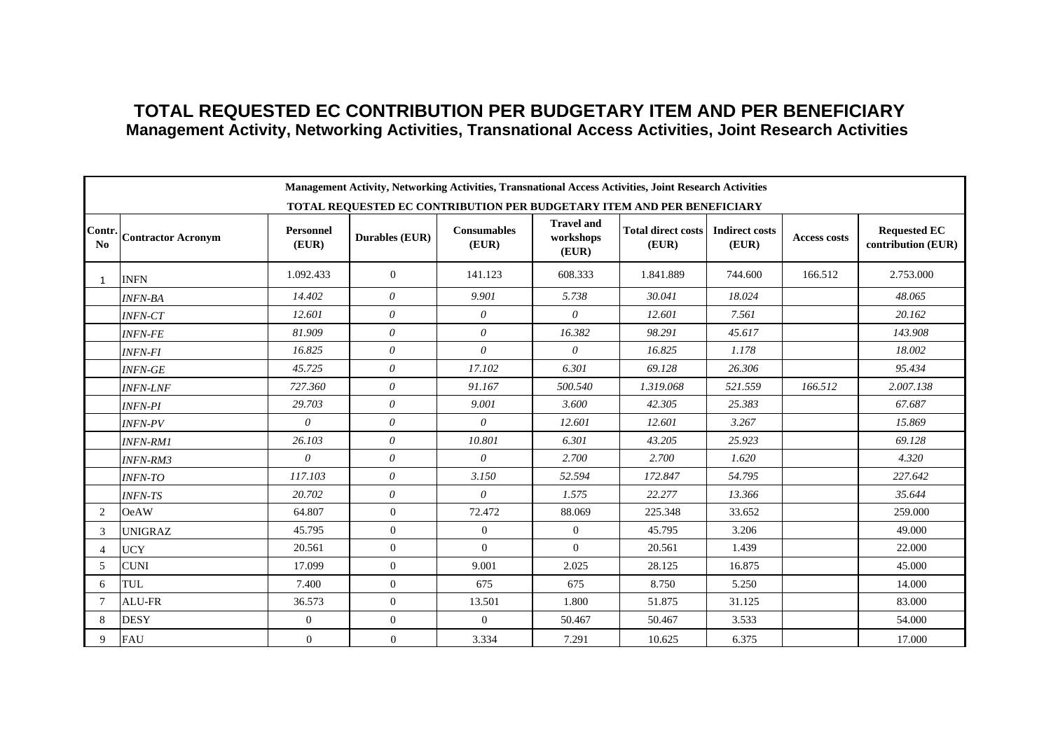# TOTAL REQUESTED EC CONTRIBUTION PER BUDGETARY ITEM AND PER BENEFICIARY

## Management Activity, Networking Activities, Transnational Access Activities, Joint Research Activities

| Management Activity, Networking Activities, Transnational Access Activities, Joint Research Activities | | | | | | | | | |
|---|---|---|---|---|---|---|---|---|---|
| **TOTAL REQUESTED EC CONTRIBUTION PER BUDGETARY ITEM AND PER BENEFICIARY** | | | | | | | | | |
| **Contr. No** | **Contractor Acronym** | **Personnel (EUR)** | **Durables (EUR)** | **Consumables (EUR)** | **Travel and workshops (EUR)** | **Total direct costs (EUR)** | **Indirect costs (EUR)** | **Access costs** | **Requested EC contribution (EUR)** |
| 1 | INFN | 1.092.433 | 0 | 141.123 | 608.333 | 1.841.889 | 744.600 | 166.512 | 2.753.000 |
| | *INFN-BA* | *14.402* | *0* | *9.901* | *5.738* | *30.041* | *18.024* | | *48.065* |
| | *INFN-CT* | *12.601* | *0* | *0* | *0* | *12.601* | *7.561* | | *20.162* |
| | *INFN-FE* | *81.909* | *0* | *0* | *16.382* | *98.291* | *45.617* | | *143.908* |
| | *INFN-FI* | *16.825* | *0* | *0* | *0* | *16.825* | *1.178* | | *18.002* |
| | *INFN-GE* | *45.725* | *0* | *17.102* | *6.301* | *69.128* | *26.306* | | *95.434* |
| | *INFN-LNF* | *727.360* | *0* | *91.167* | *500.540* | *1.319.068* | *521.559* | *166.512* | *2.007.138* |
| | *INFN-PI* | *29.703* | *0* | *9.001* | *3.600* | *42.305* | *25.383* | | *67.687* |
| | *INFN-PV* | *0* | *0* | *0* | *12.601* | *12.601* | *3.267* | | *15.869* |
| | *INFN-RM1* | *26.103* | *0* | *10.801* | *6.301* | *43.205* | *25.923* | | *69.128* |
| | *INFN-RM3* | *0* | *0* | *0* | *2.700* | *2.700* | *1.620* | | *4.320* |
| | *INFN-TO* | *117.103* | *0* | *3.150* | *52.594* | *172.847* | *54.795* | | *227.642* |
| | *INFN-TS* | *20.702* | *0* | *0* | *1.575* | *22.277* | *13.366* | | *35.644* |
| 2 | OeAW | 64.807 | 0 | 72.472 | 88.069 | 225.348 | 33.652 | | 259.000 |
| 3 | UNIGRAZ | 45.795 | 0 | 0 | 0 | 45.795 | 3.206 | | 49.000 |
| 4 | UCY | 20.561 | 0 | 0 | 0 | 20.561 | 1.439 | | 22.000 |
| 5 | CUNI | 17.099 | 0 | 9.001 | 2.025 | 28.125 | 16.875 | | 45.000 |
| 6 | TUL | 7.400 | 0 | 675 | 675 | 8.750 | 5.250 | | 14.000 |
| 7 | ALU-FR | 36.573 | 0 | 13.501 | 1.800 | 51.875 | 31.125 | | 83.000 |
| 8 | DESY | 0 | 0 | 0 | 50.467 | 50.467 | 3.533 | | 54.000 |
| 9 | FAU | 0 | 0 | 3.334 | 7.291 | 10.625 | 6.375 | | 17.000 |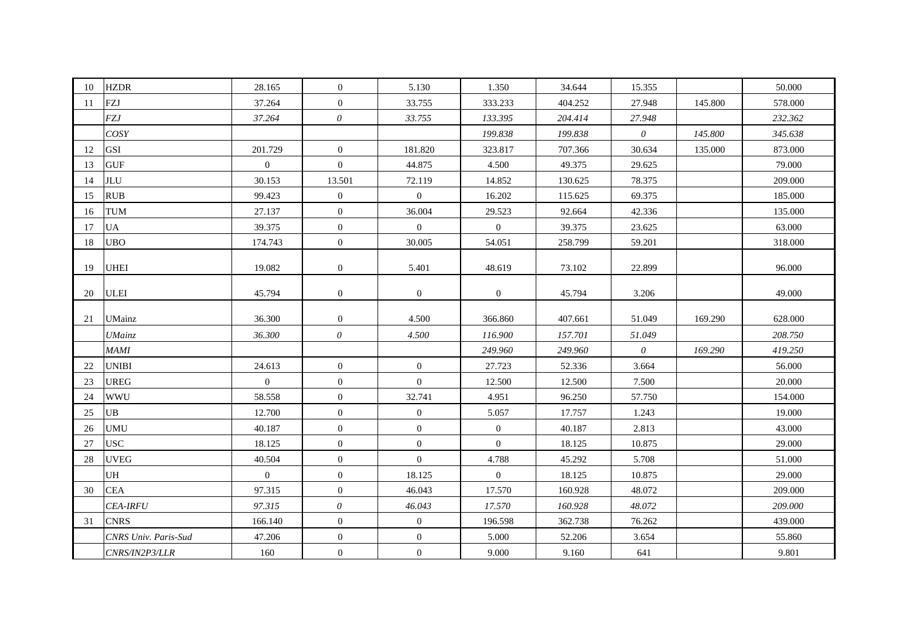| | | | | | | | | | |
|---|---|---|---|---|---|---|---|---|---|
| 10 | HZDR | 28.165 | 0 | 5.130 | 1.350 | 34.644 | 15.355 | | 50.000 |
| 11 | FZJ | 37.264 | 0 | 33.755 | 333.233 | 404.252 | 27.948 | 145.800 | 578.000 |
| | *FZJ* | *37.264* | *0* | *33.755* | *133.395* | *204.414* | *27.948* | | *232.362* |
| | *COSY* | | | | *199.838* | *199.838* | *0* | *145.800* | *345.638* |
| 12 | GSI | 201.729 | 0 | 181.820 | 323.817 | 707.366 | 30.634 | 135.000 | 873.000 |
| 13 | GUF | 0 | 0 | 44.875 | 4.500 | 49.375 | 29.625 | | 79.000 |
| 14 | JLU | 30.153 | 13.501 | 72.119 | 14.852 | 130.625 | 78.375 | | 209.000 |
| 15 | RUB | 99.423 | 0 | 0 | 16.202 | 115.625 | 69.375 | | 185.000 |
| 16 | TUM | 27.137 | 0 | 36.004 | 29.523 | 92.664 | 42.336 | | 135.000 |
| 17 | UA | 39.375 | 0 | 0 | 0 | 39.375 | 23.625 | | 63.000 |
| 18 | UBO | 174.743 | 0 | 30.005 | 54.051 | 258.799 | 59.201 | | 318.000 |
| 19 | UHEI | 19.082 | 0 | 5.401 | 48.619 | 73.102 | 22.899 | | 96.000 |
| 20 | ULEI | 45.794 | 0 | 0 | 0 | 45.794 | 3.206 | | 49.000 |
| 21 | UMainz | 36.300 | 0 | 4.500 | 366.860 | 407.661 | 51.049 | 169.290 | 628.000 |
| | *UMainz* | *36.300* | *0* | *4.500* | *116.900* | *157.701* | *51.049* | | *208.750* |
| | *MAMI* | | | | *249.960* | *249.960* | *0* | *169.290* | *419.250* |
| 22 | UNIBI | 24.613 | 0 | 0 | 27.723 | 52.336 | 3.664 | | 56.000 |
| 23 | UREG | 0 | 0 | 0 | 12.500 | 12.500 | 7.500 | | 20.000 |
| 24 | WWU | 58.558 | 0 | 32.741 | 4.951 | 96.250 | 57.750 | | 154.000 |
| 25 | UB | 12.700 | 0 | 0 | 5.057 | 17.757 | 1.243 | | 19.000 |
| 26 | UMU | 40.187 | 0 | 0 | 0 | 40.187 | 2.813 | | 43.000 |
| 27 | USC | 18.125 | 0 | 0 | 0 | 18.125 | 10.875 | | 29.000 |
| 28 | UVEG | 40.504 | 0 | 0 | 4.788 | 45.292 | 5.708 | | 51.000 |
| | UH | 0 | 0 | 18.125 | 0 | 18.125 | 10.875 | | 29.000 |
| 30 | CEA | 97.315 | 0 | 46.043 | 17.570 | 160.928 | 48.072 | | 209.000 |
| | *CEA-IRFU* | *97.315* | *0* | *46.043* | *17.570* | *160.928* | *48.072* | | *209.000* |
| 31 | CNRS | 166.140 | 0 | 0 | 196.598 | 362.738 | 76.262 | | 439.000 |
| | *CNRS Univ. Paris-Sud* | 47.206 | 0 | 0 | 5.000 | 52.206 | 3.654 | | 55.860 |
| | *CNRS/IN2P3/LLR* | 160 | 0 | 0 | 9.000 | 9.160 | 641 | | 9.801 |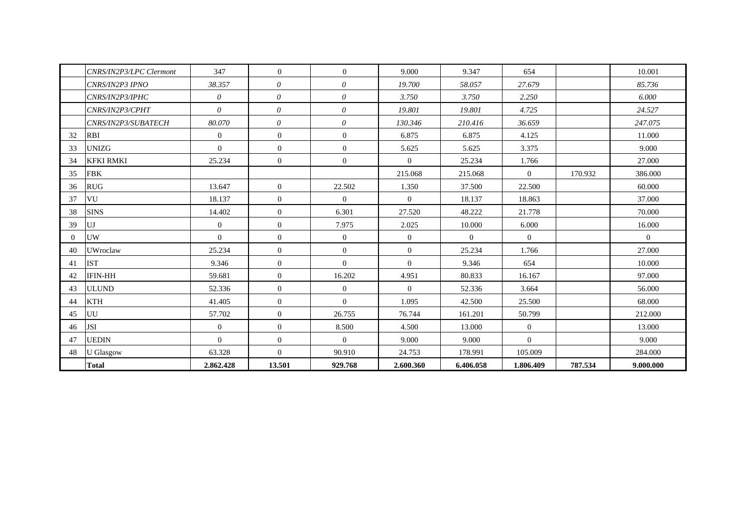| | CNRS/IN2P3/LPC Clermont | 347 | 0 | 0 | 9.000 | 9.347 | 654 | | 10.001 |
|---|---|---|---|---|---|---|---|---|---|
| | *CNRS/IN2P3 IPNO* | *38.357* | *0* | *0* | *19.700* | *58.057* | *27.679* | | *85.736* |
| | *CNRS/IN2P3/IPHC* | *0* | *0* | *0* | *3.750* | *3.750* | *2.250* | | *6.000* |
| | *CNRS/IN2P3/CPHT* | *0* | *0* | *0* | *19.801* | *19.801* | *4.725* | | *24.527* |
| | *CNRS/IN2P3/SUBATECH* | *80.070* | *0* | *0* | *130.346* | *210.416* | *36.659* | | *247.075* |
| 32 | RBI | 0 | 0 | 0 | 6.875 | 6.875 | 4.125 | | 11.000 |
| 33 | UNIZG | 0 | 0 | 0 | 5.625 | 5.625 | 3.375 | | 9.000 |
| 34 | KFKI RMKI | 25.234 | 0 | 0 | 0 | 25.234 | 1.766 | | 27.000 |
| 35 | FBK | | | | 215.068 | 215.068 | 0 | 170.932 | 386.000 |
| 36 | RUG | 13.647 | 0 | 22.502 | 1.350 | 37.500 | 22.500 | | 60.000 |
| 37 | VU | 18.137 | 0 | 0 | 0 | 18.137 | 18.863 | | 37.000 |
| 38 | SINS | 14.402 | 0 | 6.301 | 27.520 | 48.222 | 21.778 | | 70.000 |
| 39 | UJ | 0 | 0 | 7.975 | 2.025 | 10.000 | 6.000 | | 16.000 |
| 0 | UW | 0 | 0 | 0 | 0 | 0 | 0 | | 0 |
| 40 | UWroclaw | 25.234 | 0 | 0 | 0 | 25.234 | 1.766 | | 27.000 |
| 41 | IST | 9.346 | 0 | 0 | 0 | 9.346 | 654 | | 10.000 |
| 42 | IFIN-HH | 59.681 | 0 | 16.202 | 4.951 | 80.833 | 16.167 | | 97.000 |
| 43 | ULUND | 52.336 | 0 | 0 | 0 | 52.336 | 3.664 | | 56.000 |
| 44 | KTH | 41.405 | 0 | 0 | 1.095 | 42.500 | 25.500 | | 68.000 |
| 45 | UU | 57.702 | 0 | 26.755 | 76.744 | 161.201 | 50.799 | | 212.000 |
| 46 | JSI | 0 | 0 | 8.500 | 4.500 | 13.000 | 0 | | 13.000 |
| 47 | UEDIN | 0 | 0 | 0 | 9.000 | 9.000 | 0 | | 9.000 |
| 48 | U Glasgow | 63.328 | 0 | 90.910 | 24.753 | 178.991 | 105.009 | | 284.000 |
| | **Total** | **2.862.428** | **13.501** | **929.768** | **2.600.360** | **6.406.058** | **1.806.409** | **787.534** | **9.000.000** |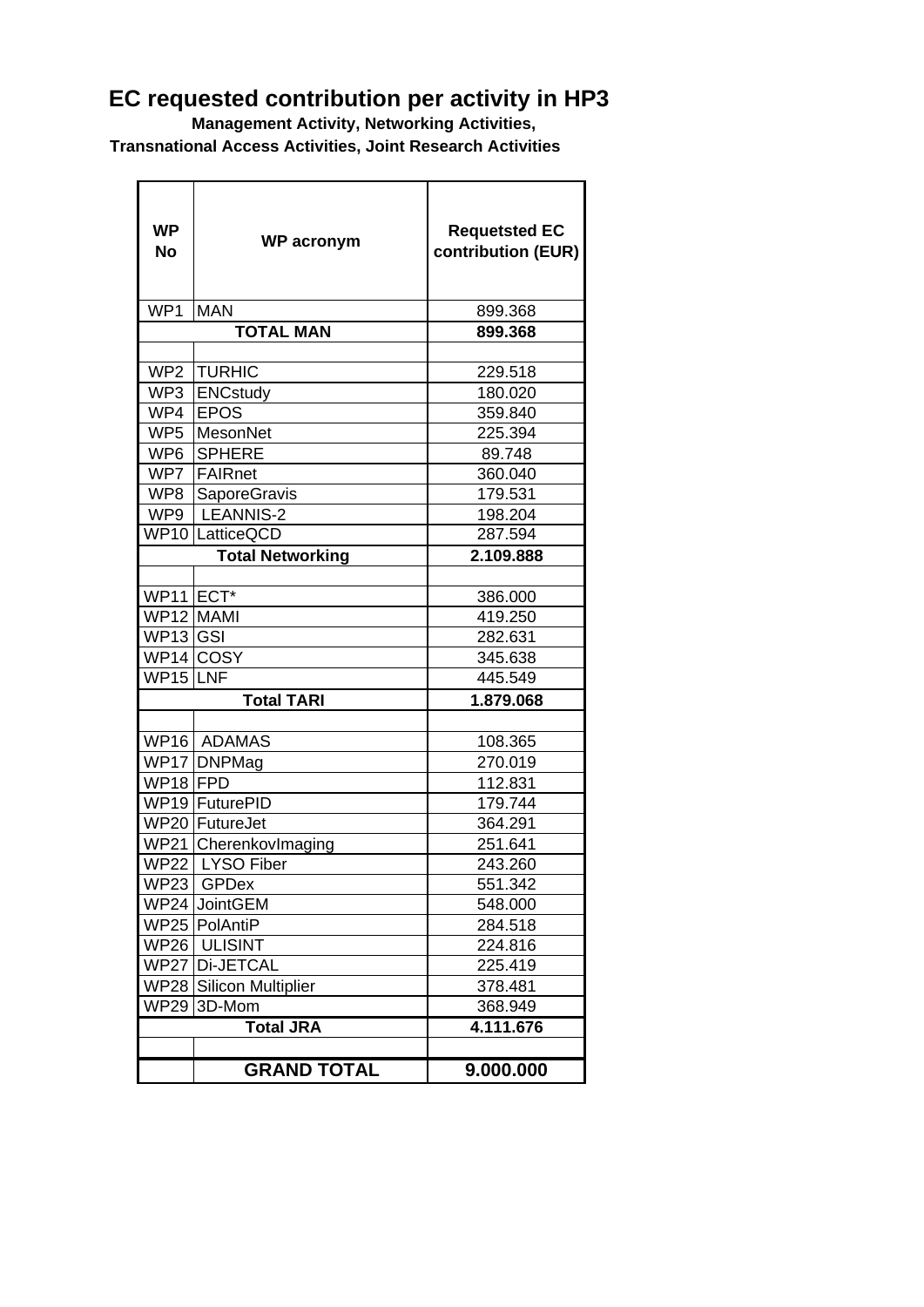# EC requested contribution per activity in HP3

**Management Activity, Networking Activities,**
**Transnational Access Activities, Joint Research Activities**

| WP No | WP acronym | Requetsted EC contribution (EUR) |
|---|---|---|
| WP1 | MAN | 899.368 |
| | **TOTAL MAN** | **899.368** |
| | | |
| WP2 | TURHIC | 229.518 |
| WP3 | ENCstudy | 180.020 |
| WP4 | EPOS | 359.840 |
| WP5 | MesonNet | 225.394 |
| WP6 | SPHERE | 89.748 |
| WP7 | FAIRnet | 360.040 |
| WP8 | SaporeGravis | 179.531 |
| WP9 | LEANNIS-2 | 198.204 |
| WP10 | LatticeQCD | 287.594 |
| | **Total Networking** | **2.109.888** |
| | | |
| WP11 | ECT* | 386.000 |
| WP12 | MAMI | 419.250 |
| WP13 | GSI | 282.631 |
| WP14 | COSY | 345.638 |
| WP15 | LNF | 445.549 |
| | **Total TARI** | **1.879.068** |
| | | |
| WP16 | ADAMAS | 108.365 |
| WP17 | DNPMag | 270.019 |
| WP18 | FPD | 112.831 |
| WP19 | FuturePID | 179.744 |
| WP20 | FutureJet | 364.291 |
| WP21 | CherenkovImaging | 251.641 |
| WP22 | LYSO Fiber | 243.260 |
| WP23 | GPDex | 551.342 |
| WP24 | JointGEM | 548.000 |
| WP25 | PolAntiP | 284.518 |
| WP26 | ULISINT | 224.816 |
| WP27 | Di-JETCAL | 225.419 |
| WP28 | Silicon Multiplier | 378.481 |
| WP29 | 3D-Mom | 368.949 |
| | **Total JRA** | **4.111.676** |
| | | |
| | **GRAND TOTAL** | **9.000.000** |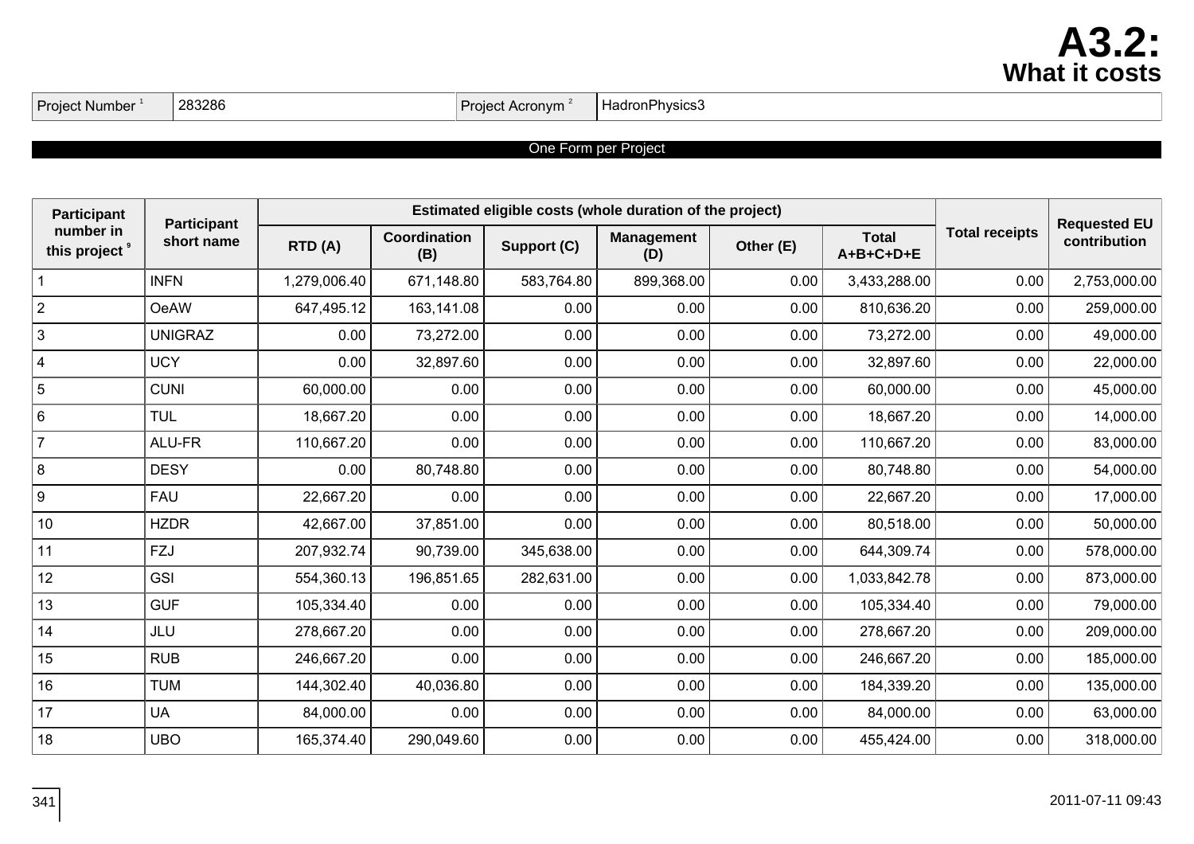# A3.2:
## What it costs

| Project Number [1] | 283286 | Project Acronym [2] | HadronPhysics3 |
|---|---|---|---|

**One Form per Project**

| Participant number in this project [9] | Participant short name | Estimated eligible costs (whole duration of the project) | | | | | | Total receipts | Requested EU contribution |
|---|---|---|---|---|---|---|---|---|---|
| | | RTD (A) | Coordination (B) | Support (C) | Management (D) | Other (E) | Total A+B+C+D+E | | |
| 1 | INFN | 1,279,006.40 | 671,148.80 | 583,764.80 | 899,368.00 | 0.00 | 3,433,288.00 | 0.00 | 2,753,000.00 |
| 2 | OeAW | 647,495.12 | 163,141.08 | 0.00 | 0.00 | 0.00 | 810,636.20 | 0.00 | 259,000.00 |
| 3 | UNIGRAZ | 0.00 | 73,272.00 | 0.00 | 0.00 | 0.00 | 73,272.00 | 0.00 | 49,000.00 |
| 4 | UCY | 0.00 | 32,897.60 | 0.00 | 0.00 | 0.00 | 32,897.60 | 0.00 | 22,000.00 |
| 5 | CUNI | 60,000.00 | 0.00 | 0.00 | 0.00 | 0.00 | 60,000.00 | 0.00 | 45,000.00 |
| 6 | TUL | 18,667.20 | 0.00 | 0.00 | 0.00 | 0.00 | 18,667.20 | 0.00 | 14,000.00 |
| 7 | ALU-FR | 110,667.20 | 0.00 | 0.00 | 0.00 | 0.00 | 110,667.20 | 0.00 | 83,000.00 |
| 8 | DESY | 0.00 | 80,748.80 | 0.00 | 0.00 | 0.00 | 80,748.80 | 0.00 | 54,000.00 |
| 9 | FAU | 22,667.20 | 0.00 | 0.00 | 0.00 | 0.00 | 22,667.20 | 0.00 | 17,000.00 |
| 10 | HZDR | 42,667.00 | 37,851.00 | 0.00 | 0.00 | 0.00 | 80,518.00 | 0.00 | 50,000.00 |
| 11 | FZJ | 207,932.74 | 90,739.00 | 345,638.00 | 0.00 | 0.00 | 644,309.74 | 0.00 | 578,000.00 |
| 12 | GSI | 554,360.13 | 196,851.65 | 282,631.00 | 0.00 | 0.00 | 1,033,842.78 | 0.00 | 873,000.00 |
| 13 | GUF | 105,334.40 | 0.00 | 0.00 | 0.00 | 0.00 | 105,334.40 | 0.00 | 79,000.00 |
| 14 | JLU | 278,667.20 | 0.00 | 0.00 | 0.00 | 0.00 | 278,667.20 | 0.00 | 209,000.00 |
| 15 | RUB | 246,667.20 | 0.00 | 0.00 | 0.00 | 0.00 | 246,667.20 | 0.00 | 185,000.00 |
| 16 | TUM | 144,302.40 | 40,036.80 | 0.00 | 0.00 | 0.00 | 184,339.20 | 0.00 | 135,000.00 |
| 17 | UA | 84,000.00 | 0.00 | 0.00 | 0.00 | 0.00 | 84,000.00 | 0.00 | 63,000.00 |
| 18 | UBO | 165,374.40 | 290,049.60 | 0.00 | 0.00 | 0.00 | 455,424.00 | 0.00 | 318,000.00 |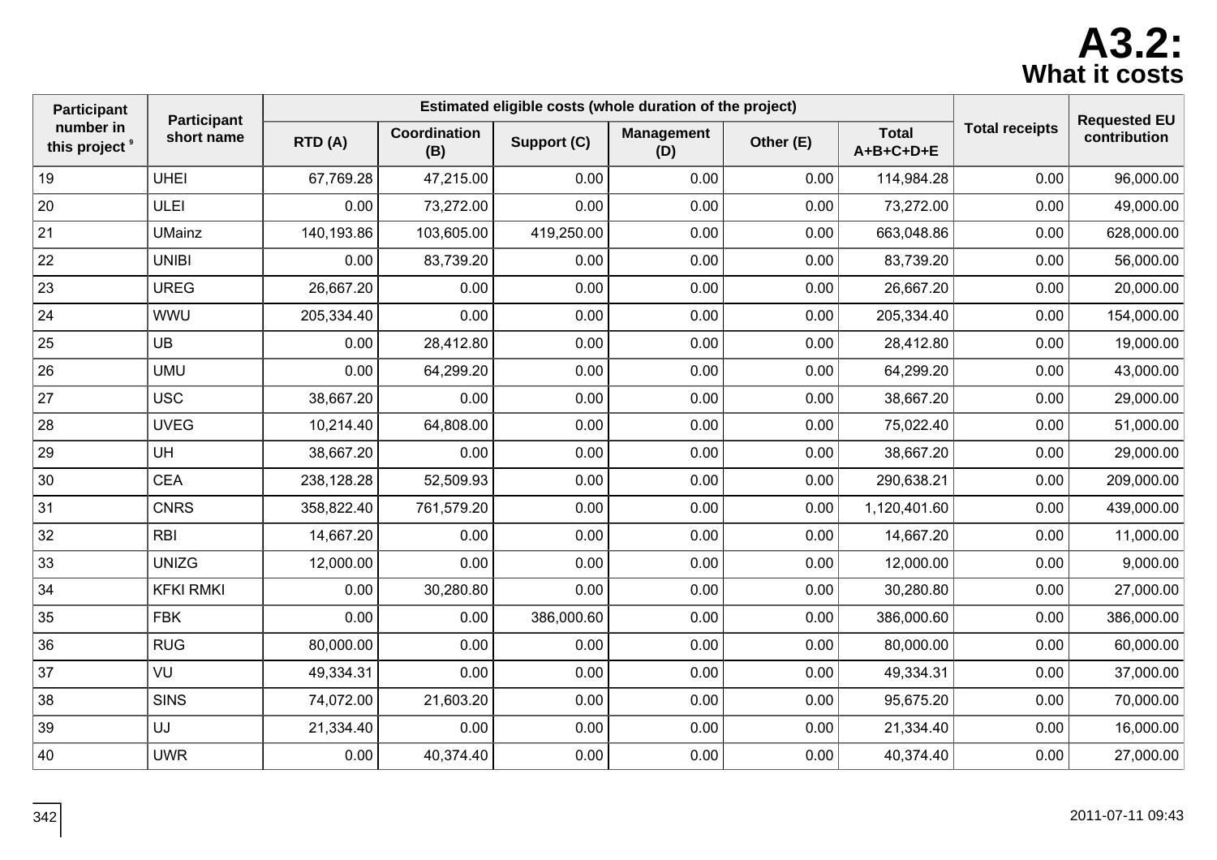# A3.2: What it costs

| Participant number in this project [9] | Participant short name | Estimated eligible costs (whole duration of the project) | | | | | | Total receipts | Requested EU contribution |
|---|---|---|---|---|---|---|---|---|---|
| | | RTD (A) | Coordination (B) | Support (C) | Management (D) | Other (E) | Total A+B+C+D+E | | |
| 19 | UHEI | 67,769.28 | 47,215.00 | 0.00 | 0.00 | 0.00 | 114,984.28 | 0.00 | 96,000.00 |
| 20 | ULEI | 0.00 | 73,272.00 | 0.00 | 0.00 | 0.00 | 73,272.00 | 0.00 | 49,000.00 |
| 21 | UMainz | 140,193.86 | 103,605.00 | 419,250.00 | 0.00 | 0.00 | 663,048.86 | 0.00 | 628,000.00 |
| 22 | UNIBI | 0.00 | 83,739.20 | 0.00 | 0.00 | 0.00 | 83,739.20 | 0.00 | 56,000.00 |
| 23 | UREG | 26,667.20 | 0.00 | 0.00 | 0.00 | 0.00 | 26,667.20 | 0.00 | 20,000.00 |
| 24 | WWU | 205,334.40 | 0.00 | 0.00 | 0.00 | 0.00 | 205,334.40 | 0.00 | 154,000.00 |
| 25 | UB | 0.00 | 28,412.80 | 0.00 | 0.00 | 0.00 | 28,412.80 | 0.00 | 19,000.00 |
| 26 | UMU | 0.00 | 64,299.20 | 0.00 | 0.00 | 0.00 | 64,299.20 | 0.00 | 43,000.00 |
| 27 | USC | 38,667.20 | 0.00 | 0.00 | 0.00 | 0.00 | 38,667.20 | 0.00 | 29,000.00 |
| 28 | UVEG | 10,214.40 | 64,808.00 | 0.00 | 0.00 | 0.00 | 75,022.40 | 0.00 | 51,000.00 |
| 29 | UH | 38,667.20 | 0.00 | 0.00 | 0.00 | 0.00 | 38,667.20 | 0.00 | 29,000.00 |
| 30 | CEA | 238,128.28 | 52,509.93 | 0.00 | 0.00 | 0.00 | 290,638.21 | 0.00 | 209,000.00 |
| 31 | CNRS | 358,822.40 | 761,579.20 | 0.00 | 0.00 | 0.00 | 1,120,401.60 | 0.00 | 439,000.00 |
| 32 | RBI | 14,667.20 | 0.00 | 0.00 | 0.00 | 0.00 | 14,667.20 | 0.00 | 11,000.00 |
| 33 | UNIZG | 12,000.00 | 0.00 | 0.00 | 0.00 | 0.00 | 12,000.00 | 0.00 | 9,000.00 |
| 34 | KFKI RMKI | 0.00 | 30,280.80 | 0.00 | 0.00 | 0.00 | 30,280.80 | 0.00 | 27,000.00 |
| 35 | FBK | 0.00 | 0.00 | 386,000.60 | 0.00 | 0.00 | 386,000.60 | 0.00 | 386,000.00 |
| 36 | RUG | 80,000.00 | 0.00 | 0.00 | 0.00 | 0.00 | 80,000.00 | 0.00 | 60,000.00 |
| 37 | VU | 49,334.31 | 0.00 | 0.00 | 0.00 | 0.00 | 49,334.31 | 0.00 | 37,000.00 |
| 38 | SINS | 74,072.00 | 21,603.20 | 0.00 | 0.00 | 0.00 | 95,675.20 | 0.00 | 70,000.00 |
| 39 | UJ | 21,334.40 | 0.00 | 0.00 | 0.00 | 0.00 | 21,334.40 | 0.00 | 16,000.00 |
| 40 | UWR | 0.00 | 40,374.40 | 0.00 | 0.00 | 0.00 | 40,374.40 | 0.00 | 27,000.00 |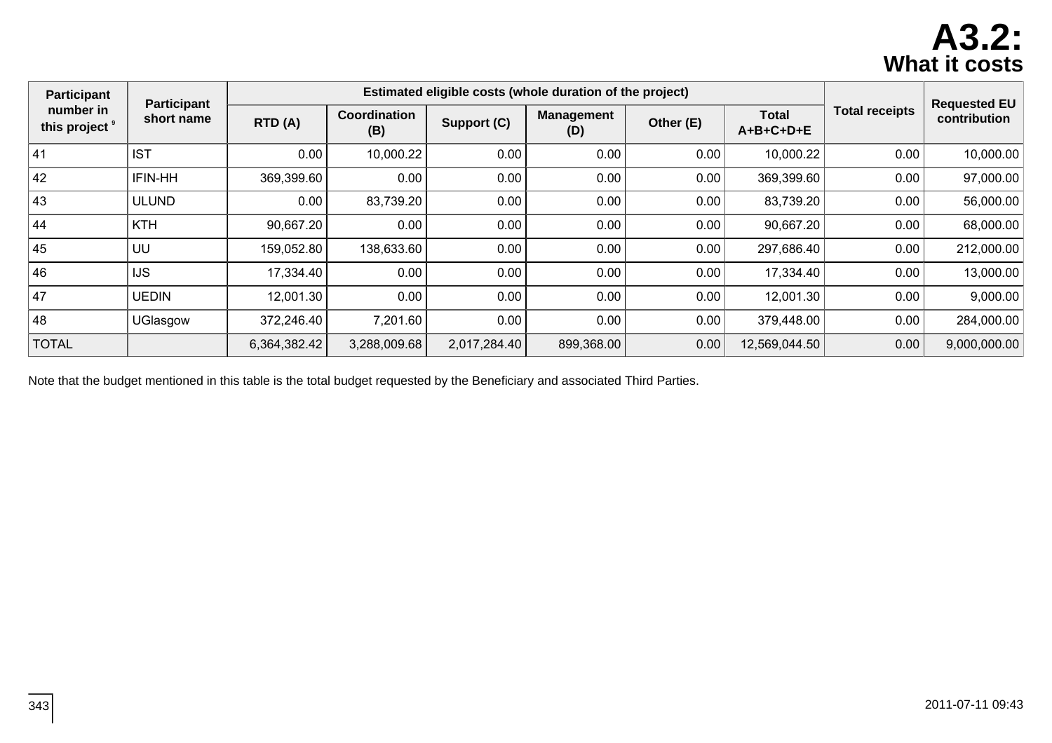# A3.2: What it costs

| Participant number in this project [9] | Participant short name | Estimated eligible costs (whole duration of the project) | | | | | | Total receipts | Requested EU contribution |
|---|---|---|---|---|---|---|---|---|---|
| | | RTD (A) | Coordination (B) | Support (C) | Management (D) | Other (E) | Total A+B+C+D+E | | |
| 41 | IST | 0.00 | 10,000.22 | 0.00 | 0.00 | 0.00 | 10,000.22 | 0.00 | 10,000.00 |
| 42 | IFIN-HH | 369,399.60 | 0.00 | 0.00 | 0.00 | 0.00 | 369,399.60 | 0.00 | 97,000.00 |
| 43 | ULUND | 0.00 | 83,739.20 | 0.00 | 0.00 | 0.00 | 83,739.20 | 0.00 | 56,000.00 |
| 44 | KTH | 90,667.20 | 0.00 | 0.00 | 0.00 | 0.00 | 90,667.20 | 0.00 | 68,000.00 |
| 45 | UU | 159,052.80 | 138,633.60 | 0.00 | 0.00 | 0.00 | 297,686.40 | 0.00 | 212,000.00 |
| 46 | IJS | 17,334.40 | 0.00 | 0.00 | 0.00 | 0.00 | 17,334.40 | 0.00 | 13,000.00 |
| 47 | UEDIN | 12,001.30 | 0.00 | 0.00 | 0.00 | 0.00 | 12,001.30 | 0.00 | 9,000.00 |
| 48 | UGlasgow | 372,246.40 | 7,201.60 | 0.00 | 0.00 | 0.00 | 379,448.00 | 0.00 | 284,000.00 |
| TOTAL | | 6,364,382.42 | 3,288,009.68 | 2,017,284.40 | 899,368.00 | 0.00 | 12,569,044.50 | 0.00 | 9,000,000.00 |

Note that the budget mentioned in this table is the total budget requested by the Beneficiary and associated Third Parties.